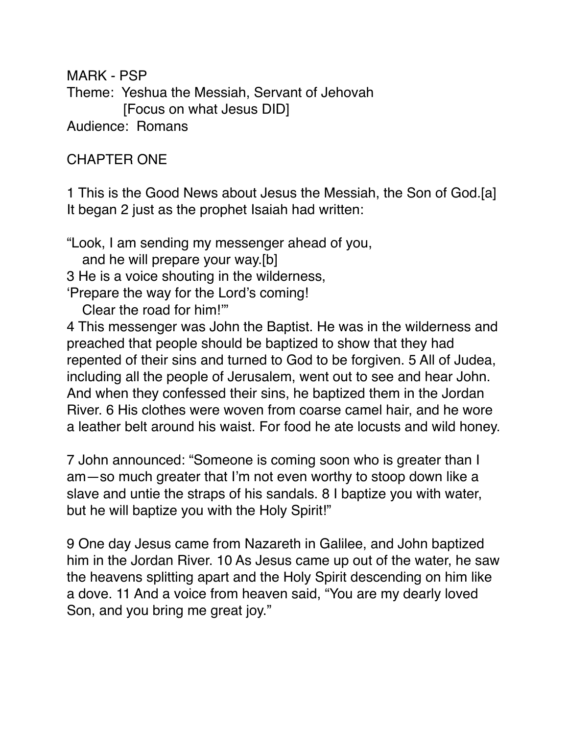MARK - PSP
Theme: Yeshua the Messiah, Servant of Jehovah
[Focus on what Jesus DID]
Audience: Romans

## CHAPTER ONE

1 This is the Good News about Jesus the Messiah, the Son of God.[a] It began 2 just as the prophet Isaiah had written:

"Look, I am sending my messenger ahead of you,
and he will prepare your way.[b]
3 He is a voice shouting in the wilderness,
'Prepare the way for the Lord's coming!
Clear the road for him!'"
4 This messenger was John the Baptist. He was in the wilderness and preached that people should be baptized to show that they had repented of their sins and turned to God to be forgiven. 5 All of Judea, including all the people of Jerusalem, went out to see and hear John. And when they confessed their sins, he baptized them in the Jordan River. 6 His clothes were woven from coarse camel hair, and he wore a leather belt around his waist. For food he ate locusts and wild honey.

7 John announced: "Someone is coming soon who is greater than I am—so much greater that I'm not even worthy to stoop down like a slave and untie the straps of his sandals. 8 I baptize you with water, but he will baptize you with the Holy Spirit!"

9 One day Jesus came from Nazareth in Galilee, and John baptized him in the Jordan River. 10 As Jesus came up out of the water, he saw the heavens splitting apart and the Holy Spirit descending on him like a dove. 11 And a voice from heaven said, "You are my dearly loved Son, and you bring me great joy."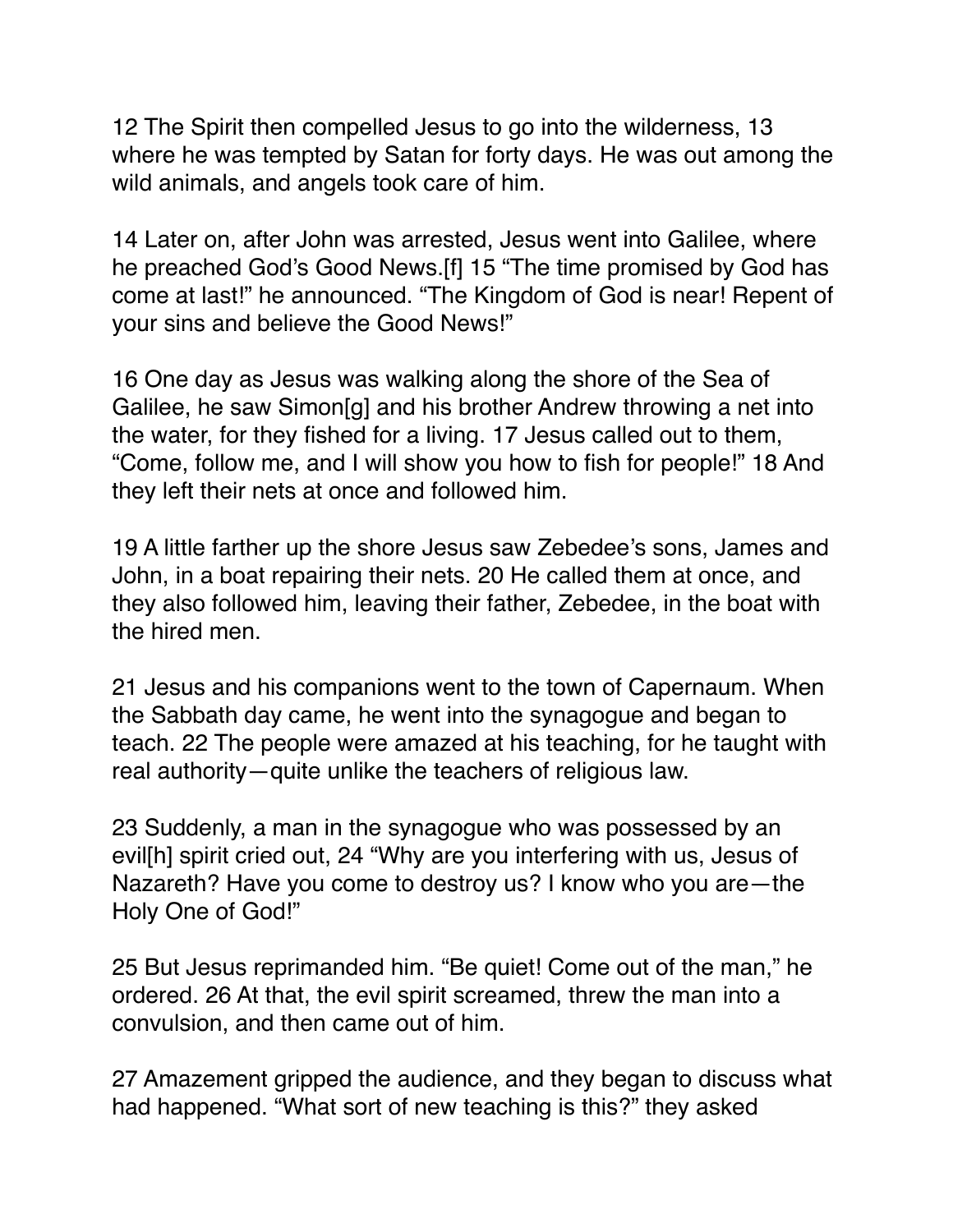12 The Spirit then compelled Jesus to go into the wilderness, 13 where he was tempted by Satan for forty days. He was out among the wild animals, and angels took care of him.

14 Later on, after John was arrested, Jesus went into Galilee, where he preached God's Good News.[f] 15 "The time promised by God has come at last!" he announced. "The Kingdom of God is near! Repent of your sins and believe the Good News!"

16 One day as Jesus was walking along the shore of the Sea of Galilee, he saw Simon[g] and his brother Andrew throwing a net into the water, for they fished for a living. 17 Jesus called out to them, "Come, follow me, and I will show you how to fish for people!" 18 And they left their nets at once and followed him.

19 A little farther up the shore Jesus saw Zebedee's sons, James and John, in a boat repairing their nets. 20 He called them at once, and they also followed him, leaving their father, Zebedee, in the boat with the hired men.

21 Jesus and his companions went to the town of Capernaum. When the Sabbath day came, he went into the synagogue and began to teach. 22 The people were amazed at his teaching, for he taught with real authority—quite unlike the teachers of religious law.

23 Suddenly, a man in the synagogue who was possessed by an evil[h] spirit cried out, 24 "Why are you interfering with us, Jesus of Nazareth? Have you come to destroy us? I know who you are—the Holy One of God!"

25 But Jesus reprimanded him. "Be quiet! Come out of the man," he ordered. 26 At that, the evil spirit screamed, threw the man into a convulsion, and then came out of him.

27 Amazement gripped the audience, and they began to discuss what had happened. "What sort of new teaching is this?" they asked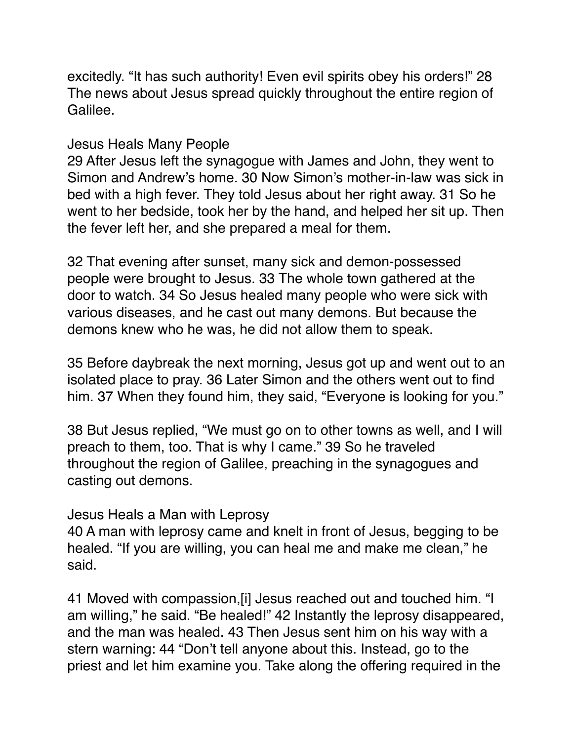excitedly. “It has such authority! Even evil spirits obey his orders!” 28 The news about Jesus spread quickly throughout the entire region of Galilee.

## Jesus Heals Many People

29 After Jesus left the synagogue with James and John, they went to Simon and Andrew’s home. 30 Now Simon’s mother-in-law was sick in bed with a high fever. They told Jesus about her right away. 31 So he went to her bedside, took her by the hand, and helped her sit up. Then the fever left her, and she prepared a meal for them.

32 That evening after sunset, many sick and demon-possessed people were brought to Jesus. 33 The whole town gathered at the door to watch. 34 So Jesus healed many people who were sick with various diseases, and he cast out many demons. But because the demons knew who he was, he did not allow them to speak.

35 Before daybreak the next morning, Jesus got up and went out to an isolated place to pray. 36 Later Simon and the others went out to find him. 37 When they found him, they said, “Everyone is looking for you.”

38 But Jesus replied, “We must go on to other towns as well, and I will preach to them, too. That is why I came.” 39 So he traveled throughout the region of Galilee, preaching in the synagogues and casting out demons.

## Jesus Heals a Man with Leprosy

40 A man with leprosy came and knelt in front of Jesus, begging to be healed. “If you are willing, you can heal me and make me clean,” he said.

41 Moved with compassion,[i] Jesus reached out and touched him. “I am willing,” he said. “Be healed!” 42 Instantly the leprosy disappeared, and the man was healed. 43 Then Jesus sent him on his way with a stern warning: 44 “Don’t tell anyone about this. Instead, go to the priest and let him examine you. Take along the offering required in the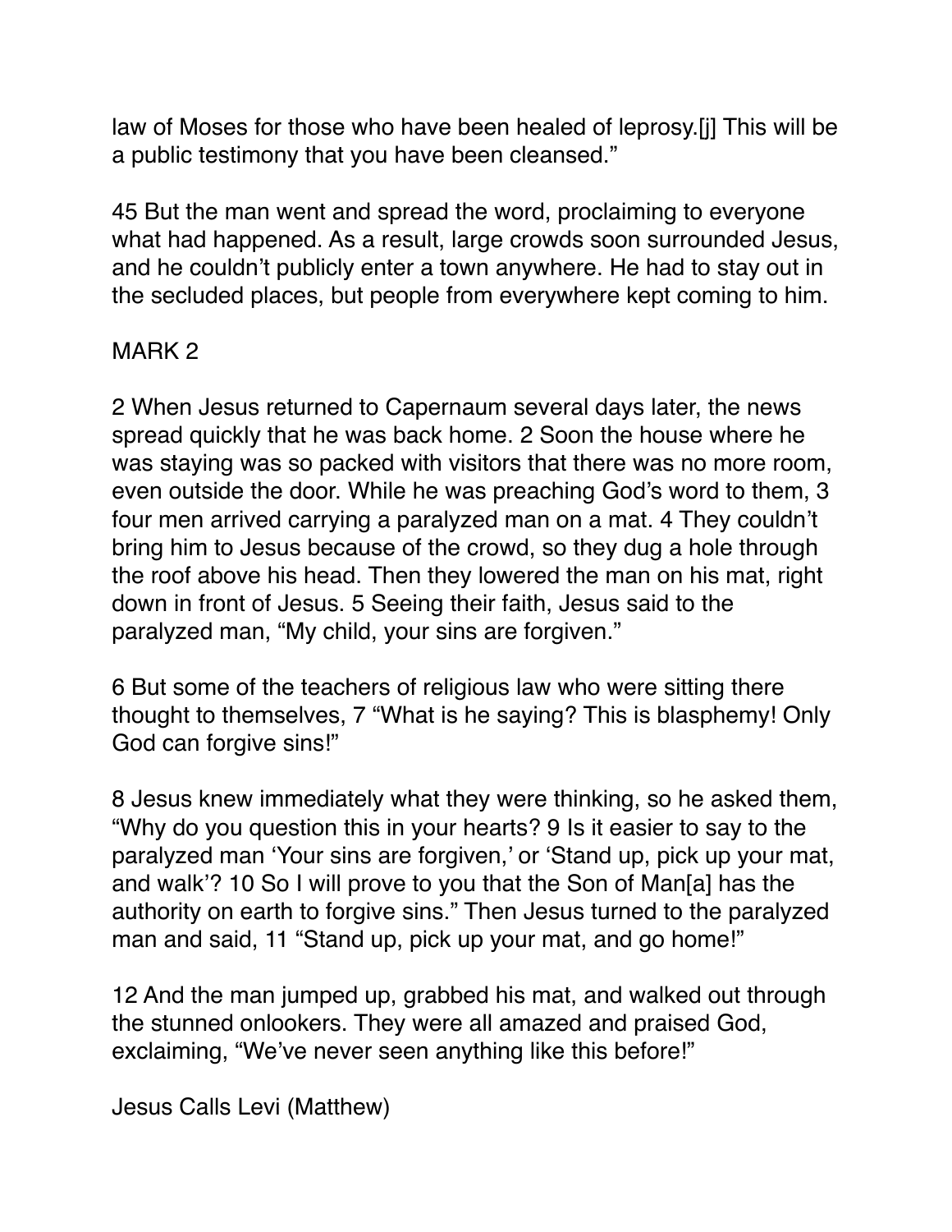law of Moses for those who have been healed of leprosy.[j] This will be a public testimony that you have been cleansed."

45 But the man went and spread the word, proclaiming to everyone what had happened. As a result, large crowds soon surrounded Jesus, and he couldn't publicly enter a town anywhere. He had to stay out in the secluded places, but people from everywhere kept coming to him.

## MARK 2

2 When Jesus returned to Capernaum several days later, the news spread quickly that he was back home. 2 Soon the house where he was staying was so packed with visitors that there was no more room, even outside the door. While he was preaching God's word to them, 3 four men arrived carrying a paralyzed man on a mat. 4 They couldn't bring him to Jesus because of the crowd, so they dug a hole through the roof above his head. Then they lowered the man on his mat, right down in front of Jesus. 5 Seeing their faith, Jesus said to the paralyzed man, "My child, your sins are forgiven."

6 But some of the teachers of religious law who were sitting there thought to themselves, 7 "What is he saying? This is blasphemy! Only God can forgive sins!"

8 Jesus knew immediately what they were thinking, so he asked them, "Why do you question this in your hearts? 9 Is it easier to say to the paralyzed man 'Your sins are forgiven,' or 'Stand up, pick up your mat, and walk'? 10 So I will prove to you that the Son of Man[a] has the authority on earth to forgive sins." Then Jesus turned to the paralyzed man and said, 11 "Stand up, pick up your mat, and go home!"

12 And the man jumped up, grabbed his mat, and walked out through the stunned onlookers. They were all amazed and praised God, exclaiming, "We've never seen anything like this before!"

### Jesus Calls Levi (Matthew)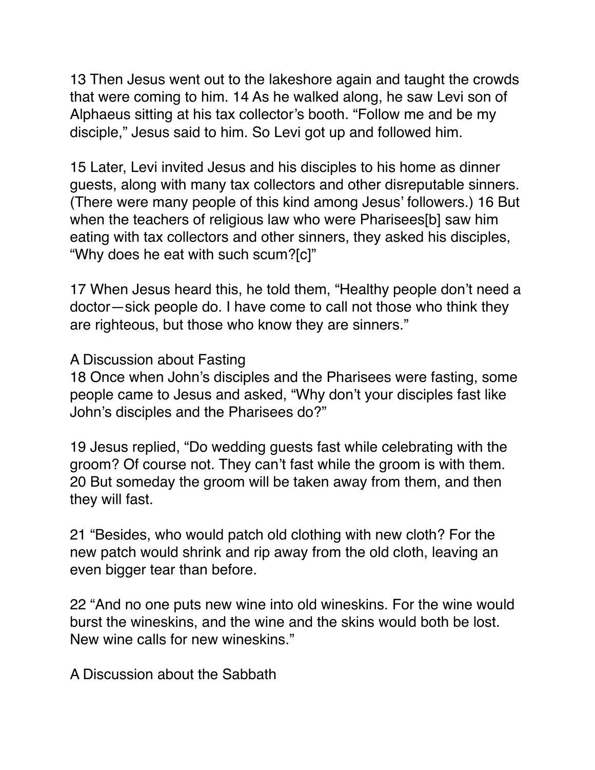13 Then Jesus went out to the lakeshore again and taught the crowds that were coming to him. 14 As he walked along, he saw Levi son of Alphaeus sitting at his tax collector's booth. "Follow me and be my disciple," Jesus said to him. So Levi got up and followed him.

15 Later, Levi invited Jesus and his disciples to his home as dinner guests, along with many tax collectors and other disreputable sinners. (There were many people of this kind among Jesus' followers.) 16 But when the teachers of religious law who were Pharisees[b] saw him eating with tax collectors and other sinners, they asked his disciples, "Why does he eat with such scum?[c]"

17 When Jesus heard this, he told them, "Healthy people don't need a doctor—sick people do. I have come to call not those who think they are righteous, but those who know they are sinners."

## A Discussion about Fasting

18 Once when John's disciples and the Pharisees were fasting, some people came to Jesus and asked, "Why don't your disciples fast like John's disciples and the Pharisees do?"

19 Jesus replied, "Do wedding guests fast while celebrating with the groom? Of course not. They can't fast while the groom is with them. 20 But someday the groom will be taken away from them, and then they will fast.

21 "Besides, who would patch old clothing with new cloth? For the new patch would shrink and rip away from the old cloth, leaving an even bigger tear than before.

22 "And no one puts new wine into old wineskins. For the wine would burst the wineskins, and the wine and the skins would both be lost. New wine calls for new wineskins."

## A Discussion about the Sabbath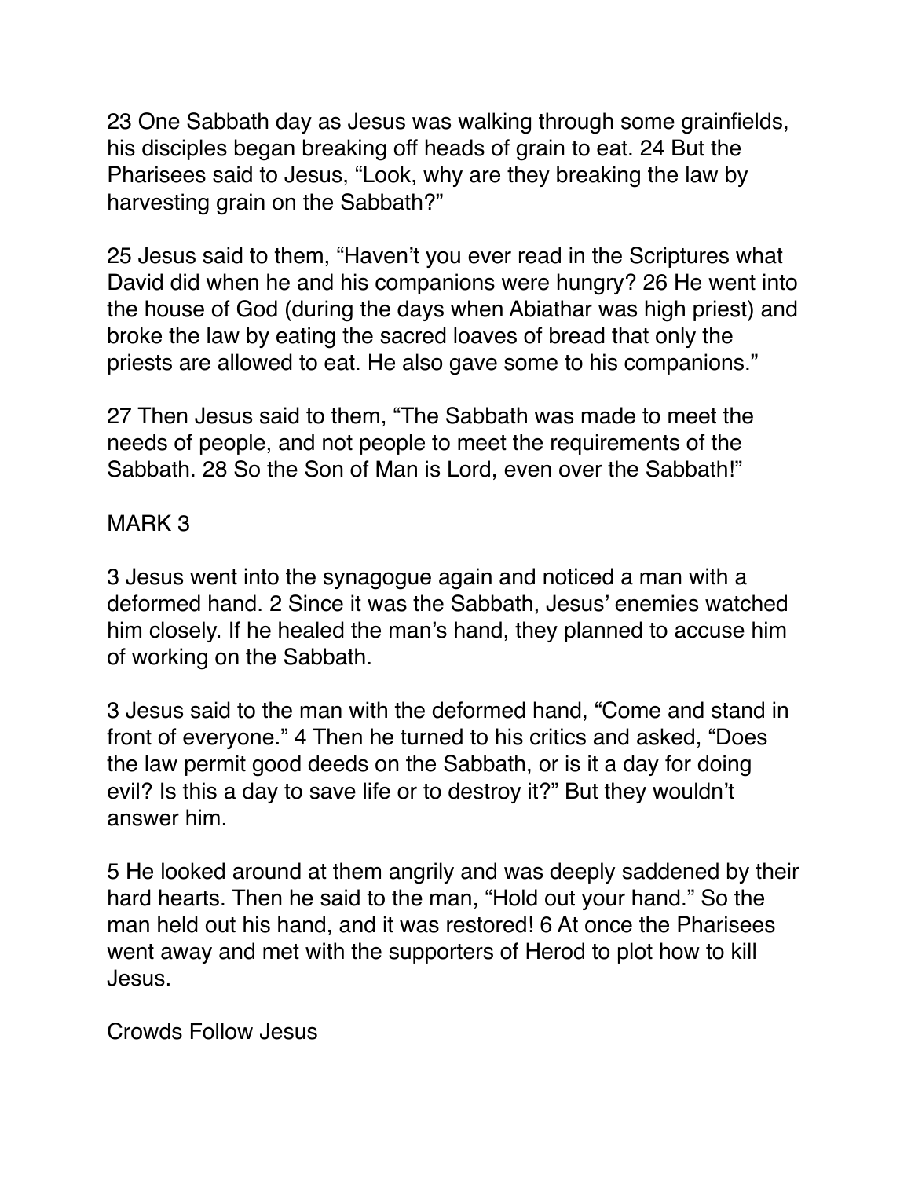23 One Sabbath day as Jesus was walking through some grainfields, his disciples began breaking off heads of grain to eat. 24 But the Pharisees said to Jesus, “Look, why are they breaking the law by harvesting grain on the Sabbath?”

25 Jesus said to them, “Haven’t you ever read in the Scriptures what David did when he and his companions were hungry? 26 He went into the house of God (during the days when Abiathar was high priest) and broke the law by eating the sacred loaves of bread that only the priests are allowed to eat. He also gave some to his companions.”

27 Then Jesus said to them, “The Sabbath was made to meet the needs of people, and not people to meet the requirements of the Sabbath. 28 So the Son of Man is Lord, even over the Sabbath!”

MARK 3

3 Jesus went into the synagogue again and noticed a man with a deformed hand. 2 Since it was the Sabbath, Jesus’ enemies watched him closely. If he healed the man’s hand, they planned to accuse him of working on the Sabbath.

3 Jesus said to the man with the deformed hand, “Come and stand in front of everyone.” 4 Then he turned to his critics and asked, “Does the law permit good deeds on the Sabbath, or is it a day for doing evil? Is this a day to save life or to destroy it?” But they wouldn’t answer him.

5 He looked around at them angrily and was deeply saddened by their hard hearts. Then he said to the man, “Hold out your hand.” So the man held out his hand, and it was restored! 6 At once the Pharisees went away and met with the supporters of Herod to plot how to kill Jesus.

Crowds Follow Jesus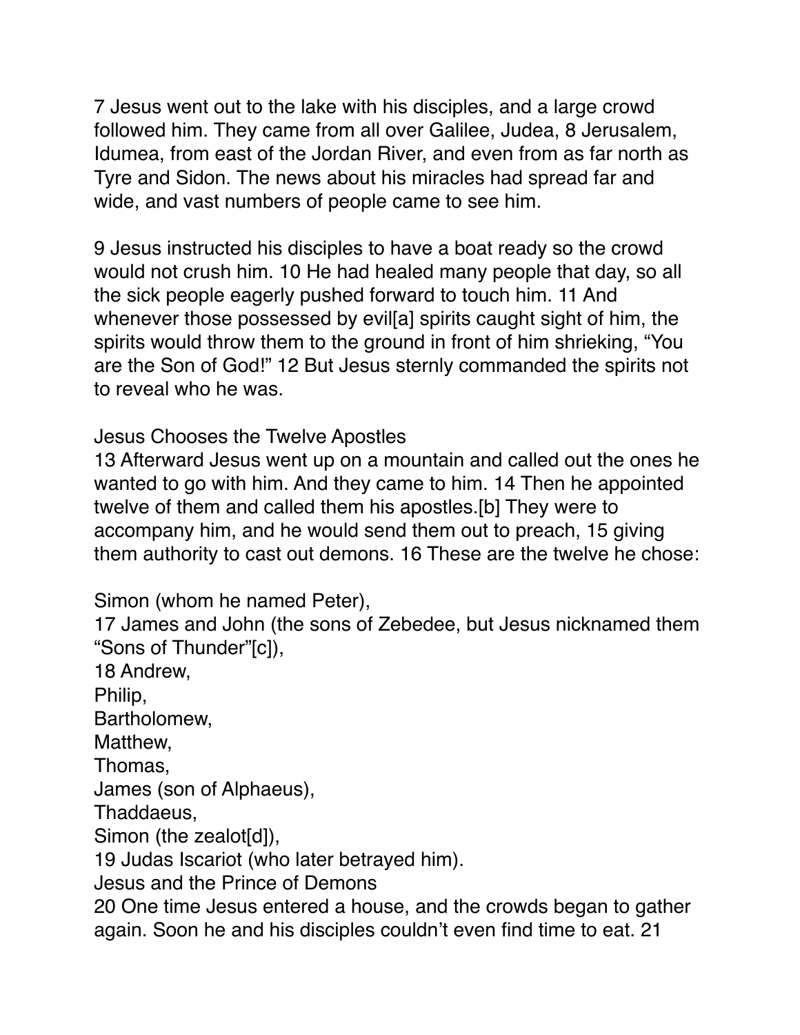7 Jesus went out to the lake with his disciples, and a large crowd followed him. They came from all over Galilee, Judea, 8 Jerusalem, Idumea, from east of the Jordan River, and even from as far north as Tyre and Sidon. The news about his miracles had spread far and wide, and vast numbers of people came to see him.

9 Jesus instructed his disciples to have a boat ready so the crowd would not crush him. 10 He had healed many people that day, so all the sick people eagerly pushed forward to touch him. 11 And whenever those possessed by evil[a] spirits caught sight of him, the spirits would throw them to the ground in front of him shrieking, “You are the Son of God!” 12 But Jesus sternly commanded the spirits not to reveal who he was.

## Jesus Chooses the Twelve Apostles

13 Afterward Jesus went up on a mountain and called out the ones he wanted to go with him. And they came to him. 14 Then he appointed twelve of them and called them his apostles.[b] They were to accompany him, and he would send them out to preach, 15 giving them authority to cast out demons. 16 These are the twelve he chose:

Simon (whom he named Peter),  
17 James and John (the sons of Zebedee, but Jesus nicknamed them “Sons of Thunder”[c]),  
18 Andrew,  
Philip,  
Bartholomew,  
Matthew,  
Thomas,  
James (son of Alphaeus),  
Thaddaeus,  
Simon (the zealot[d]),  
19 Judas Iscariot (who later betrayed him).

## Jesus and the Prince of Demons

20 One time Jesus entered a house, and the crowds began to gather again. Soon he and his disciples couldn’t even find time to eat. 21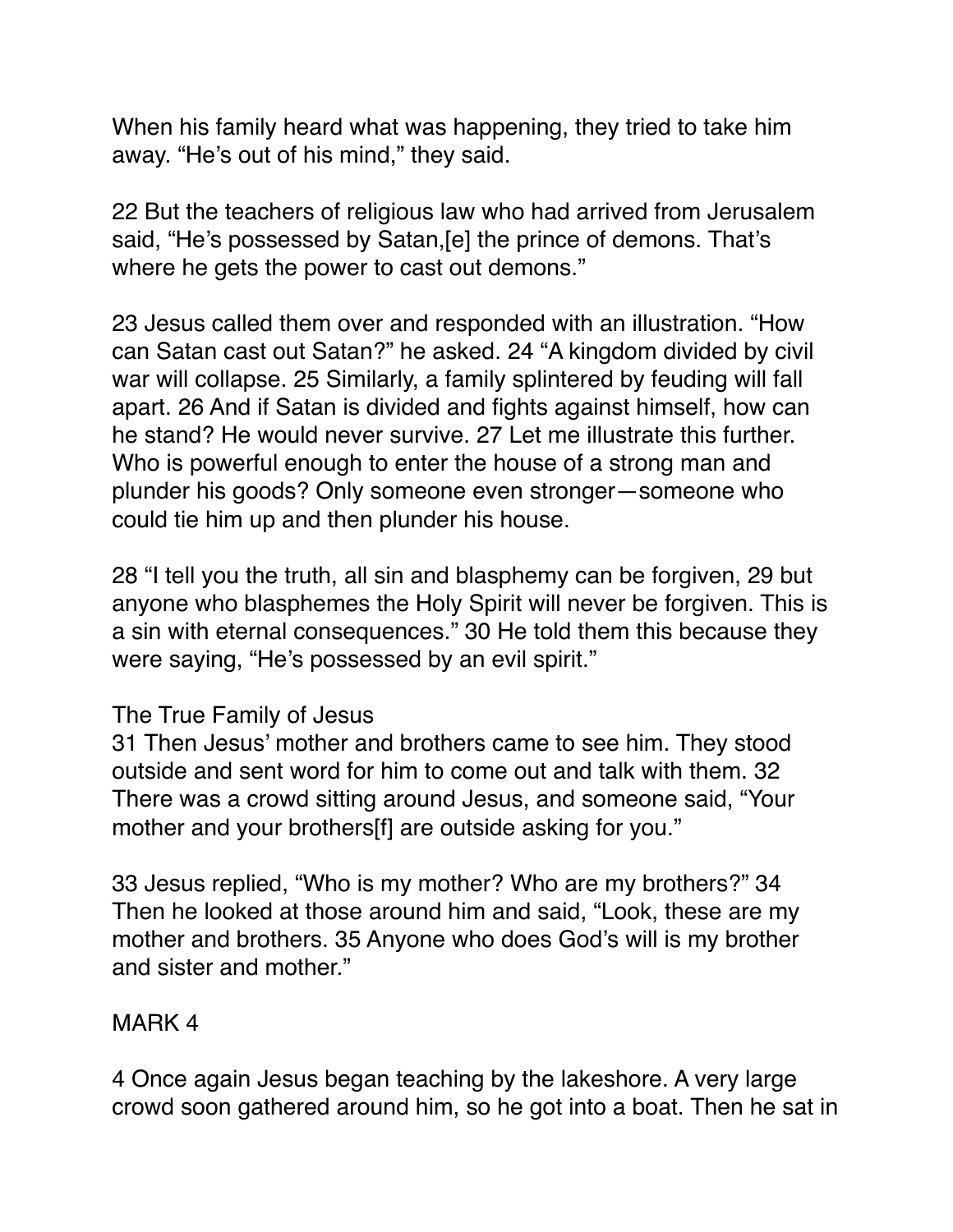When his family heard what was happening, they tried to take him away. “He’s out of his mind,” they said.

22 But the teachers of religious law who had arrived from Jerusalem said, “He’s possessed by Satan,[e] the prince of demons. That’s where he gets the power to cast out demons.”

23 Jesus called them over and responded with an illustration. “How can Satan cast out Satan?” he asked. 24 “A kingdom divided by civil war will collapse. 25 Similarly, a family splintered by feuding will fall apart. 26 And if Satan is divided and fights against himself, how can he stand? He would never survive. 27 Let me illustrate this further. Who is powerful enough to enter the house of a strong man and plunder his goods? Only someone even stronger—someone who could tie him up and then plunder his house.

28 “I tell you the truth, all sin and blasphemy can be forgiven, 29 but anyone who blasphemes the Holy Spirit will never be forgiven. This is a sin with eternal consequences.” 30 He told them this because they were saying, “He’s possessed by an evil spirit.”

The True Family of Jesus

31 Then Jesus’ mother and brothers came to see him. They stood outside and sent word for him to come out and talk with them. 32 There was a crowd sitting around Jesus, and someone said, “Your mother and your brothers[f] are outside asking for you.”

33 Jesus replied, “Who is my mother? Who are my brothers?” 34 Then he looked at those around him and said, “Look, these are my mother and brothers. 35 Anyone who does God’s will is my brother and sister and mother.”

MARK 4

4 Once again Jesus began teaching by the lakeshore. A very large crowd soon gathered around him, so he got into a boat. Then he sat in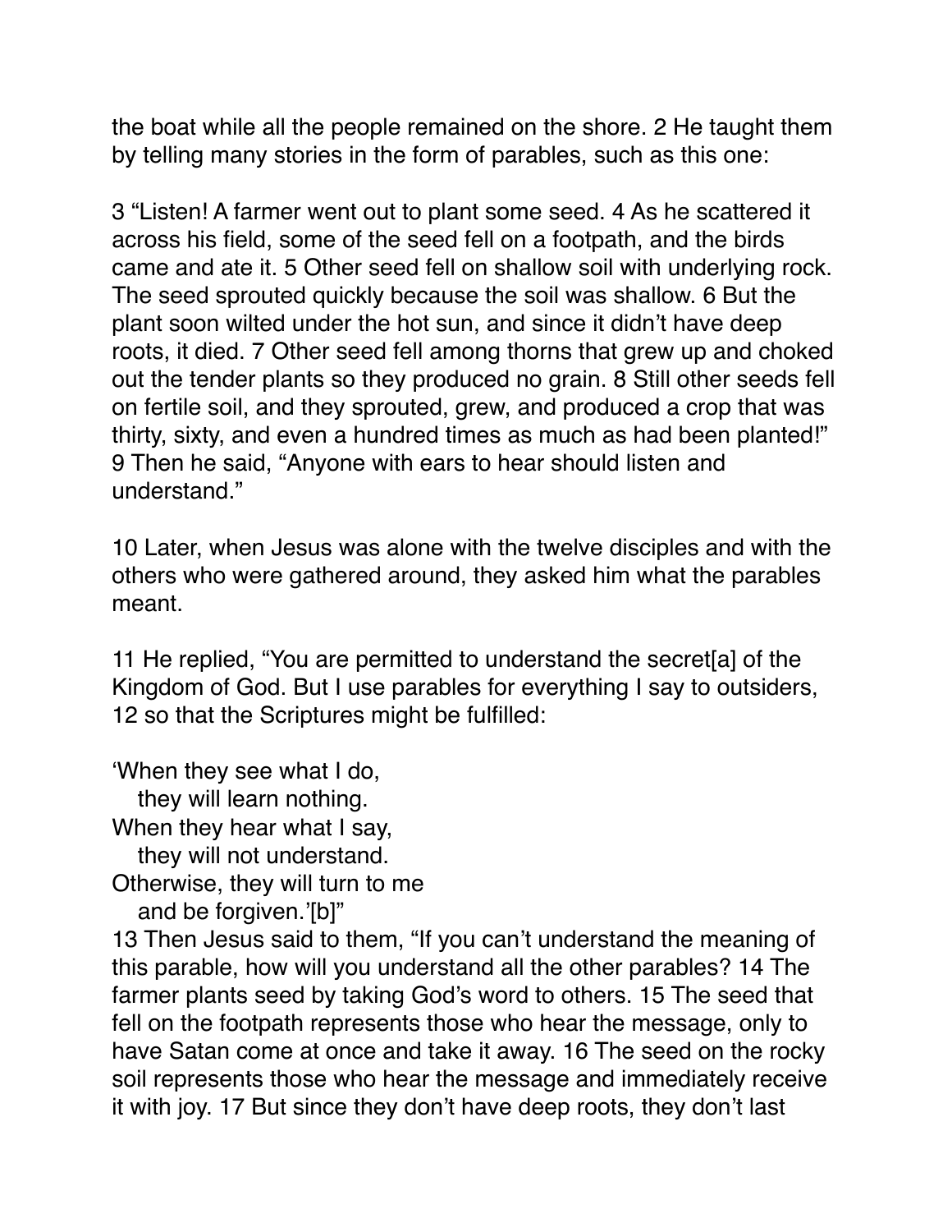the boat while all the people remained on the shore. 2 He taught them by telling many stories in the form of parables, such as this one:

3 “Listen! A farmer went out to plant some seed. 4 As he scattered it across his field, some of the seed fell on a footpath, and the birds came and ate it. 5 Other seed fell on shallow soil with underlying rock. The seed sprouted quickly because the soil was shallow. 6 But the plant soon wilted under the hot sun, and since it didn’t have deep roots, it died. 7 Other seed fell among thorns that grew up and choked out the tender plants so they produced no grain. 8 Still other seeds fell on fertile soil, and they sprouted, grew, and produced a crop that was thirty, sixty, and even a hundred times as much as had been planted!” 9 Then he said, “Anyone with ears to hear should listen and understand.”

10 Later, when Jesus was alone with the twelve disciples and with the others who were gathered around, they asked him what the parables meant.

11 He replied, “You are permitted to understand the secret[a] of the Kingdom of God. But I use parables for everything I say to outsiders, 12 so that the Scriptures might be fulfilled:

‘When they see what I do,
   they will learn nothing.
When they hear what I say,
   they will not understand.
Otherwise, they will turn to me
   and be forgiven.’[b]”

13 Then Jesus said to them, “If you can’t understand the meaning of this parable, how will you understand all the other parables? 14 The farmer plants seed by taking God’s word to others. 15 The seed that fell on the footpath represents those who hear the message, only to have Satan come at once and take it away. 16 The seed on the rocky soil represents those who hear the message and immediately receive it with joy. 17 But since they don’t have deep roots, they don’t last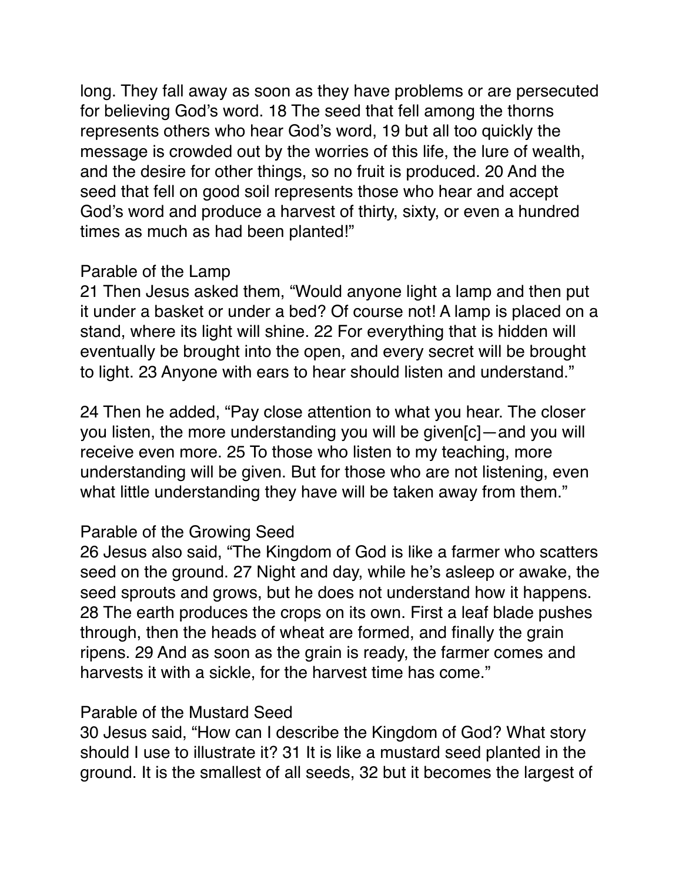long. They fall away as soon as they have problems or are persecuted for believing God's word. 18 The seed that fell among the thorns represents others who hear God's word, 19 but all too quickly the message is crowded out by the worries of this life, the lure of wealth, and the desire for other things, so no fruit is produced. 20 And the seed that fell on good soil represents those who hear and accept God's word and produce a harvest of thirty, sixty, or even a hundred times as much as had been planted!"

## Parable of the Lamp

21 Then Jesus asked them, "Would anyone light a lamp and then put it under a basket or under a bed? Of course not! A lamp is placed on a stand, where its light will shine. 22 For everything that is hidden will eventually be brought into the open, and every secret will be brought to light. 23 Anyone with ears to hear should listen and understand."

24 Then he added, "Pay close attention to what you hear. The closer you listen, the more understanding you will be given[c]—and you will receive even more. 25 To those who listen to my teaching, more understanding will be given. But for those who are not listening, even what little understanding they have will be taken away from them."

## Parable of the Growing Seed

26 Jesus also said, "The Kingdom of God is like a farmer who scatters seed on the ground. 27 Night and day, while he's asleep or awake, the seed sprouts and grows, but he does not understand how it happens. 28 The earth produces the crops on its own. First a leaf blade pushes through, then the heads of wheat are formed, and finally the grain ripens. 29 And as soon as the grain is ready, the farmer comes and harvests it with a sickle, for the harvest time has come."

## Parable of the Mustard Seed

30 Jesus said, "How can I describe the Kingdom of God? What story should I use to illustrate it? 31 It is like a mustard seed planted in the ground. It is the smallest of all seeds, 32 but it becomes the largest of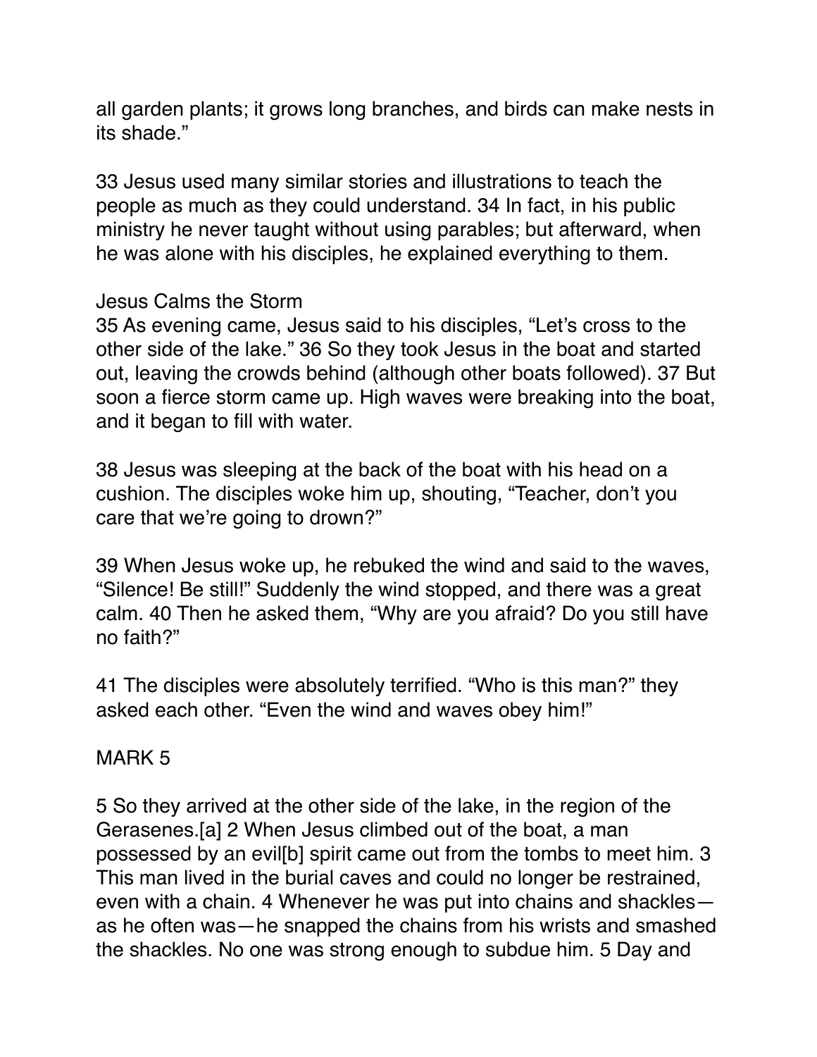all garden plants; it grows long branches, and birds can make nests in its shade."

33 Jesus used many similar stories and illustrations to teach the people as much as they could understand. 34 In fact, in his public ministry he never taught without using parables; but afterward, when he was alone with his disciples, he explained everything to them.

## Jesus Calms the Storm

35 As evening came, Jesus said to his disciples, "Let's cross to the other side of the lake." 36 So they took Jesus in the boat and started out, leaving the crowds behind (although other boats followed). 37 But soon a fierce storm came up. High waves were breaking into the boat, and it began to fill with water.

38 Jesus was sleeping at the back of the boat with his head on a cushion. The disciples woke him up, shouting, "Teacher, don't you care that we're going to drown?"

39 When Jesus woke up, he rebuked the wind and said to the waves, "Silence! Be still!" Suddenly the wind stopped, and there was a great calm. 40 Then he asked them, "Why are you afraid? Do you still have no faith?"

41 The disciples were absolutely terrified. "Who is this man?" they asked each other. "Even the wind and waves obey him!"

# MARK 5

5 So they arrived at the other side of the lake, in the region of the Gerasenes.[a] 2 When Jesus climbed out of the boat, a man possessed by an evil[b] spirit came out from the tombs to meet him. 3 This man lived in the burial caves and could no longer be restrained, even with a chain. 4 Whenever he was put into chains and shackles—as he often was—he snapped the chains from his wrists and smashed the shackles. No one was strong enough to subdue him. 5 Day and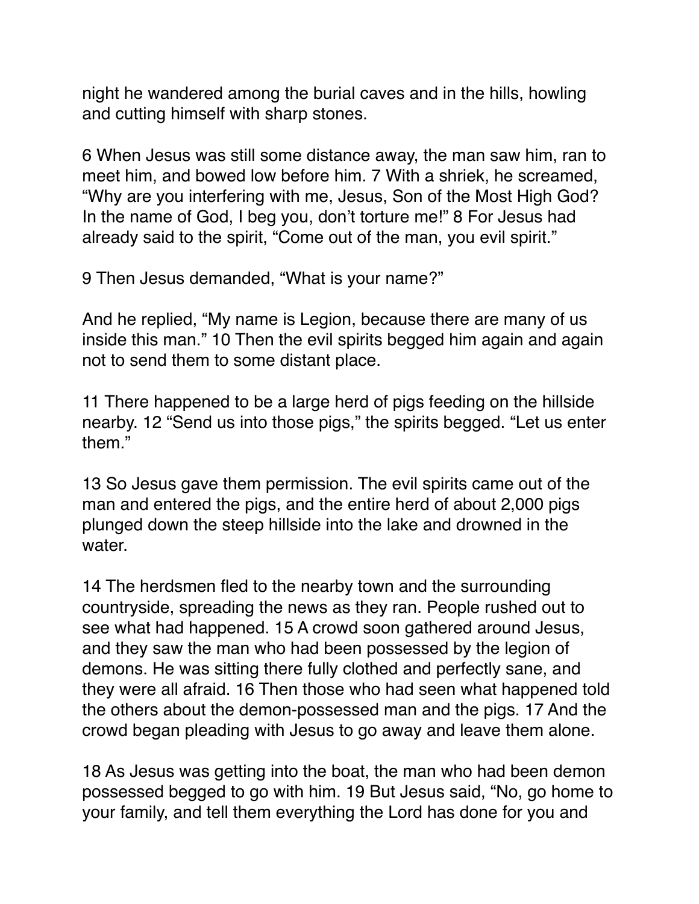night he wandered among the burial caves and in the hills, howling and cutting himself with sharp stones.

6 When Jesus was still some distance away, the man saw him, ran to meet him, and bowed low before him. 7 With a shriek, he screamed, “Why are you interfering with me, Jesus, Son of the Most High God? In the name of God, I beg you, don’t torture me!” 8 For Jesus had already said to the spirit, “Come out of the man, you evil spirit.”

9 Then Jesus demanded, “What is your name?”

And he replied, “My name is Legion, because there are many of us inside this man.” 10 Then the evil spirits begged him again and again not to send them to some distant place.

11 There happened to be a large herd of pigs feeding on the hillside nearby. 12 “Send us into those pigs,” the spirits begged. “Let us enter them.”

13 So Jesus gave them permission. The evil spirits came out of the man and entered the pigs, and the entire herd of about 2,000 pigs plunged down the steep hillside into the lake and drowned in the water.

14 The herdsmen fled to the nearby town and the surrounding countryside, spreading the news as they ran. People rushed out to see what had happened. 15 A crowd soon gathered around Jesus, and they saw the man who had been possessed by the legion of demons. He was sitting there fully clothed and perfectly sane, and they were all afraid. 16 Then those who had seen what happened told the others about the demon-possessed man and the pigs. 17 And the crowd began pleading with Jesus to go away and leave them alone.

18 As Jesus was getting into the boat, the man who had been demon possessed begged to go with him. 19 But Jesus said, “No, go home to your family, and tell them everything the Lord has done for you and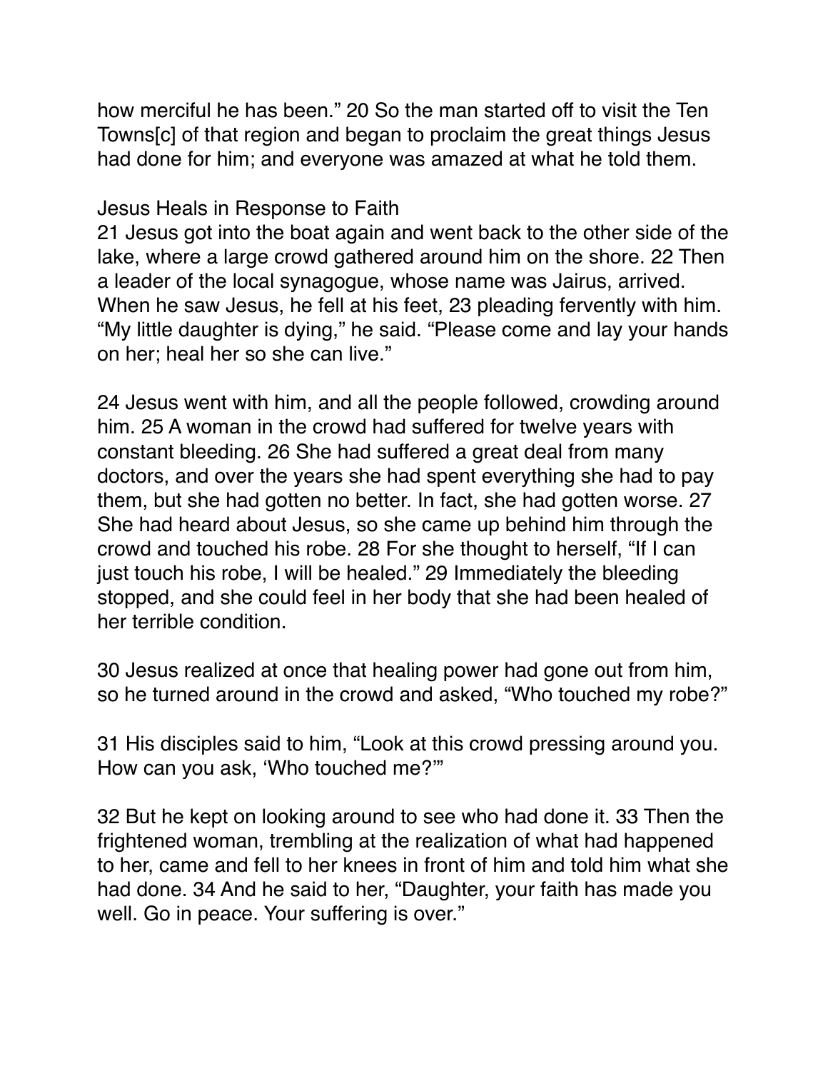how merciful he has been.” 20 So the man started off to visit the Ten Towns[c] of that region and began to proclaim the great things Jesus had done for him; and everyone was amazed at what he told them.

## Jesus Heals in Response to Faith

21 Jesus got into the boat again and went back to the other side of the lake, where a large crowd gathered around him on the shore. 22 Then a leader of the local synagogue, whose name was Jairus, arrived. When he saw Jesus, he fell at his feet, 23 pleading fervently with him. “My little daughter is dying,” he said. “Please come and lay your hands on her; heal her so she can live.”

24 Jesus went with him, and all the people followed, crowding around him. 25 A woman in the crowd had suffered for twelve years with constant bleeding. 26 She had suffered a great deal from many doctors, and over the years she had spent everything she had to pay them, but she had gotten no better. In fact, she had gotten worse. 27 She had heard about Jesus, so she came up behind him through the crowd and touched his robe. 28 For she thought to herself, “If I can just touch his robe, I will be healed.” 29 Immediately the bleeding stopped, and she could feel in her body that she had been healed of her terrible condition.

30 Jesus realized at once that healing power had gone out from him, so he turned around in the crowd and asked, “Who touched my robe?”

31 His disciples said to him, “Look at this crowd pressing around you. How can you ask, ‘Who touched me?’”

32 But he kept on looking around to see who had done it. 33 Then the frightened woman, trembling at the realization of what had happened to her, came and fell to her knees in front of him and told him what she had done. 34 And he said to her, “Daughter, your faith has made you well. Go in peace. Your suffering is over.”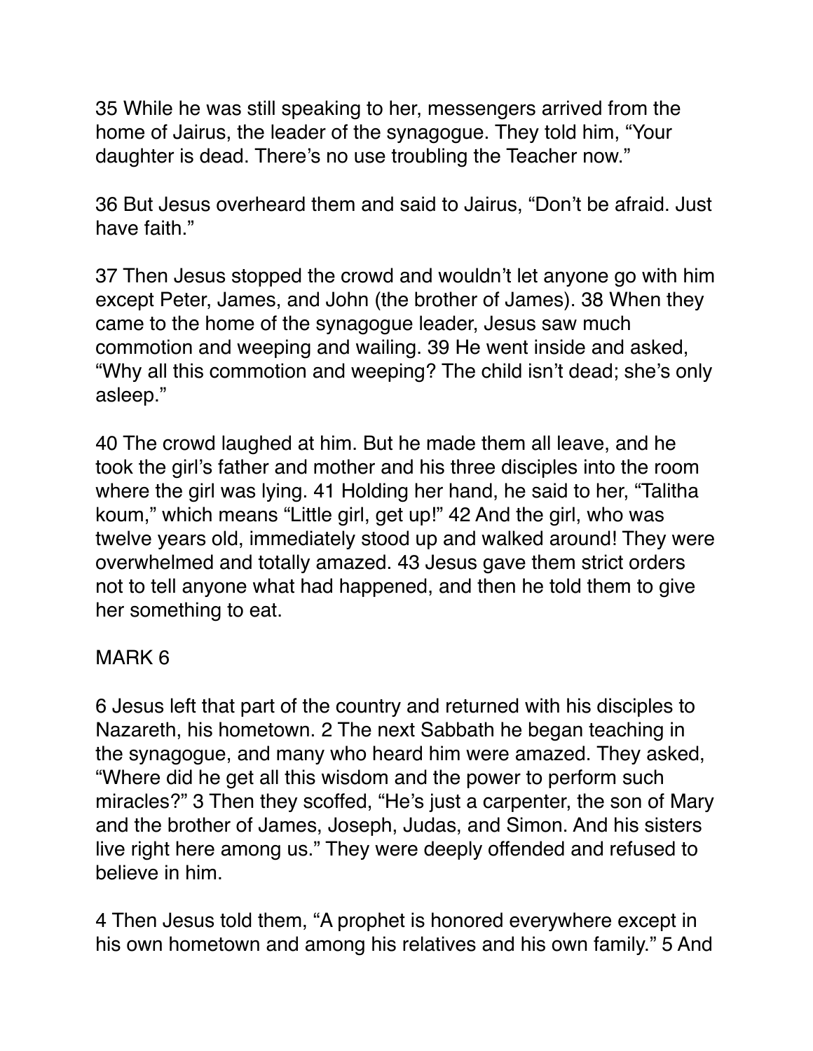35 While he was still speaking to her, messengers arrived from the home of Jairus, the leader of the synagogue. They told him, “Your daughter is dead. There’s no use troubling the Teacher now.”

36 But Jesus overheard them and said to Jairus, “Don’t be afraid. Just have faith.”

37 Then Jesus stopped the crowd and wouldn’t let anyone go with him except Peter, James, and John (the brother of James). 38 When they came to the home of the synagogue leader, Jesus saw much commotion and weeping and wailing. 39 He went inside and asked, “Why all this commotion and weeping? The child isn’t dead; she’s only asleep.”

40 The crowd laughed at him. But he made them all leave, and he took the girl’s father and mother and his three disciples into the room where the girl was lying. 41 Holding her hand, he said to her, “Talitha koum,” which means “Little girl, get up!” 42 And the girl, who was twelve years old, immediately stood up and walked around! They were overwhelmed and totally amazed. 43 Jesus gave them strict orders not to tell anyone what had happened, and then he told them to give her something to eat.

## MARK 6

6 Jesus left that part of the country and returned with his disciples to Nazareth, his hometown. 2 The next Sabbath he began teaching in the synagogue, and many who heard him were amazed. They asked, “Where did he get all this wisdom and the power to perform such miracles?” 3 Then they scoffed, “He’s just a carpenter, the son of Mary and the brother of James, Joseph, Judas, and Simon. And his sisters live right here among us.” They were deeply offended and refused to believe in him.

4 Then Jesus told them, “A prophet is honored everywhere except in his own hometown and among his relatives and his own family.” 5 And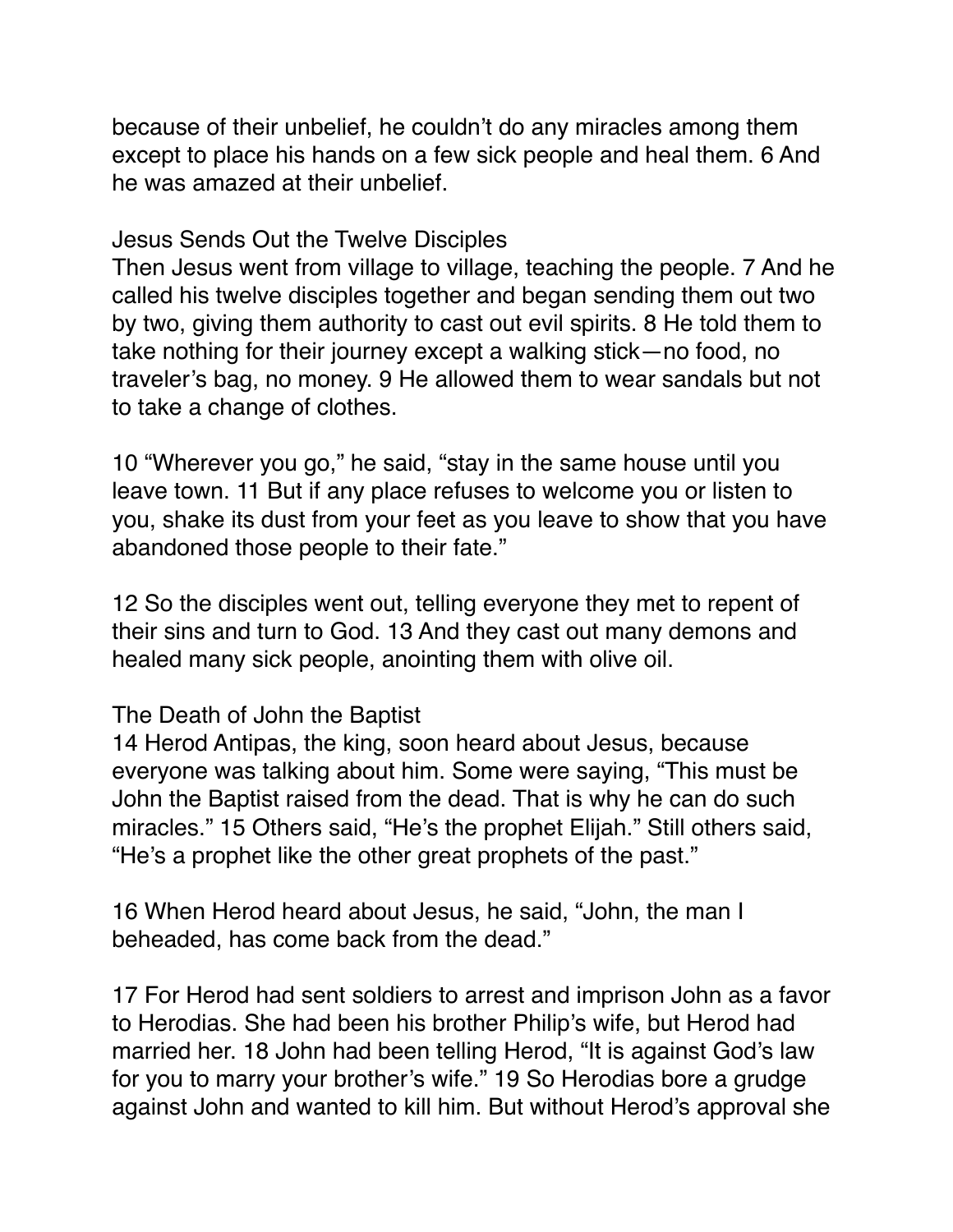because of their unbelief, he couldn’t do any miracles among them except to place his hands on a few sick people and heal them. 6 And he was amazed at their unbelief.

## Jesus Sends Out the Twelve Disciples

Then Jesus went from village to village, teaching the people. 7 And he called his twelve disciples together and began sending them out two by two, giving them authority to cast out evil spirits. 8 He told them to take nothing for their journey except a walking stick—no food, no traveler’s bag, no money. 9 He allowed them to wear sandals but not to take a change of clothes.

10 “Wherever you go,” he said, “stay in the same house until you leave town. 11 But if any place refuses to welcome you or listen to you, shake its dust from your feet as you leave to show that you have abandoned those people to their fate.”

12 So the disciples went out, telling everyone they met to repent of their sins and turn to God. 13 And they cast out many demons and healed many sick people, anointing them with olive oil.

## The Death of John the Baptist

14 Herod Antipas, the king, soon heard about Jesus, because everyone was talking about him. Some were saying, “This must be John the Baptist raised from the dead. That is why he can do such miracles.” 15 Others said, “He’s the prophet Elijah.” Still others said, “He’s a prophet like the other great prophets of the past.”

16 When Herod heard about Jesus, he said, “John, the man I beheaded, has come back from the dead.”

17 For Herod had sent soldiers to arrest and imprison John as a favor to Herodias. She had been his brother Philip’s wife, but Herod had married her. 18 John had been telling Herod, “It is against God’s law for you to marry your brother’s wife.” 19 So Herodias bore a grudge against John and wanted to kill him. But without Herod’s approval she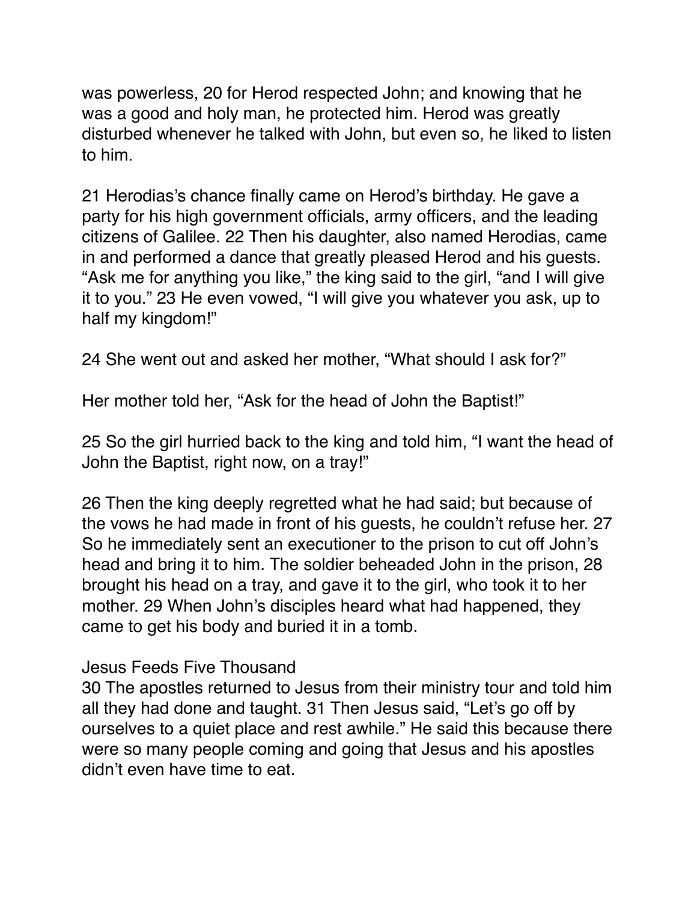was powerless, 20 for Herod respected John; and knowing that he was a good and holy man, he protected him. Herod was greatly disturbed whenever he talked with John, but even so, he liked to listen to him.

21 Herodias's chance finally came on Herod's birthday. He gave a party for his high government officials, army officers, and the leading citizens of Galilee. 22 Then his daughter, also named Herodias, came in and performed a dance that greatly pleased Herod and his guests. "Ask me for anything you like," the king said to the girl, "and I will give it to you." 23 He even vowed, "I will give you whatever you ask, up to half my kingdom!"

24 She went out and asked her mother, "What should I ask for?"

Her mother told her, "Ask for the head of John the Baptist!"

25 So the girl hurried back to the king and told him, "I want the head of John the Baptist, right now, on a tray!"

26 Then the king deeply regretted what he had said; but because of the vows he had made in front of his guests, he couldn't refuse her. 27 So he immediately sent an executioner to the prison to cut off John's head and bring it to him. The soldier beheaded John in the prison, 28 brought his head on a tray, and gave it to the girl, who took it to her mother. 29 When John's disciples heard what had happened, they came to get his body and buried it in a tomb.

Jesus Feeds Five Thousand

30 The apostles returned to Jesus from their ministry tour and told him all they had done and taught. 31 Then Jesus said, "Let's go off by ourselves to a quiet place and rest awhile." He said this because there were so many people coming and going that Jesus and his apostles didn't even have time to eat.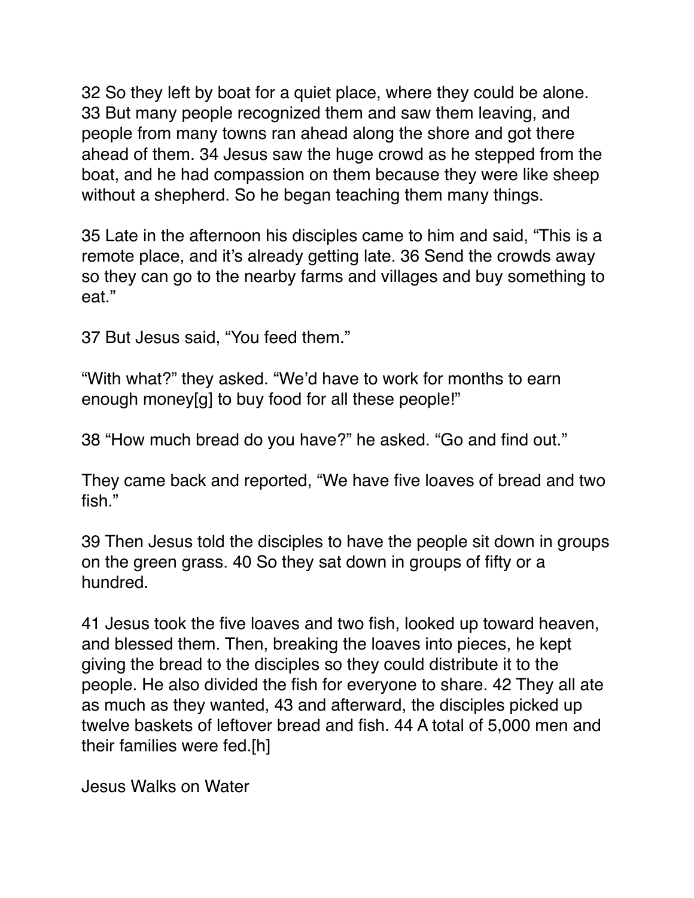32 So they left by boat for a quiet place, where they could be alone. 33 But many people recognized them and saw them leaving, and people from many towns ran ahead along the shore and got there ahead of them. 34 Jesus saw the huge crowd as he stepped from the boat, and he had compassion on them because they were like sheep without a shepherd. So he began teaching them many things.

35 Late in the afternoon his disciples came to him and said, “This is a remote place, and it’s already getting late. 36 Send the crowds away so they can go to the nearby farms and villages and buy something to eat.”

37 But Jesus said, “You feed them.”

“With what?” they asked. “We’d have to work for months to earn enough money[g] to buy food for all these people!”

38 “How much bread do you have?” he asked. “Go and find out.”

They came back and reported, “We have five loaves of bread and two fish.”

39 Then Jesus told the disciples to have the people sit down in groups on the green grass. 40 So they sat down in groups of fifty or a hundred.

41 Jesus took the five loaves and two fish, looked up toward heaven, and blessed them. Then, breaking the loaves into pieces, he kept giving the bread to the disciples so they could distribute it to the people. He also divided the fish for everyone to share. 42 They all ate as much as they wanted, 43 and afterward, the disciples picked up twelve baskets of leftover bread and fish. 44 A total of 5,000 men and their families were fed.[h]

Jesus Walks on Water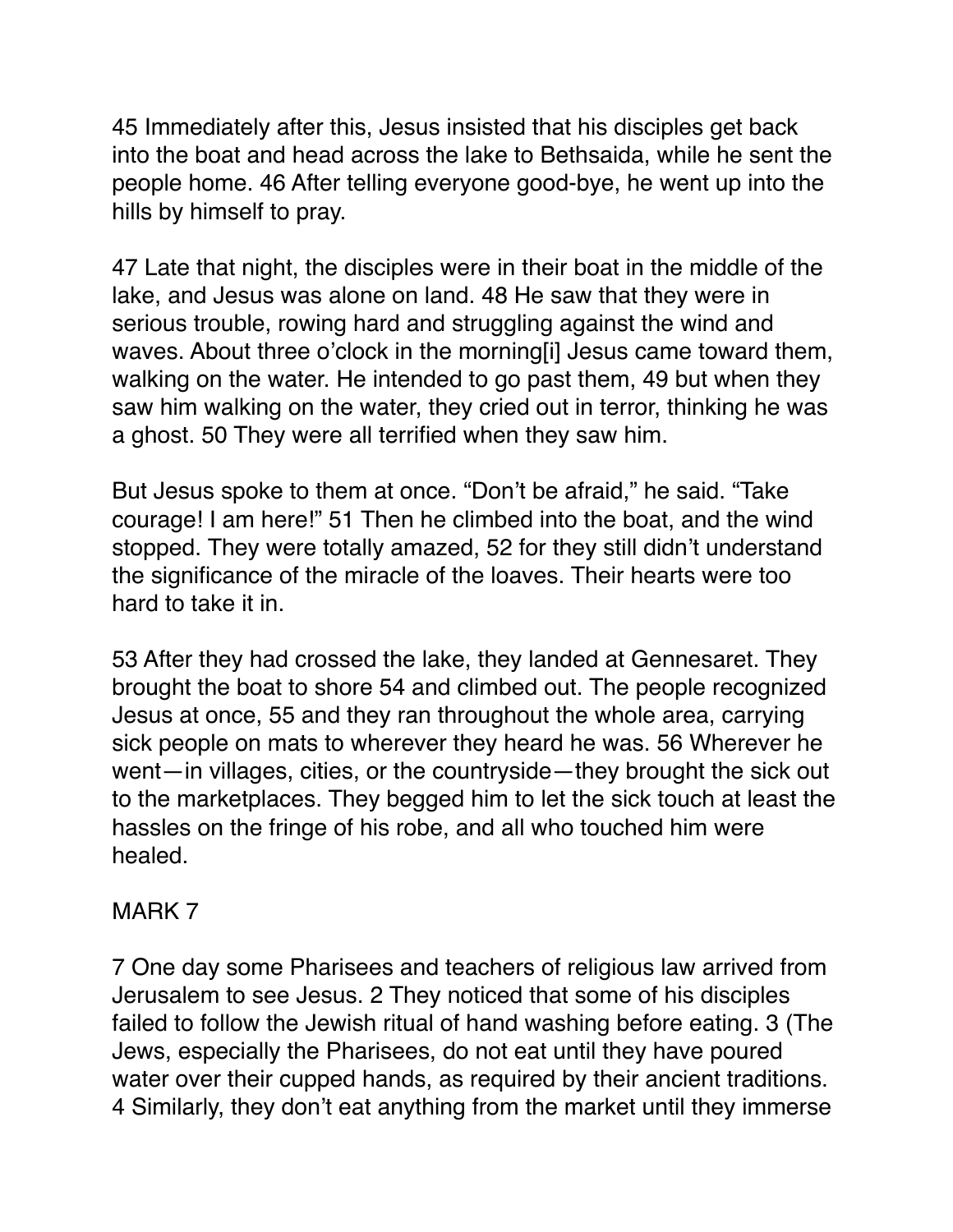45 Immediately after this, Jesus insisted that his disciples get back into the boat and head across the lake to Bethsaida, while he sent the people home. 46 After telling everyone good-bye, he went up into the hills by himself to pray.

47 Late that night, the disciples were in their boat in the middle of the lake, and Jesus was alone on land. 48 He saw that they were in serious trouble, rowing hard and struggling against the wind and waves. About three o'clock in the morning[i] Jesus came toward them, walking on the water. He intended to go past them, 49 but when they saw him walking on the water, they cried out in terror, thinking he was a ghost. 50 They were all terrified when they saw him.

But Jesus spoke to them at once. "Don't be afraid," he said. "Take courage! I am here!" 51 Then he climbed into the boat, and the wind stopped. They were totally amazed, 52 for they still didn't understand the significance of the miracle of the loaves. Their hearts were too hard to take it in.

53 After they had crossed the lake, they landed at Gennesaret. They brought the boat to shore 54 and climbed out. The people recognized Jesus at once, 55 and they ran throughout the whole area, carrying sick people on mats to wherever they heard he was. 56 Wherever he went—in villages, cities, or the countryside—they brought the sick out to the marketplaces. They begged him to let the sick touch at least the hassles on the fringe of his robe, and all who touched him were healed.

MARK 7

7 One day some Pharisees and teachers of religious law arrived from Jerusalem to see Jesus. 2 They noticed that some of his disciples failed to follow the Jewish ritual of hand washing before eating. 3 (The Jews, especially the Pharisees, do not eat until they have poured water over their cupped hands, as required by their ancient traditions. 4 Similarly, they don't eat anything from the market until they immerse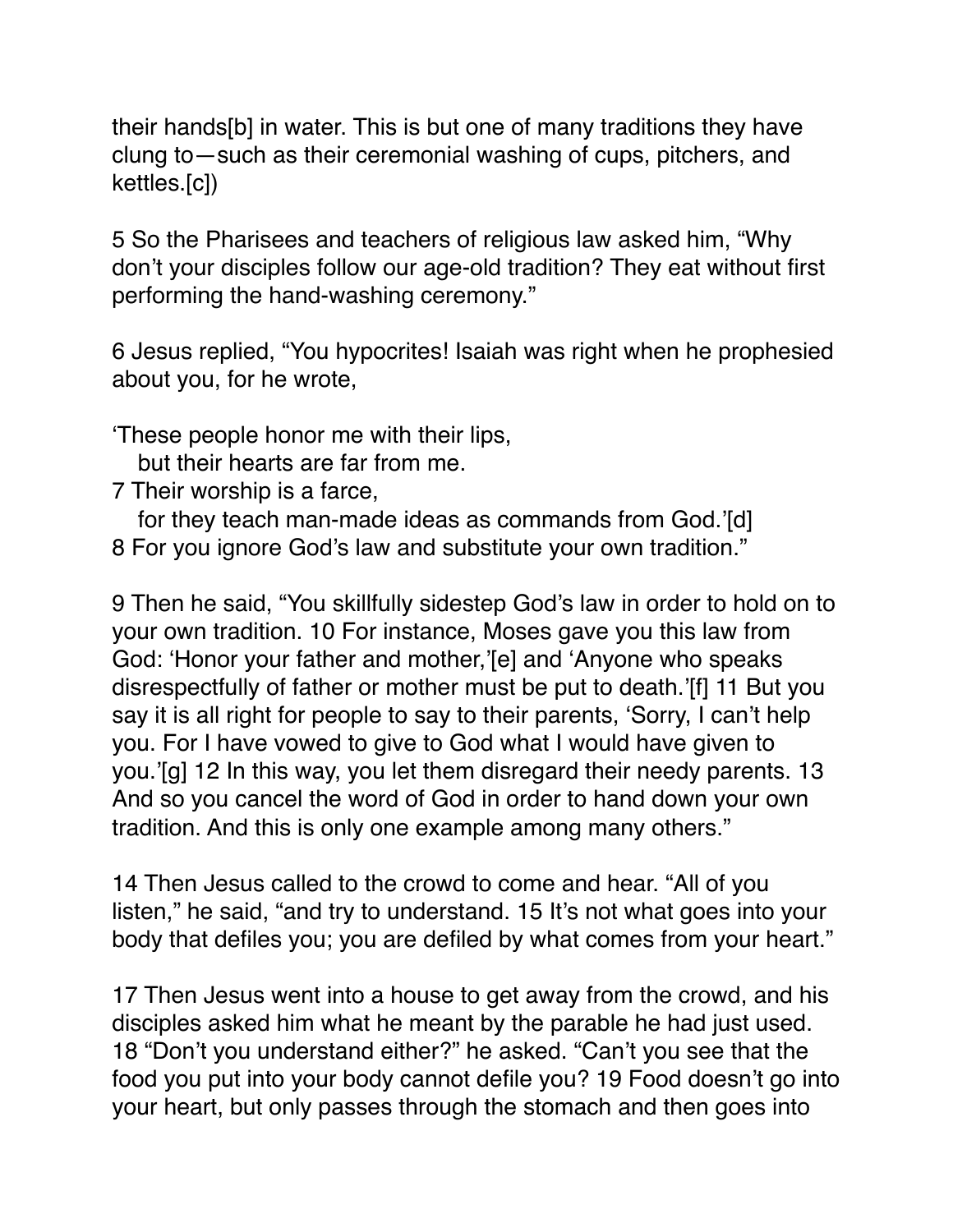their hands[b] in water. This is but one of many traditions they have clung to—such as their ceremonial washing of cups, pitchers, and kettles.[c])

5 So the Pharisees and teachers of religious law asked him, "Why don't your disciples follow our age-old tradition? They eat without first performing the hand-washing ceremony."

6 Jesus replied, "You hypocrites! Isaiah was right when he prophesied about you, for he wrote,

'These people honor me with their lips,
  but their hearts are far from me.
7 Their worship is a farce,
  for they teach man-made ideas as commands from God.'[d]
8 For you ignore God's law and substitute your own tradition."

9 Then he said, "You skillfully sidestep God's law in order to hold on to your own tradition. 10 For instance, Moses gave you this law from God: 'Honor your father and mother,'[e] and 'Anyone who speaks disrespectfully of father or mother must be put to death.'[f] 11 But you say it is all right for people to say to their parents, 'Sorry, I can't help you. For I have vowed to give to God what I would have given to you.'[g] 12 In this way, you let them disregard their needy parents. 13 And so you cancel the word of God in order to hand down your own tradition. And this is only one example among many others."

14 Then Jesus called to the crowd to come and hear. "All of you listen," he said, "and try to understand. 15 It's not what goes into your body that defiles you; you are defiled by what comes from your heart."

17 Then Jesus went into a house to get away from the crowd, and his disciples asked him what he meant by the parable he had just used. 18 "Don't you understand either?" he asked. "Can't you see that the food you put into your body cannot defile you? 19 Food doesn't go into your heart, but only passes through the stomach and then goes into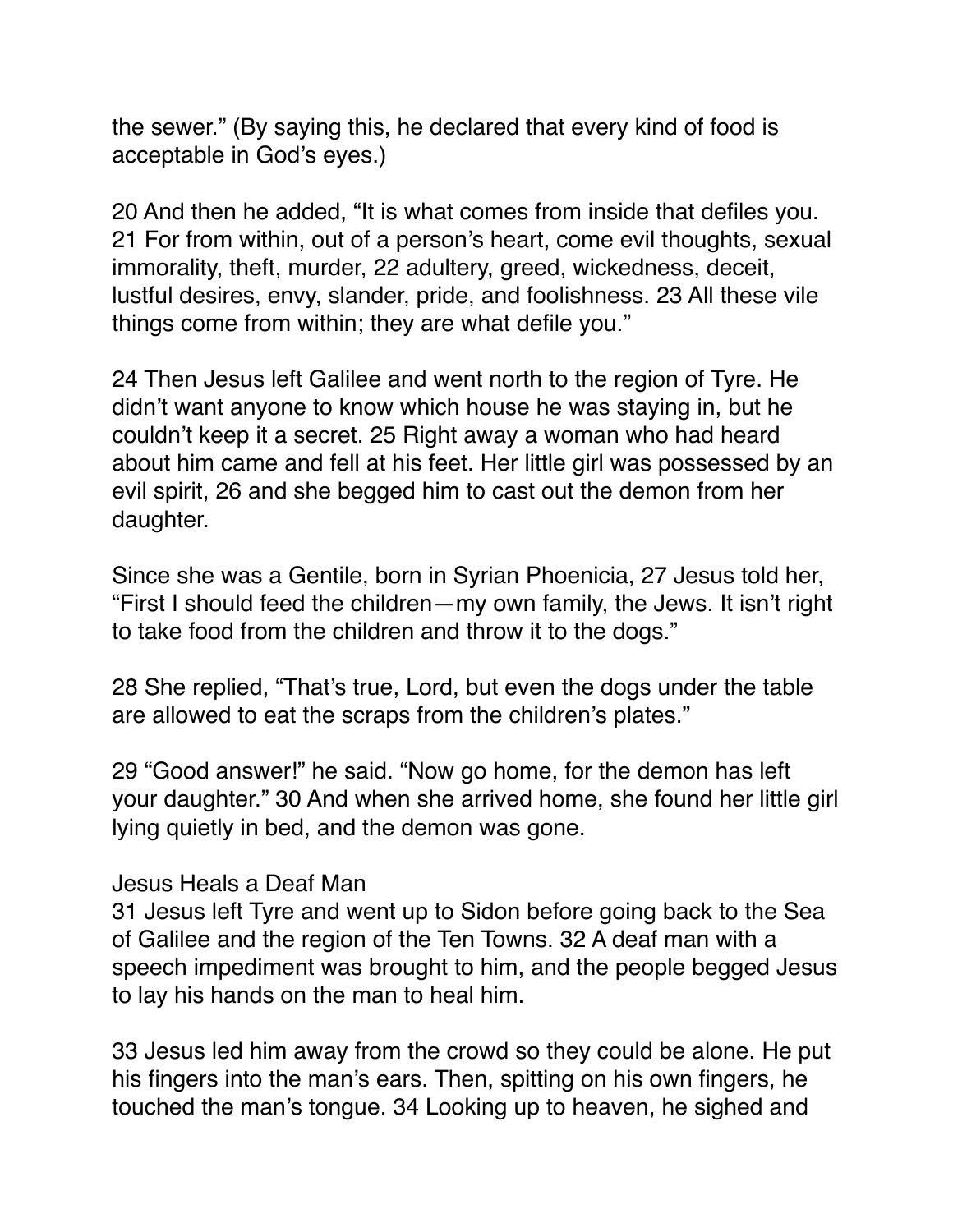the sewer." (By saying this, he declared that every kind of food is acceptable in God's eyes.)

20 And then he added, "It is what comes from inside that defiles you. 21 For from within, out of a person's heart, come evil thoughts, sexual immorality, theft, murder, 22 adultery, greed, wickedness, deceit, lustful desires, envy, slander, pride, and foolishness. 23 All these vile things come from within; they are what defile you."

24 Then Jesus left Galilee and went north to the region of Tyre. He didn't want anyone to know which house he was staying in, but he couldn't keep it a secret. 25 Right away a woman who had heard about him came and fell at his feet. Her little girl was possessed by an evil spirit, 26 and she begged him to cast out the demon from her daughter.

Since she was a Gentile, born in Syrian Phoenicia, 27 Jesus told her, "First I should feed the children—my own family, the Jews. It isn't right to take food from the children and throw it to the dogs."

28 She replied, "That's true, Lord, but even the dogs under the table are allowed to eat the scraps from the children's plates."

29 "Good answer!" he said. "Now go home, for the demon has left your daughter." 30 And when she arrived home, she found her little girl lying quietly in bed, and the demon was gone.

### Jesus Heals a Deaf Man

31 Jesus left Tyre and went up to Sidon before going back to the Sea of Galilee and the region of the Ten Towns. 32 A deaf man with a speech impediment was brought to him, and the people begged Jesus to lay his hands on the man to heal him.

33 Jesus led him away from the crowd so they could be alone. He put his fingers into the man's ears. Then, spitting on his own fingers, he touched the man's tongue. 34 Looking up to heaven, he sighed and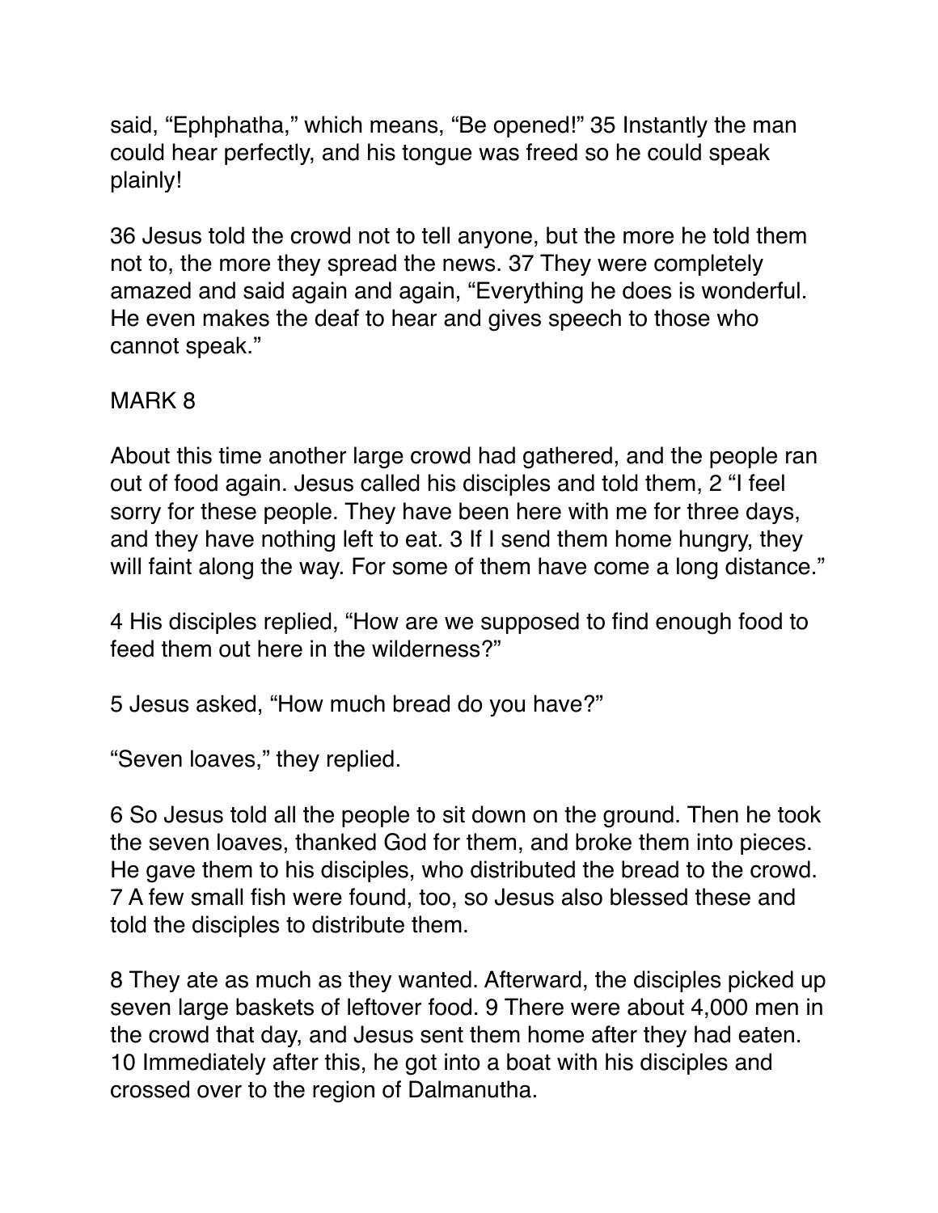said, "Ephphatha," which means, "Be opened!" 35 Instantly the man could hear perfectly, and his tongue was freed so he could speak plainly!

36 Jesus told the crowd not to tell anyone, but the more he told them not to, the more they spread the news. 37 They were completely amazed and said again and again, "Everything he does is wonderful. He even makes the deaf to hear and gives speech to those who cannot speak."

## MARK 8

About this time another large crowd had gathered, and the people ran out of food again. Jesus called his disciples and told them, 2 "I feel sorry for these people. They have been here with me for three days, and they have nothing left to eat. 3 If I send them home hungry, they will faint along the way. For some of them have come a long distance."

4 His disciples replied, "How are we supposed to find enough food to feed them out here in the wilderness?"

5 Jesus asked, "How much bread do you have?"

"Seven loaves," they replied.

6 So Jesus told all the people to sit down on the ground. Then he took the seven loaves, thanked God for them, and broke them into pieces. He gave them to his disciples, who distributed the bread to the crowd. 7 A few small fish were found, too, so Jesus also blessed these and told the disciples to distribute them.

8 They ate as much as they wanted. Afterward, the disciples picked up seven large baskets of leftover food. 9 There were about 4,000 men in the crowd that day, and Jesus sent them home after they had eaten. 10 Immediately after this, he got into a boat with his disciples and crossed over to the region of Dalmanutha.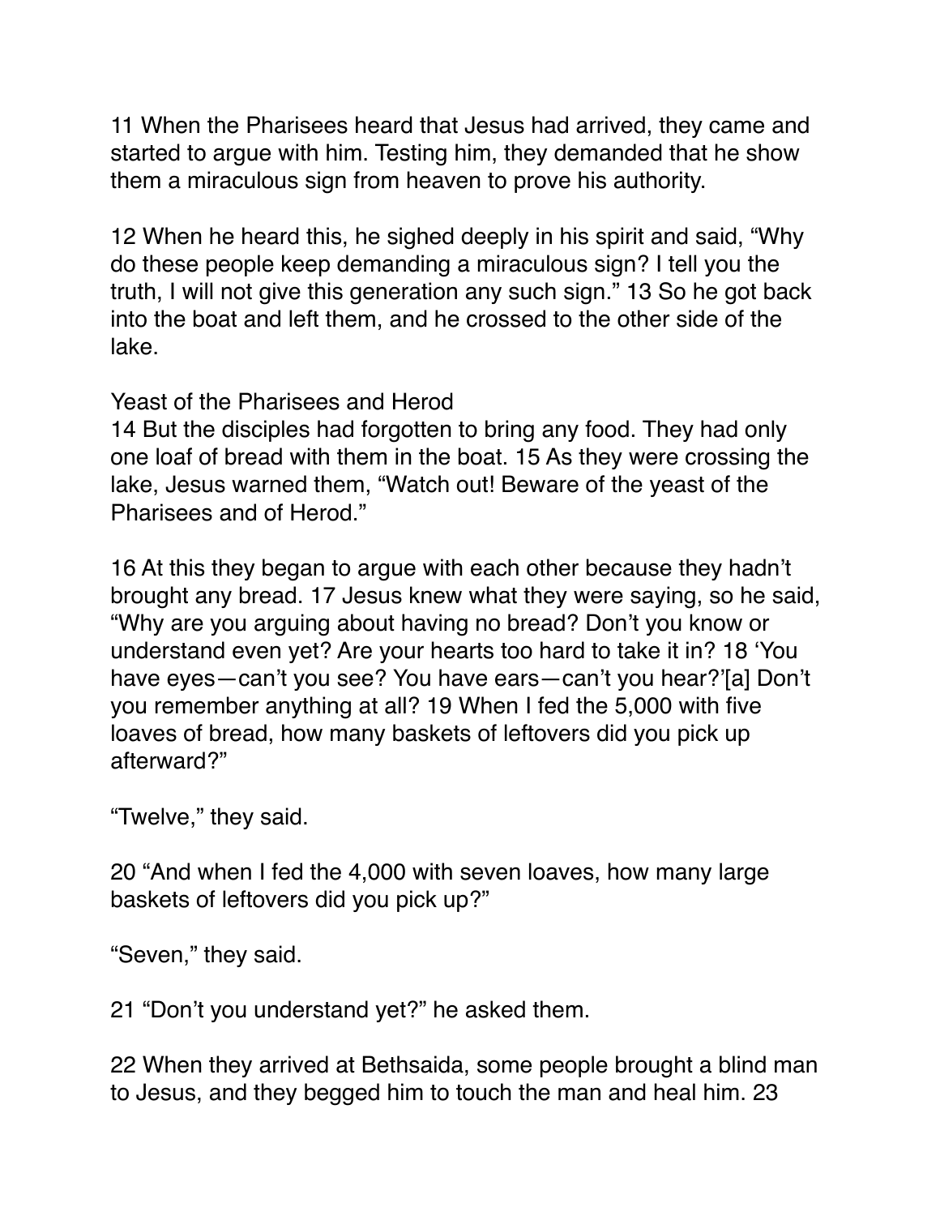11 When the Pharisees heard that Jesus had arrived, they came and started to argue with him. Testing him, they demanded that he show them a miraculous sign from heaven to prove his authority.

12 When he heard this, he sighed deeply in his spirit and said, "Why do these people keep demanding a miraculous sign? I tell you the truth, I will not give this generation any such sign." 13 So he got back into the boat and left them, and he crossed to the other side of the lake.

## Yeast of the Pharisees and Herod

14 But the disciples had forgotten to bring any food. They had only one loaf of bread with them in the boat. 15 As they were crossing the lake, Jesus warned them, "Watch out! Beware of the yeast of the Pharisees and of Herod."

16 At this they began to argue with each other because they hadn't brought any bread. 17 Jesus knew what they were saying, so he said, "Why are you arguing about having no bread? Don't you know or understand even yet? Are your hearts too hard to take it in? 18 'You have eyes—can't you see? You have ears—can't you hear?'[a] Don't you remember anything at all? 19 When I fed the 5,000 with five loaves of bread, how many baskets of leftovers did you pick up afterward?"

"Twelve," they said.

20 "And when I fed the 4,000 with seven loaves, how many large baskets of leftovers did you pick up?"

"Seven," they said.

21 "Don't you understand yet?" he asked them.

22 When they arrived at Bethsaida, some people brought a blind man to Jesus, and they begged him to touch the man and heal him. 23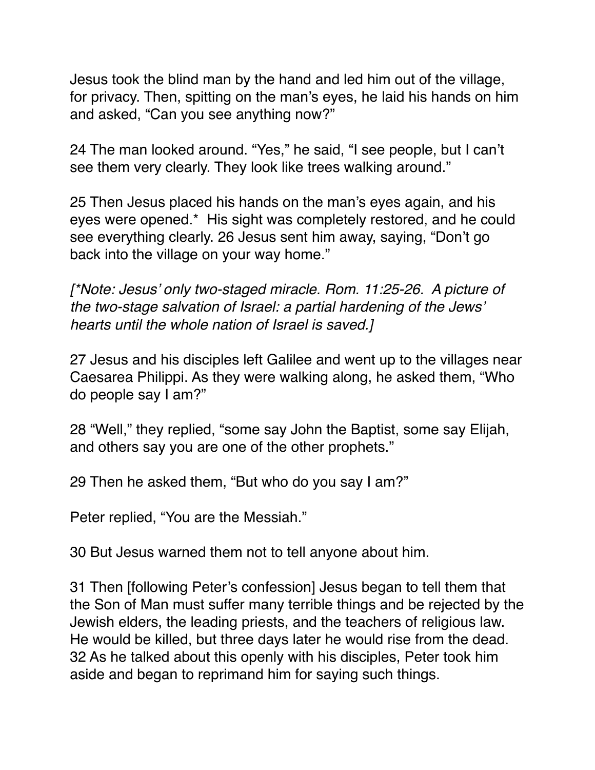Jesus took the blind man by the hand and led him out of the village, for privacy. Then, spitting on the man's eyes, he laid his hands on him and asked, "Can you see anything now?"

24 The man looked around. "Yes," he said, "I see people, but I can't see them very clearly. They look like trees walking around."

25 Then Jesus placed his hands on the man's eyes again, and his eyes were opened.* His sight was completely restored, and he could see everything clearly. 26 Jesus sent him away, saying, "Don't go back into the village on your way home."

*[*Note: Jesus' only two-staged miracle. Rom. 11:25-26. A picture of the two-stage salvation of Israel: a partial hardening of the Jews' hearts until the whole nation of Israel is saved.]*

27 Jesus and his disciples left Galilee and went up to the villages near Caesarea Philippi. As they were walking along, he asked them, "Who do people say I am?"

28 "Well," they replied, "some say John the Baptist, some say Elijah, and others say you are one of the other prophets."

29 Then he asked them, "But who do you say I am?"

Peter replied, "You are the Messiah."

30 But Jesus warned them not to tell anyone about him.

31 Then [following Peter's confession] Jesus began to tell them that the Son of Man must suffer many terrible things and be rejected by the Jewish elders, the leading priests, and the teachers of religious law. He would be killed, but three days later he would rise from the dead. 32 As he talked about this openly with his disciples, Peter took him aside and began to reprimand him for saying such things.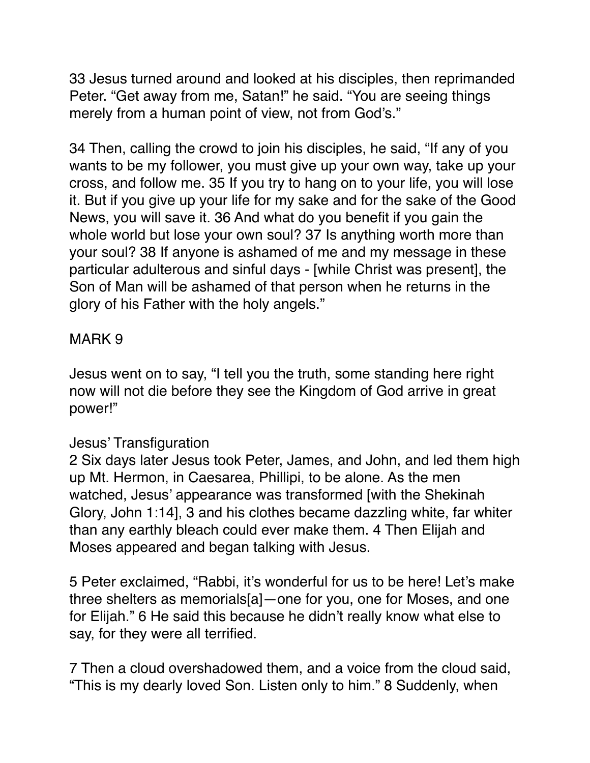33 Jesus turned around and looked at his disciples, then reprimanded Peter. "Get away from me, Satan!" he said. "You are seeing things merely from a human point of view, not from God's."

34 Then, calling the crowd to join his disciples, he said, "If any of you wants to be my follower, you must give up your own way, take up your cross, and follow me. 35 If you try to hang on to your life, you will lose it. But if you give up your life for my sake and for the sake of the Good News, you will save it. 36 And what do you benefit if you gain the whole world but lose your own soul? 37 Is anything worth more than your soul? 38 If anyone is ashamed of me and my message in these particular adulterous and sinful days - [while Christ was present], the Son of Man will be ashamed of that person when he returns in the glory of his Father with the holy angels."

MARK 9

Jesus went on to say, "I tell you the truth, some standing here right now will not die before they see the Kingdom of God arrive in great power!"

Jesus' Transfiguration
2 Six days later Jesus took Peter, James, and John, and led them high up Mt. Hermon, in Caesarea, Phillipi, to be alone. As the men watched, Jesus' appearance was transformed [with the Shekinah Glory, John 1:14], 3 and his clothes became dazzling white, far whiter than any earthly bleach could ever make them. 4 Then Elijah and Moses appeared and began talking with Jesus.

5 Peter exclaimed, "Rabbi, it's wonderful for us to be here! Let's make three shelters as memorials[a]—one for you, one for Moses, and one for Elijah." 6 He said this because he didn't really know what else to say, for they were all terrified.

7 Then a cloud overshadowed them, and a voice from the cloud said, "This is my dearly loved Son. Listen only to him." 8 Suddenly, when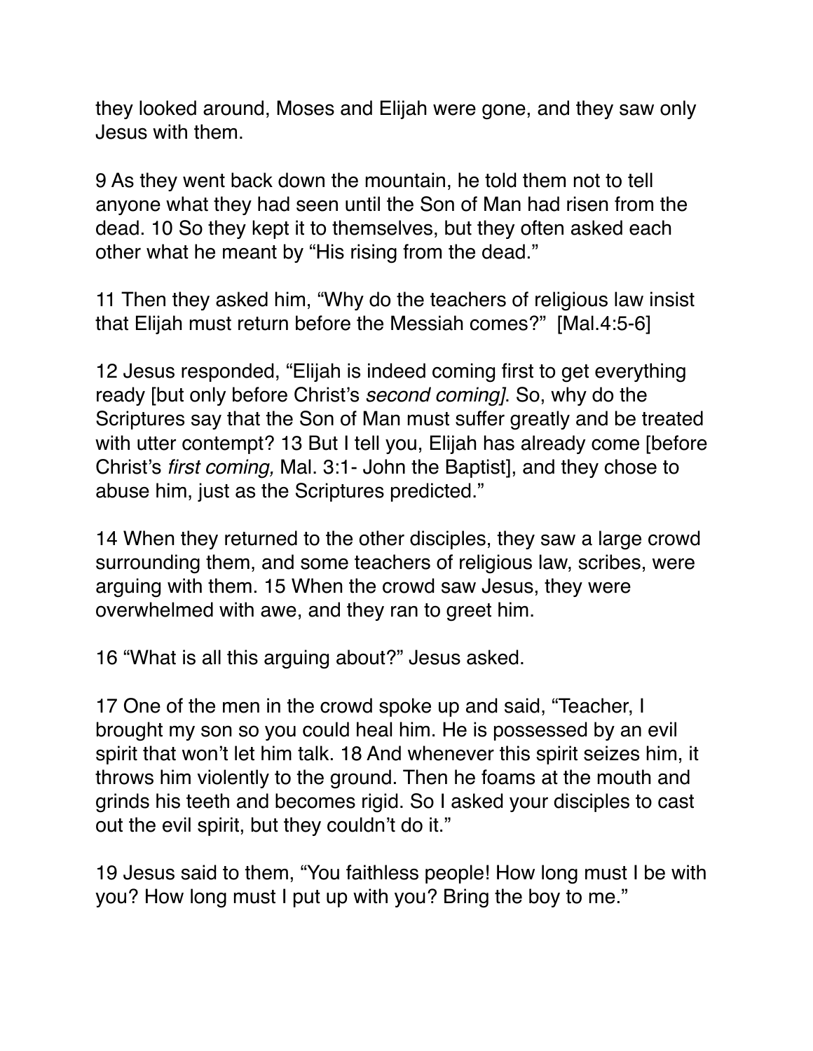they looked around, Moses and Elijah were gone, and they saw only Jesus with them.

9 As they went back down the mountain, he told them not to tell anyone what they had seen until the Son of Man had risen from the dead. 10 So they kept it to themselves, but they often asked each other what he meant by “His rising from the dead.”

11 Then they asked him, “Why do the teachers of religious law insist that Elijah must return before the Messiah comes?” [Mal.4:5-6]

12 Jesus responded, “Elijah is indeed coming first to get everything ready [but only before Christ’s *second coming]*. So, why do the Scriptures say that the Son of Man must suffer greatly and be treated with utter contempt? 13 But I tell you, Elijah has already come [before Christ’s *first coming,* Mal. 3:1- John the Baptist], and they chose to abuse him, just as the Scriptures predicted.”

14 When they returned to the other disciples, they saw a large crowd surrounding them, and some teachers of religious law, scribes, were arguing with them. 15 When the crowd saw Jesus, they were overwhelmed with awe, and they ran to greet him.

16 “What is all this arguing about?” Jesus asked.

17 One of the men in the crowd spoke up and said, “Teacher, I brought my son so you could heal him. He is possessed by an evil spirit that won’t let him talk. 18 And whenever this spirit seizes him, it throws him violently to the ground. Then he foams at the mouth and grinds his teeth and becomes rigid. So I asked your disciples to cast out the evil spirit, but they couldn’t do it.”

19 Jesus said to them, “You faithless people! How long must I be with you? How long must I put up with you? Bring the boy to me.”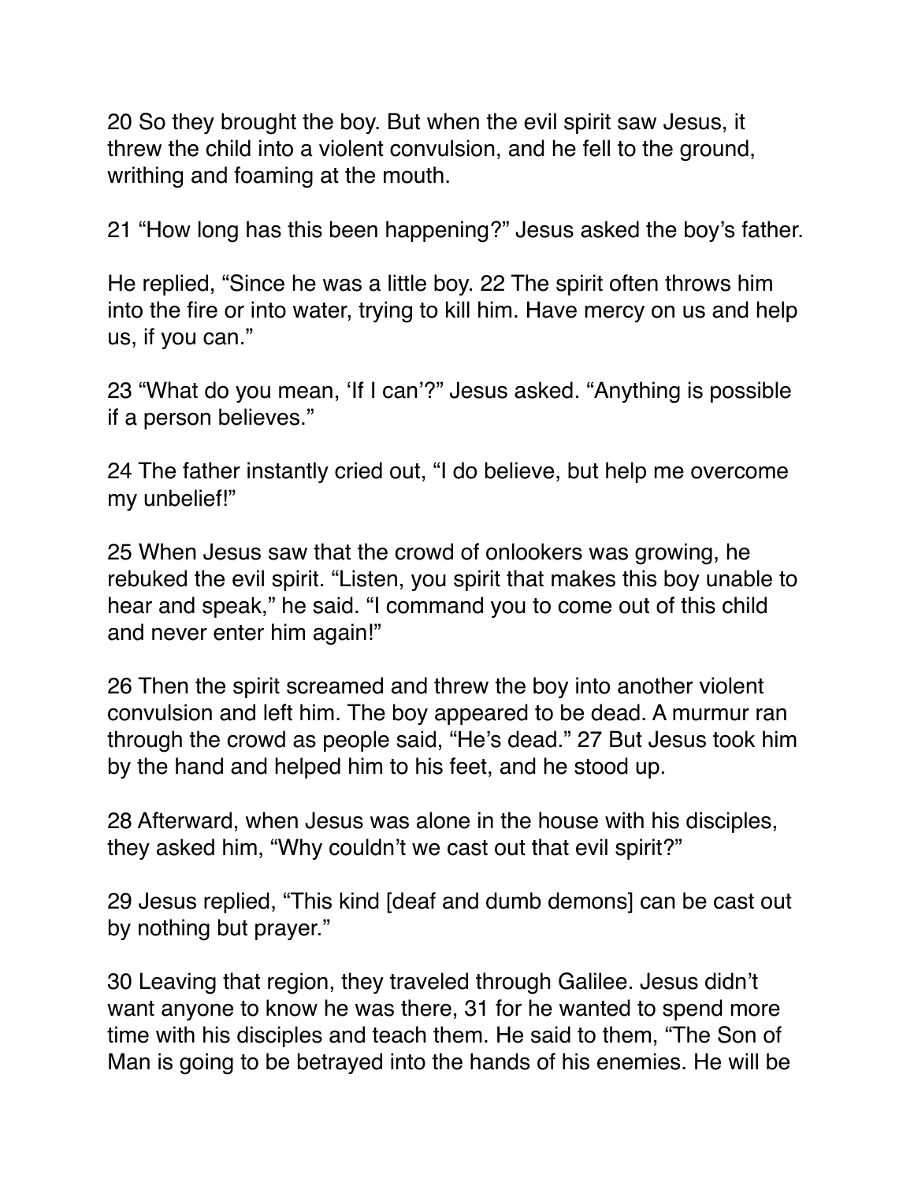20 So they brought the boy. But when the evil spirit saw Jesus, it threw the child into a violent convulsion, and he fell to the ground, writhing and foaming at the mouth.

21 "How long has this been happening?" Jesus asked the boy's father.

He replied, "Since he was a little boy. 22 The spirit often throws him into the fire or into water, trying to kill him. Have mercy on us and help us, if you can."

23 "What do you mean, 'If I can'?" Jesus asked. "Anything is possible if a person believes."

24 The father instantly cried out, "I do believe, but help me overcome my unbelief!"

25 When Jesus saw that the crowd of onlookers was growing, he rebuked the evil spirit. "Listen, you spirit that makes this boy unable to hear and speak," he said. "I command you to come out of this child and never enter him again!"

26 Then the spirit screamed and threw the boy into another violent convulsion and left him. The boy appeared to be dead. A murmur ran through the crowd as people said, "He's dead." 27 But Jesus took him by the hand and helped him to his feet, and he stood up.

28 Afterward, when Jesus was alone in the house with his disciples, they asked him, "Why couldn't we cast out that evil spirit?"

29 Jesus replied, "This kind [deaf and dumb demons] can be cast out by nothing but prayer."

30 Leaving that region, they traveled through Galilee. Jesus didn't want anyone to know he was there, 31 for he wanted to spend more time with his disciples and teach them. He said to them, "The Son of Man is going to be betrayed into the hands of his enemies. He will be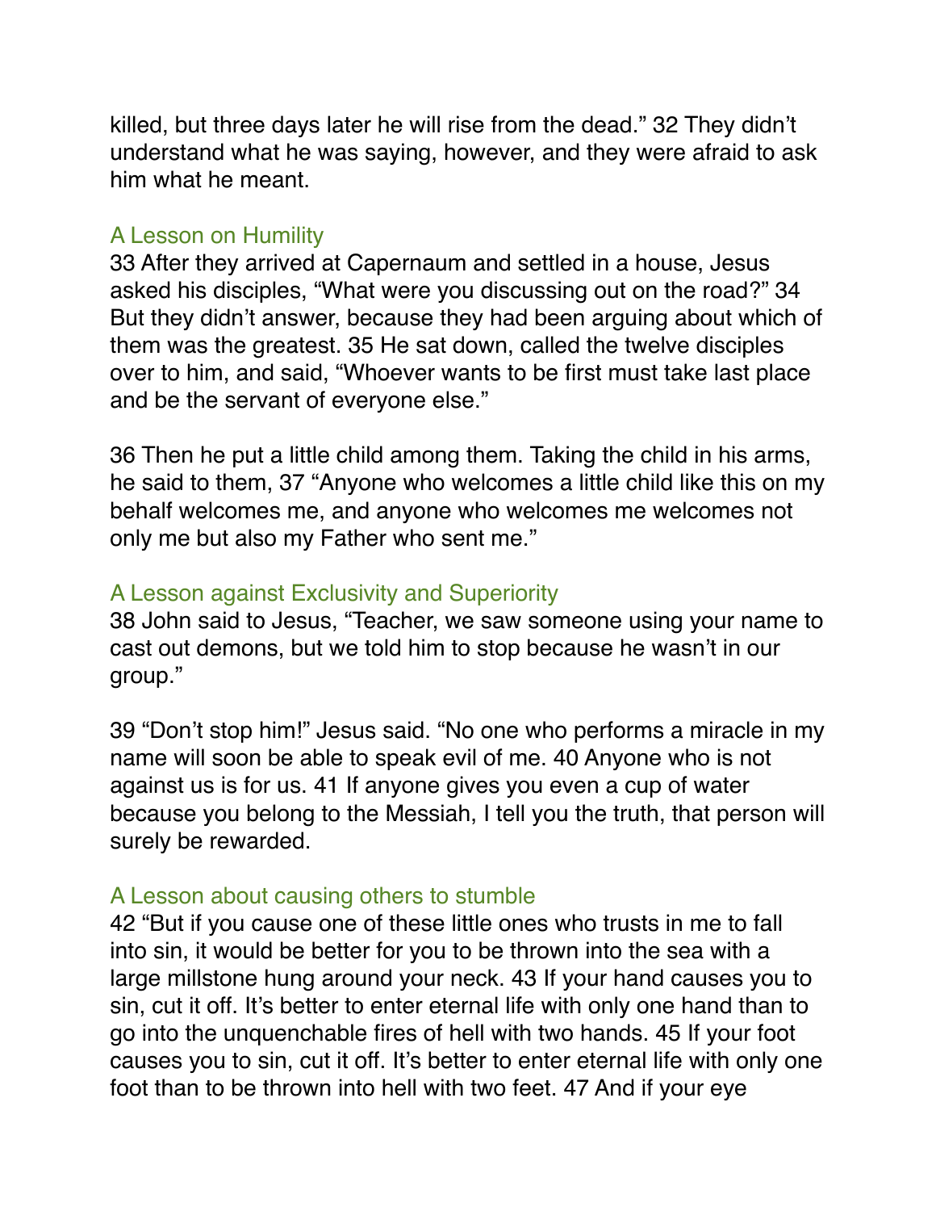killed, but three days later he will rise from the dead." 32 They didn't understand what he was saying, however, and they were afraid to ask him what he meant.

### A Lesson on Humility

33 After they arrived at Capernaum and settled in a house, Jesus asked his disciples, "What were you discussing out on the road?" 34 But they didn't answer, because they had been arguing about which of them was the greatest. 35 He sat down, called the twelve disciples over to him, and said, "Whoever wants to be first must take last place and be the servant of everyone else."

36 Then he put a little child among them. Taking the child in his arms, he said to them, 37 "Anyone who welcomes a little child like this on my behalf welcomes me, and anyone who welcomes me welcomes not only me but also my Father who sent me."

### A Lesson against Exclusivity and Superiority

38 John said to Jesus, "Teacher, we saw someone using your name to cast out demons, but we told him to stop because he wasn't in our group."

39 "Don't stop him!" Jesus said. "No one who performs a miracle in my name will soon be able to speak evil of me. 40 Anyone who is not against us is for us. 41 If anyone gives you even a cup of water because you belong to the Messiah, I tell you the truth, that person will surely be rewarded.

### A Lesson about causing others to stumble

42 "But if you cause one of these little ones who trusts in me to fall into sin, it would be better for you to be thrown into the sea with a large millstone hung around your neck. 43 If your hand causes you to sin, cut it off. It's better to enter eternal life with only one hand than to go into the unquenchable fires of hell with two hands. 45 If your foot causes you to sin, cut it off. It's better to enter eternal life with only one foot than to be thrown into hell with two feet. 47 And if your eye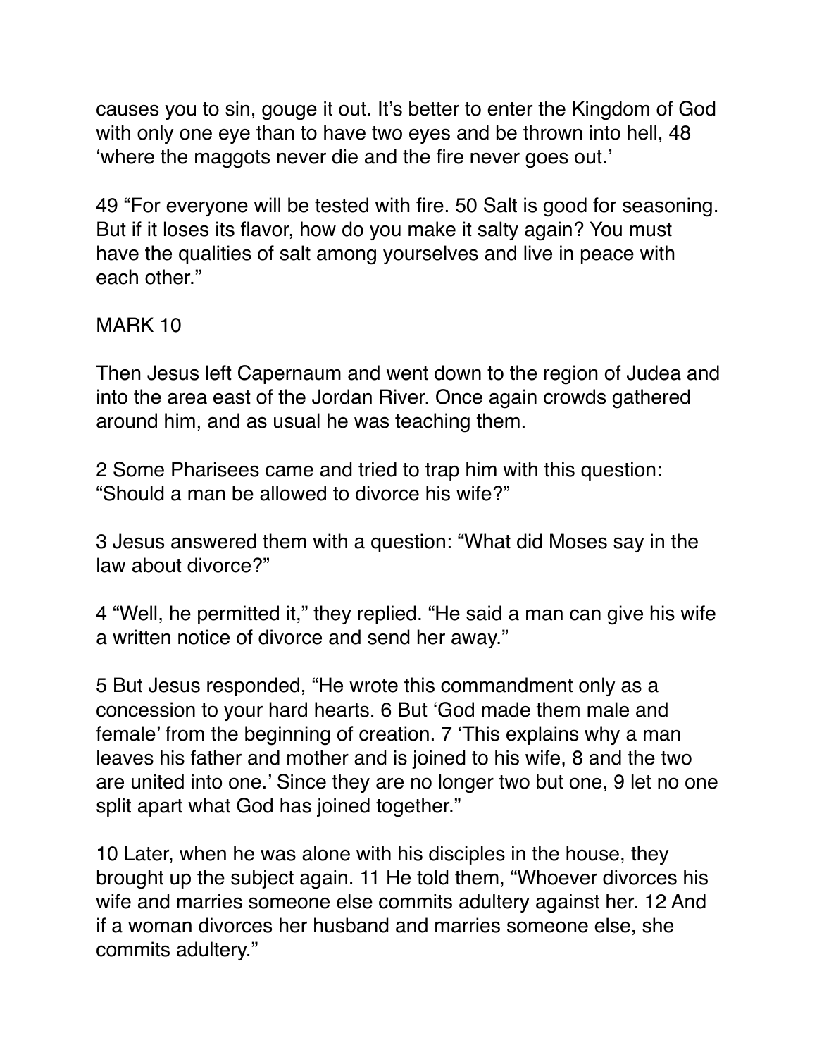causes you to sin, gouge it out. It's better to enter the Kingdom of God with only one eye than to have two eyes and be thrown into hell, 48 'where the maggots never die and the fire never goes out.'

49 "For everyone will be tested with fire. 50 Salt is good for seasoning. But if it loses its flavor, how do you make it salty again? You must have the qualities of salt among yourselves and live in peace with each other."

## MARK 10

Then Jesus left Capernaum and went down to the region of Judea and into the area east of the Jordan River. Once again crowds gathered around him, and as usual he was teaching them.

2 Some Pharisees came and tried to trap him with this question: "Should a man be allowed to divorce his wife?"

3 Jesus answered them with a question: "What did Moses say in the law about divorce?"

4 "Well, he permitted it," they replied. "He said a man can give his wife a written notice of divorce and send her away."

5 But Jesus responded, "He wrote this commandment only as a concession to your hard hearts. 6 But 'God made them male and female' from the beginning of creation. 7 'This explains why a man leaves his father and mother and is joined to his wife, 8 and the two are united into one.' Since they are no longer two but one, 9 let no one split apart what God has joined together."

10 Later, when he was alone with his disciples in the house, they brought up the subject again. 11 He told them, "Whoever divorces his wife and marries someone else commits adultery against her. 12 And if a woman divorces her husband and marries someone else, she commits adultery."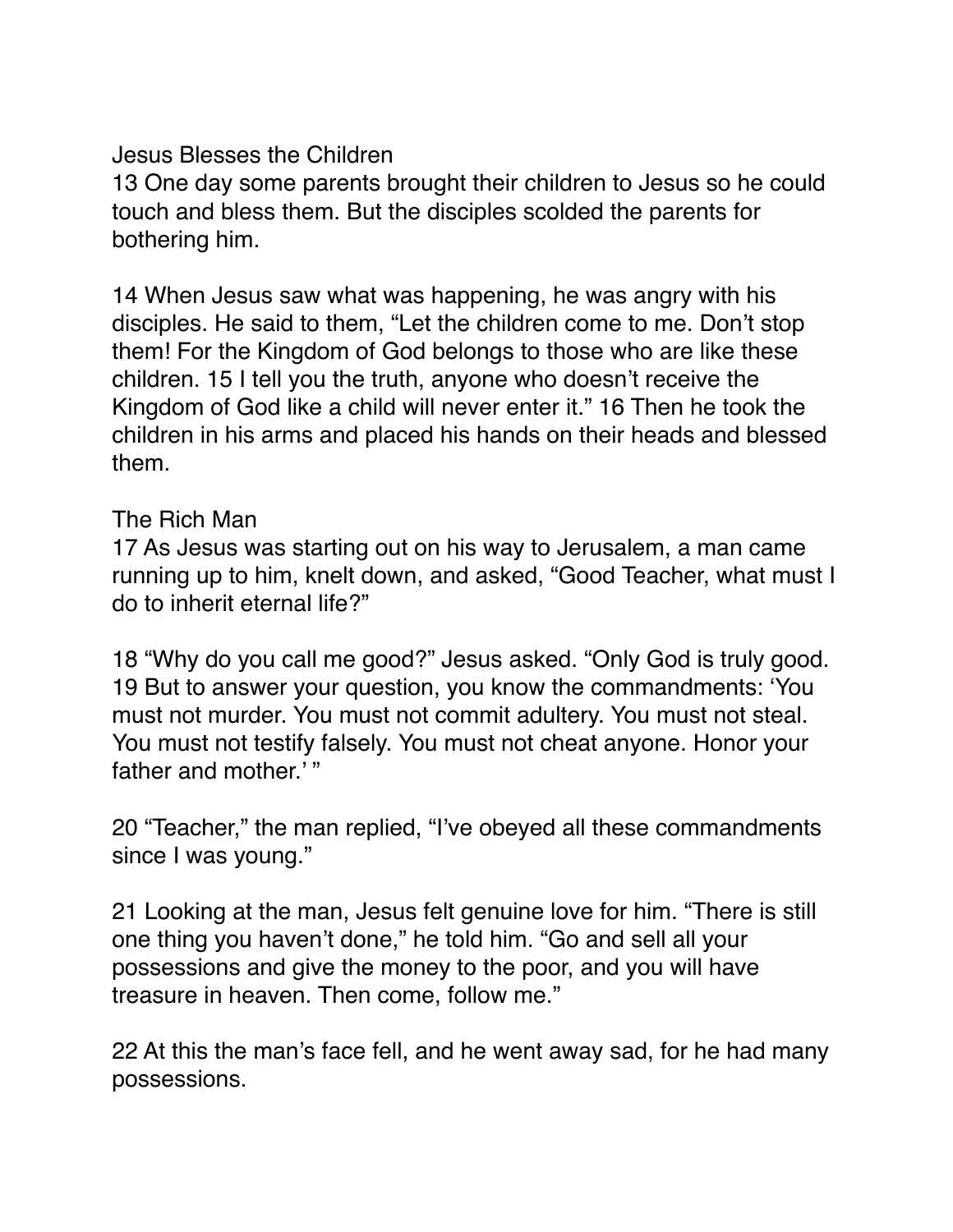## Jesus Blesses the Children

13 One day some parents brought their children to Jesus so he could touch and bless them. But the disciples scolded the parents for bothering him.

14 When Jesus saw what was happening, he was angry with his disciples. He said to them, "Let the children come to me. Don't stop them! For the Kingdom of God belongs to those who are like these children. 15 I tell you the truth, anyone who doesn't receive the Kingdom of God like a child will never enter it." 16 Then he took the children in his arms and placed his hands on their heads and blessed them.

## The Rich Man

17 As Jesus was starting out on his way to Jerusalem, a man came running up to him, knelt down, and asked, "Good Teacher, what must I do to inherit eternal life?"

18 "Why do you call me good?" Jesus asked. "Only God is truly good. 19 But to answer your question, you know the commandments: 'You must not murder. You must not commit adultery. You must not steal. You must not testify falsely. You must not cheat anyone. Honor your father and mother.' "

20 "Teacher," the man replied, "I've obeyed all these commandments since I was young."

21 Looking at the man, Jesus felt genuine love for him. "There is still one thing you haven't done," he told him. "Go and sell all your possessions and give the money to the poor, and you will have treasure in heaven. Then come, follow me."

22 At this the man's face fell, and he went away sad, for he had many possessions.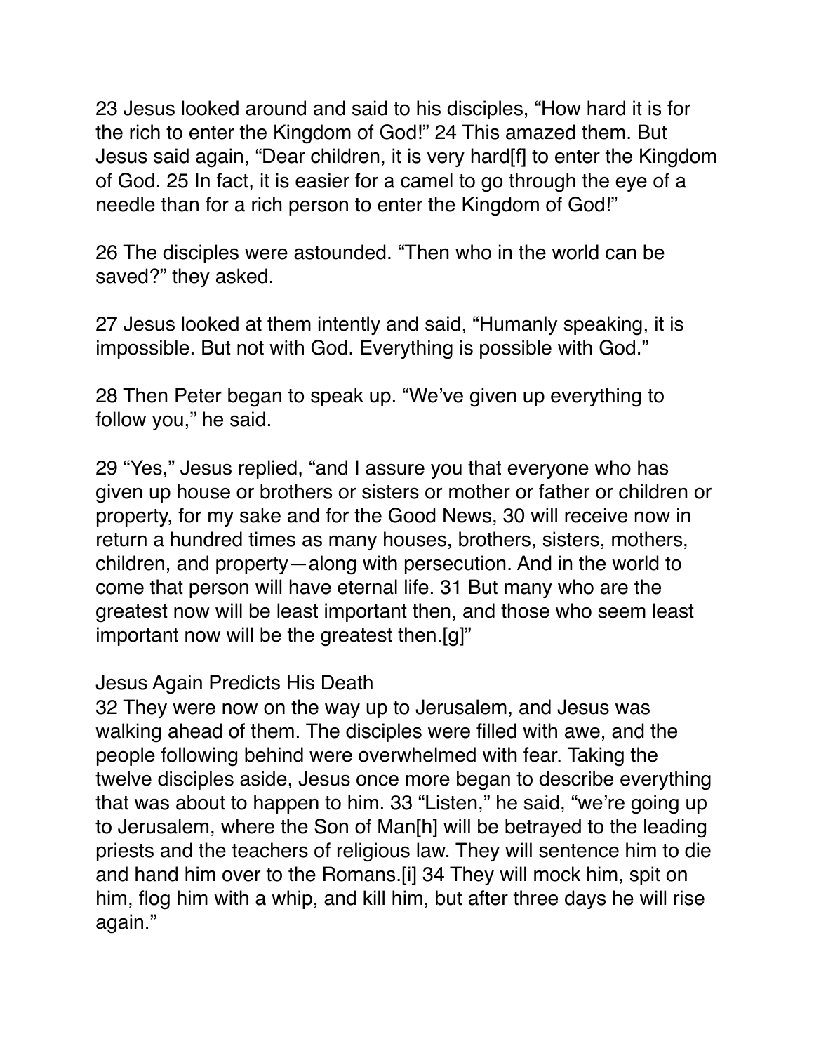23 Jesus looked around and said to his disciples, "How hard it is for the rich to enter the Kingdom of God!" 24 This amazed them. But Jesus said again, "Dear children, it is very hard[f] to enter the Kingdom of God. 25 In fact, it is easier for a camel to go through the eye of a needle than for a rich person to enter the Kingdom of God!"

26 The disciples were astounded. "Then who in the world can be saved?" they asked.

27 Jesus looked at them intently and said, "Humanly speaking, it is impossible. But not with God. Everything is possible with God."

28 Then Peter began to speak up. "We've given up everything to follow you," he said.

29 "Yes," Jesus replied, "and I assure you that everyone who has given up house or brothers or sisters or mother or father or children or property, for my sake and for the Good News, 30 will receive now in return a hundred times as many houses, brothers, sisters, mothers, children, and property—along with persecution. And in the world to come that person will have eternal life. 31 But many who are the greatest now will be least important then, and those who seem least important now will be the greatest then.[g]"

### Jesus Again Predicts His Death

32 They were now on the way up to Jerusalem, and Jesus was walking ahead of them. The disciples were filled with awe, and the people following behind were overwhelmed with fear. Taking the twelve disciples aside, Jesus once more began to describe everything that was about to happen to him. 33 "Listen," he said, "we're going up to Jerusalem, where the Son of Man[h] will be betrayed to the leading priests and the teachers of religious law. They will sentence him to die and hand him over to the Romans.[i] 34 They will mock him, spit on him, flog him with a whip, and kill him, but after three days he will rise again."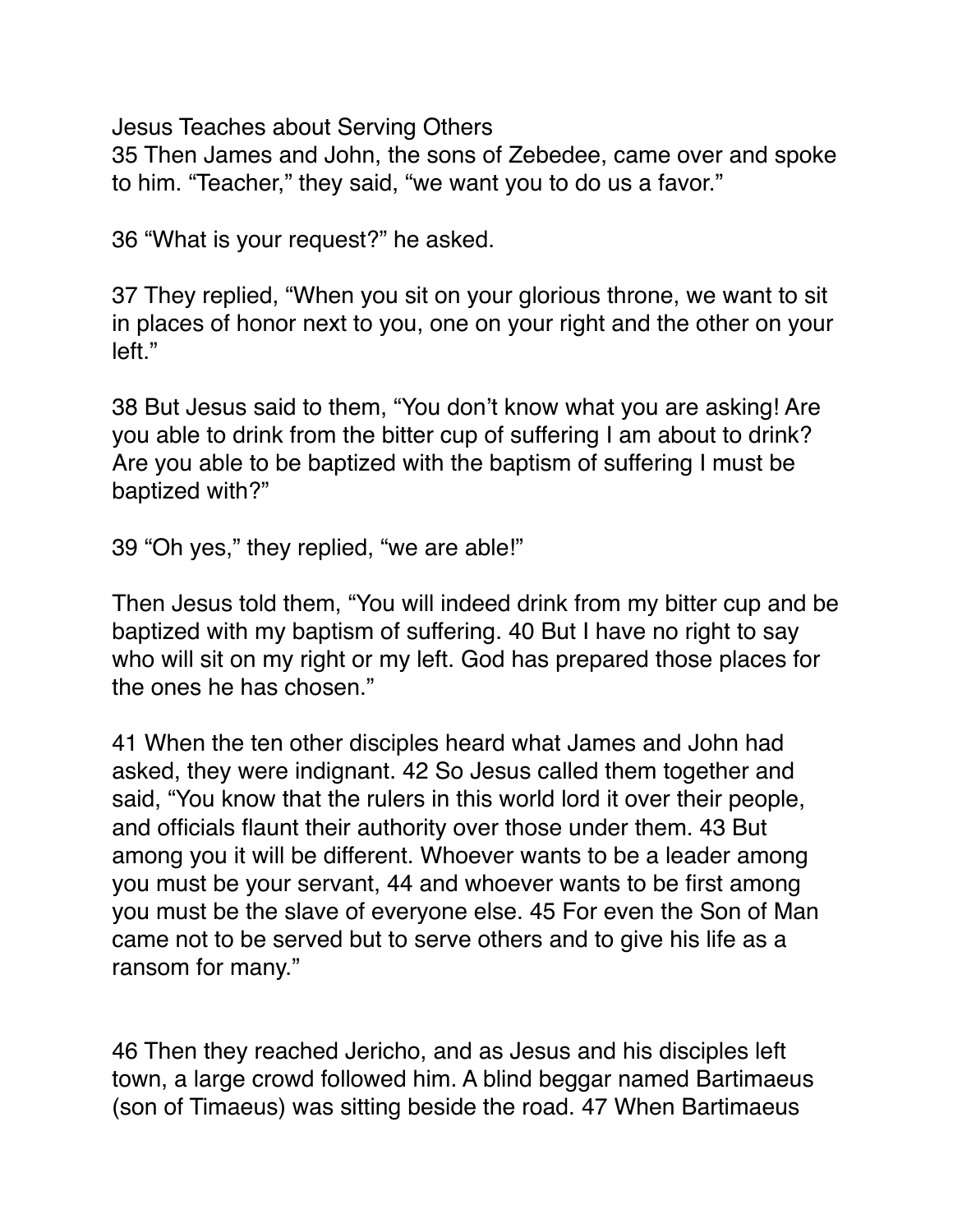## Jesus Teaches about Serving Others

35 Then James and John, the sons of Zebedee, came over and spoke to him. “Teacher,” they said, “we want you to do us a favor.”

36 “What is your request?” he asked.

37 They replied, “When you sit on your glorious throne, we want to sit in places of honor next to you, one on your right and the other on your left.”

38 But Jesus said to them, “You don’t know what you are asking! Are you able to drink from the bitter cup of suffering I am about to drink? Are you able to be baptized with the baptism of suffering I must be baptized with?”

39 “Oh yes,” they replied, “we are able!”

Then Jesus told them, “You will indeed drink from my bitter cup and be baptized with my baptism of suffering. 40 But I have no right to say who will sit on my right or my left. God has prepared those places for the ones he has chosen.”

41 When the ten other disciples heard what James and John had asked, they were indignant. 42 So Jesus called them together and said, “You know that the rulers in this world lord it over their people, and officials flaunt their authority over those under them. 43 But among you it will be different. Whoever wants to be a leader among you must be your servant, 44 and whoever wants to be first among you must be the slave of everyone else. 45 For even the Son of Man came not to be served but to serve others and to give his life as a ransom for many.”

46 Then they reached Jericho, and as Jesus and his disciples left town, a large crowd followed him. A blind beggar named Bartimaeus (son of Timaeus) was sitting beside the road. 47 When Bartimaeus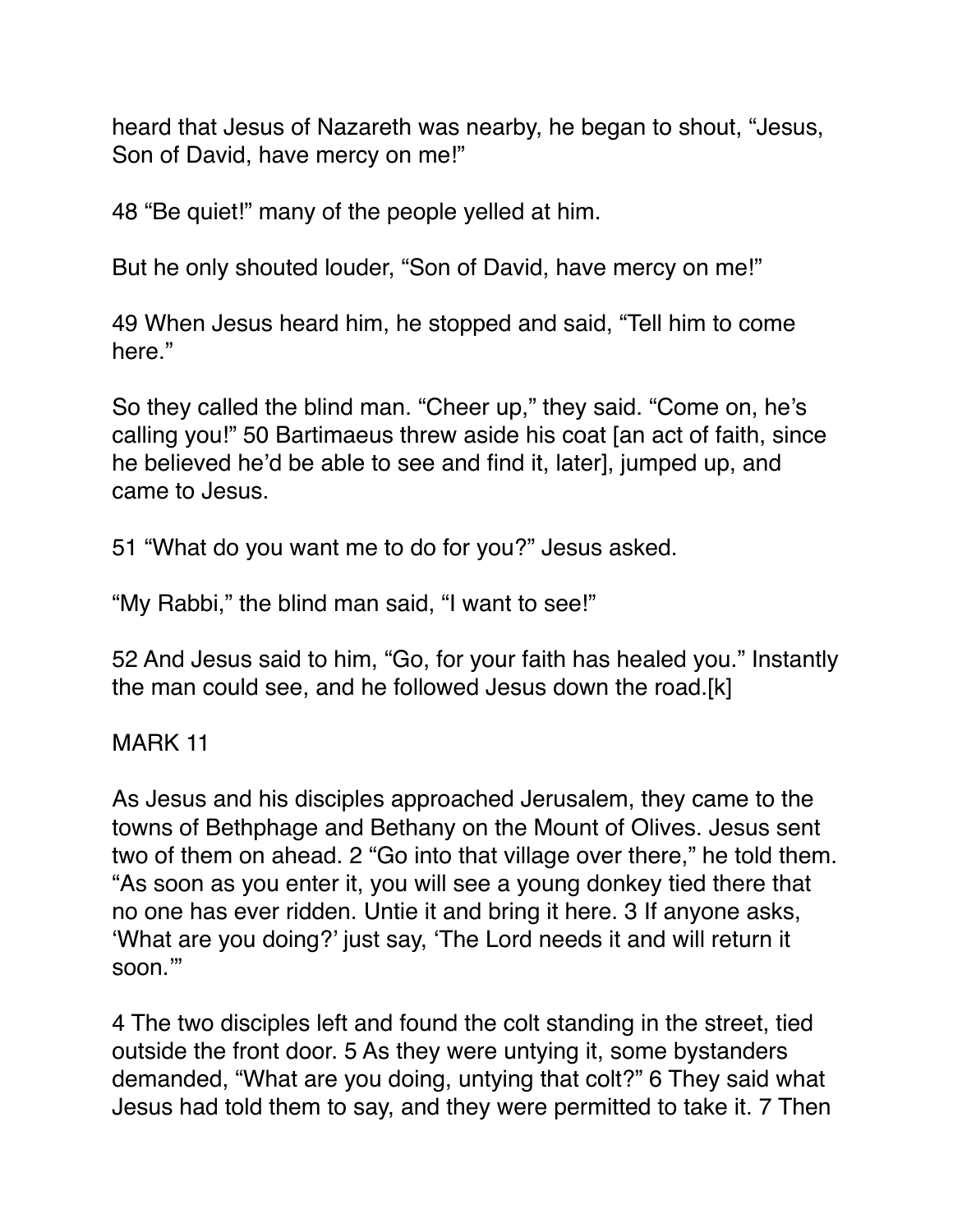heard that Jesus of Nazareth was nearby, he began to shout, “Jesus, Son of David, have mercy on me!”

48 “Be quiet!” many of the people yelled at him.

But he only shouted louder, “Son of David, have mercy on me!”

49 When Jesus heard him, he stopped and said, “Tell him to come here.”

So they called the blind man. “Cheer up,” they said. “Come on, he’s calling you!” 50 Bartimaeus threw aside his coat [an act of faith, since he believed he’d be able to see and find it, later], jumped up, and came to Jesus.

51 “What do you want me to do for you?” Jesus asked.

“My Rabbi,” the blind man said, “I want to see!”

52 And Jesus said to him, “Go, for your faith has healed you.” Instantly the man could see, and he followed Jesus down the road.[k]

## MARK 11

As Jesus and his disciples approached Jerusalem, they came to the towns of Bethphage and Bethany on the Mount of Olives. Jesus sent two of them on ahead. 2 “Go into that village over there,” he told them. “As soon as you enter it, you will see a young donkey tied there that no one has ever ridden. Untie it and bring it here. 3 If anyone asks, ‘What are you doing?’ just say, ‘The Lord needs it and will return it soon.’”

4 The two disciples left and found the colt standing in the street, tied outside the front door. 5 As they were untying it, some bystanders demanded, “What are you doing, untying that colt?” 6 They said what Jesus had told them to say, and they were permitted to take it. 7 Then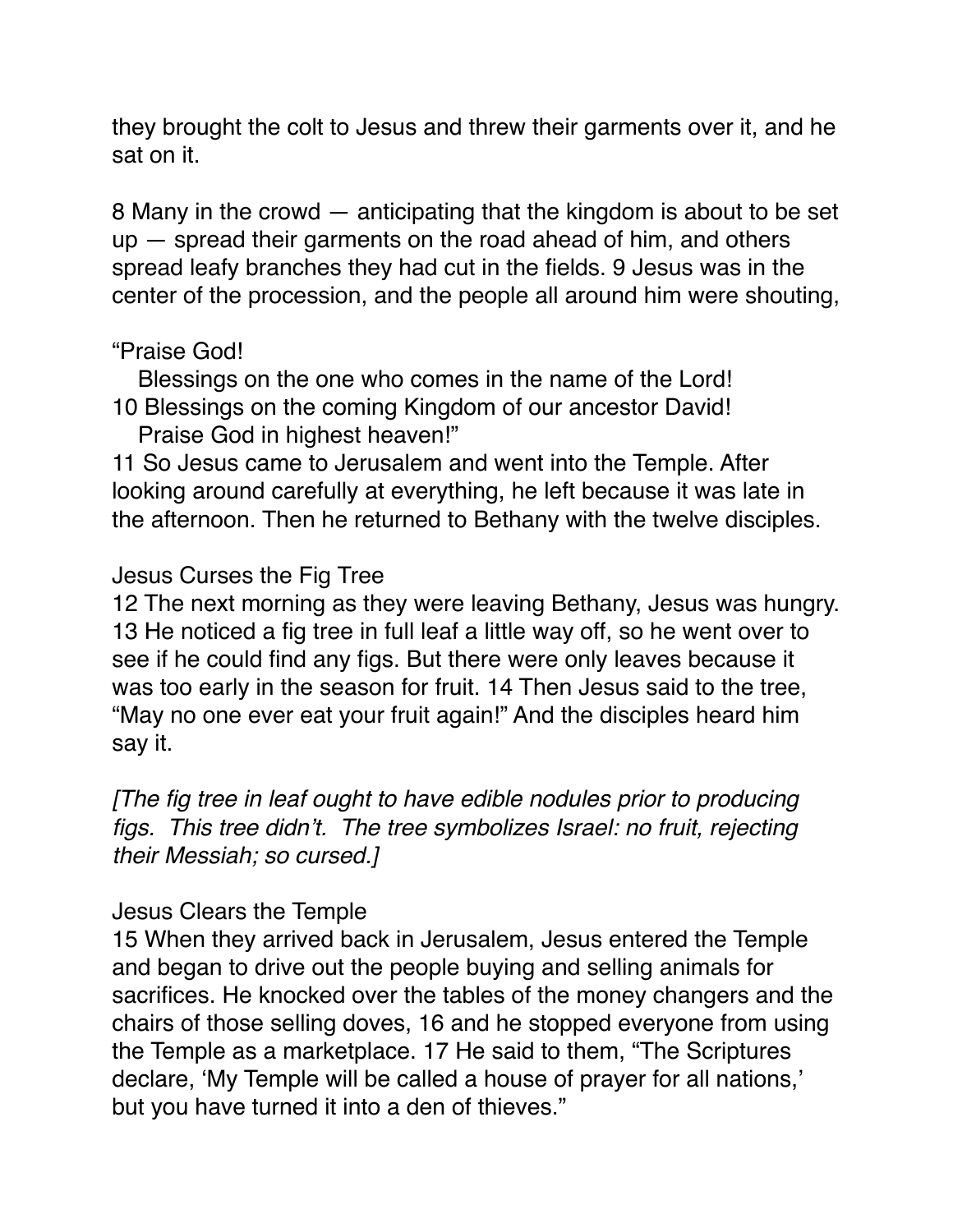they brought the colt to Jesus and threw their garments over it, and he sat on it.

8 Many in the crowd — anticipating that the kingdom is about to be set up — spread their garments on the road ahead of him, and others spread leafy branches they had cut in the fields. 9 Jesus was in the center of the procession, and the people all around him were shouting,

“Praise God!
  Blessings on the one who comes in the name of the Lord!
10 Blessings on the coming Kingdom of our ancestor David!
  Praise God in highest heaven!”
11 So Jesus came to Jerusalem and went into the Temple. After looking around carefully at everything, he left because it was late in the afternoon. Then he returned to Bethany with the twelve disciples.

Jesus Curses the Fig Tree
12 The next morning as they were leaving Bethany, Jesus was hungry. 13 He noticed a fig tree in full leaf a little way off, so he went over to see if he could find any figs. But there were only leaves because it was too early in the season for fruit. 14 Then Jesus said to the tree, “May no one ever eat your fruit again!” And the disciples heard him say it.

*[The fig tree in leaf ought to have edible nodules prior to producing figs.  This tree didn’t.  The tree symbolizes Israel: no fruit, rejecting their Messiah; so cursed.]*

Jesus Clears the Temple
15 When they arrived back in Jerusalem, Jesus entered the Temple and began to drive out the people buying and selling animals for sacrifices. He knocked over the tables of the money changers and the chairs of those selling doves, 16 and he stopped everyone from using the Temple as a marketplace. 17 He said to them, “The Scriptures declare, ‘My Temple will be called a house of prayer for all nations,’ but you have turned it into a den of thieves.”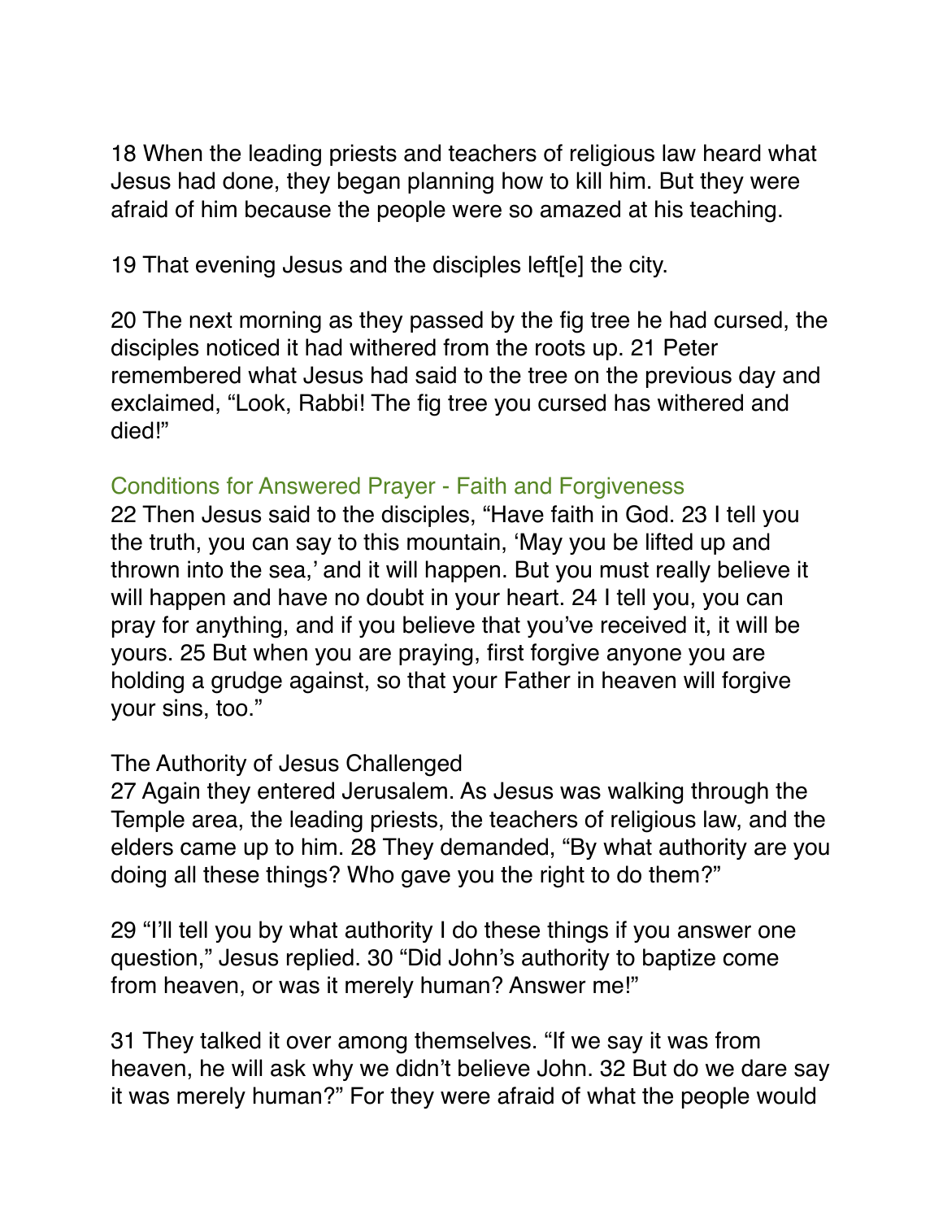18 When the leading priests and teachers of religious law heard what Jesus had done, they began planning how to kill him. But they were afraid of him because the people were so amazed at his teaching.

19 That evening Jesus and the disciples left[e] the city.

20 The next morning as they passed by the fig tree he had cursed, the disciples noticed it had withered from the roots up. 21 Peter remembered what Jesus had said to the tree on the previous day and exclaimed, “Look, Rabbi! The fig tree you cursed has withered and died!”

### Conditions for Answered Prayer - Faith and Forgiveness

22 Then Jesus said to the disciples, “Have faith in God. 23 I tell you the truth, you can say to this mountain, ‘May you be lifted up and thrown into the sea,’ and it will happen. But you must really believe it will happen and have no doubt in your heart. 24 I tell you, you can pray for anything, and if you believe that you’ve received it, it will be yours. 25 But when you are praying, first forgive anyone you are holding a grudge against, so that your Father in heaven will forgive your sins, too.”

### The Authority of Jesus Challenged

27 Again they entered Jerusalem. As Jesus was walking through the Temple area, the leading priests, the teachers of religious law, and the elders came up to him. 28 They demanded, “By what authority are you doing all these things? Who gave you the right to do them?”

29 “I’ll tell you by what authority I do these things if you answer one question,” Jesus replied. 30 “Did John’s authority to baptize come from heaven, or was it merely human? Answer me!”

31 They talked it over among themselves. “If we say it was from heaven, he will ask why we didn’t believe John. 32 But do we dare say it was merely human?” For they were afraid of what the people would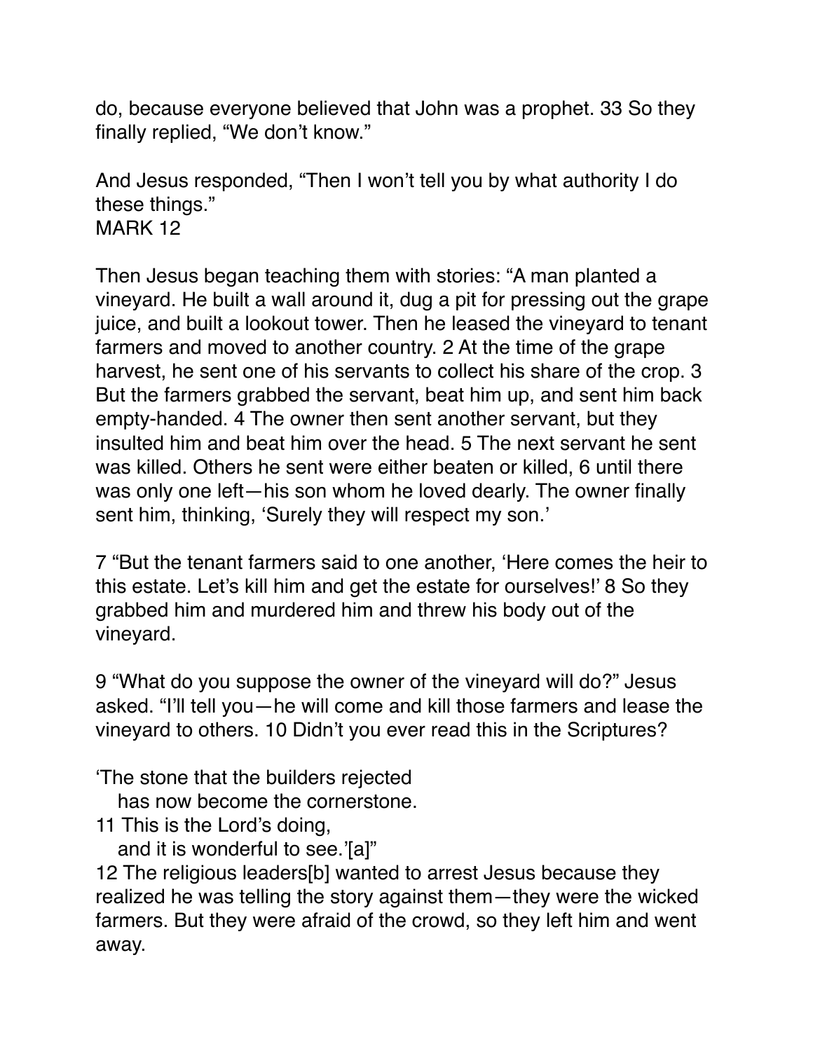do, because everyone believed that John was a prophet. 33 So they finally replied, “We don’t know.”

And Jesus responded, “Then I won’t tell you by what authority I do these things.”

MARK 12

Then Jesus began teaching them with stories: “A man planted a vineyard. He built a wall around it, dug a pit for pressing out the grape juice, and built a lookout tower. Then he leased the vineyard to tenant farmers and moved to another country. 2 At the time of the grape harvest, he sent one of his servants to collect his share of the crop. 3 But the farmers grabbed the servant, beat him up, and sent him back empty-handed. 4 The owner then sent another servant, but they insulted him and beat him over the head. 5 The next servant he sent was killed. Others he sent were either beaten or killed, 6 until there was only one left—his son whom he loved dearly. The owner finally sent him, thinking, ‘Surely they will respect my son.’

7 “But the tenant farmers said to one another, ‘Here comes the heir to this estate. Let’s kill him and get the estate for ourselves!’ 8 So they grabbed him and murdered him and threw his body out of the vineyard.

9 “What do you suppose the owner of the vineyard will do?” Jesus asked. “I’ll tell you—he will come and kill those farmers and lease the vineyard to others. 10 Didn’t you ever read this in the Scriptures?

‘The stone that the builders rejected
   has now become the cornerstone.
11 This is the Lord’s doing,
   and it is wonderful to see.’[a]”

12 The religious leaders[b] wanted to arrest Jesus because they realized he was telling the story against them—they were the wicked farmers. But they were afraid of the crowd, so they left him and went away.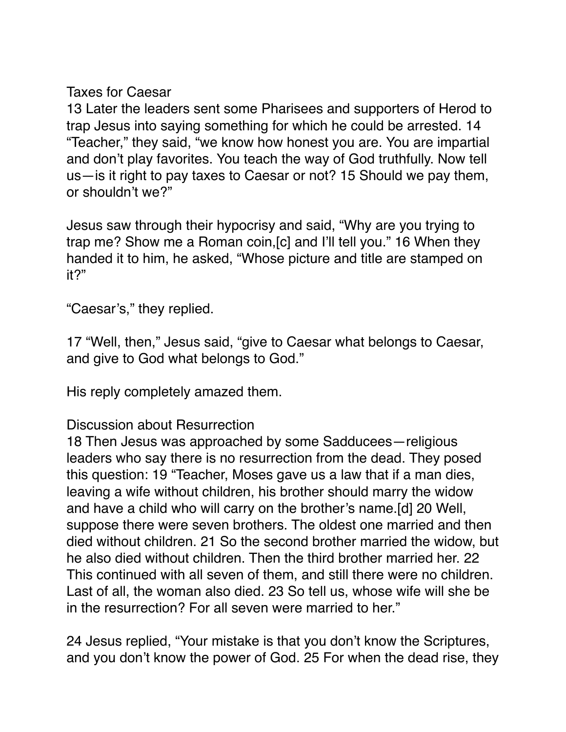Taxes for Caesar

13 Later the leaders sent some Pharisees and supporters of Herod to trap Jesus into saying something for which he could be arrested. 14 “Teacher,” they said, “we know how honest you are. You are impartial and don’t play favorites. You teach the way of God truthfully. Now tell us—is it right to pay taxes to Caesar or not? 15 Should we pay them, or shouldn’t we?”

Jesus saw through their hypocrisy and said, “Why are you trying to trap me? Show me a Roman coin,[c] and I’ll tell you.” 16 When they handed it to him, he asked, “Whose picture and title are stamped on it?”

“Caesar’s,” they replied.

17 “Well, then,” Jesus said, “give to Caesar what belongs to Caesar, and give to God what belongs to God.”

His reply completely amazed them.

Discussion about Resurrection

18 Then Jesus was approached by some Sadducees—religious leaders who say there is no resurrection from the dead. They posed this question: 19 “Teacher, Moses gave us a law that if a man dies, leaving a wife without children, his brother should marry the widow and have a child who will carry on the brother’s name.[d] 20 Well, suppose there were seven brothers. The oldest one married and then died without children. 21 So the second brother married the widow, but he also died without children. Then the third brother married her. 22 This continued with all seven of them, and still there were no children. Last of all, the woman also died. 23 So tell us, whose wife will she be in the resurrection? For all seven were married to her.”

24 Jesus replied, “Your mistake is that you don’t know the Scriptures, and you don’t know the power of God. 25 For when the dead rise, they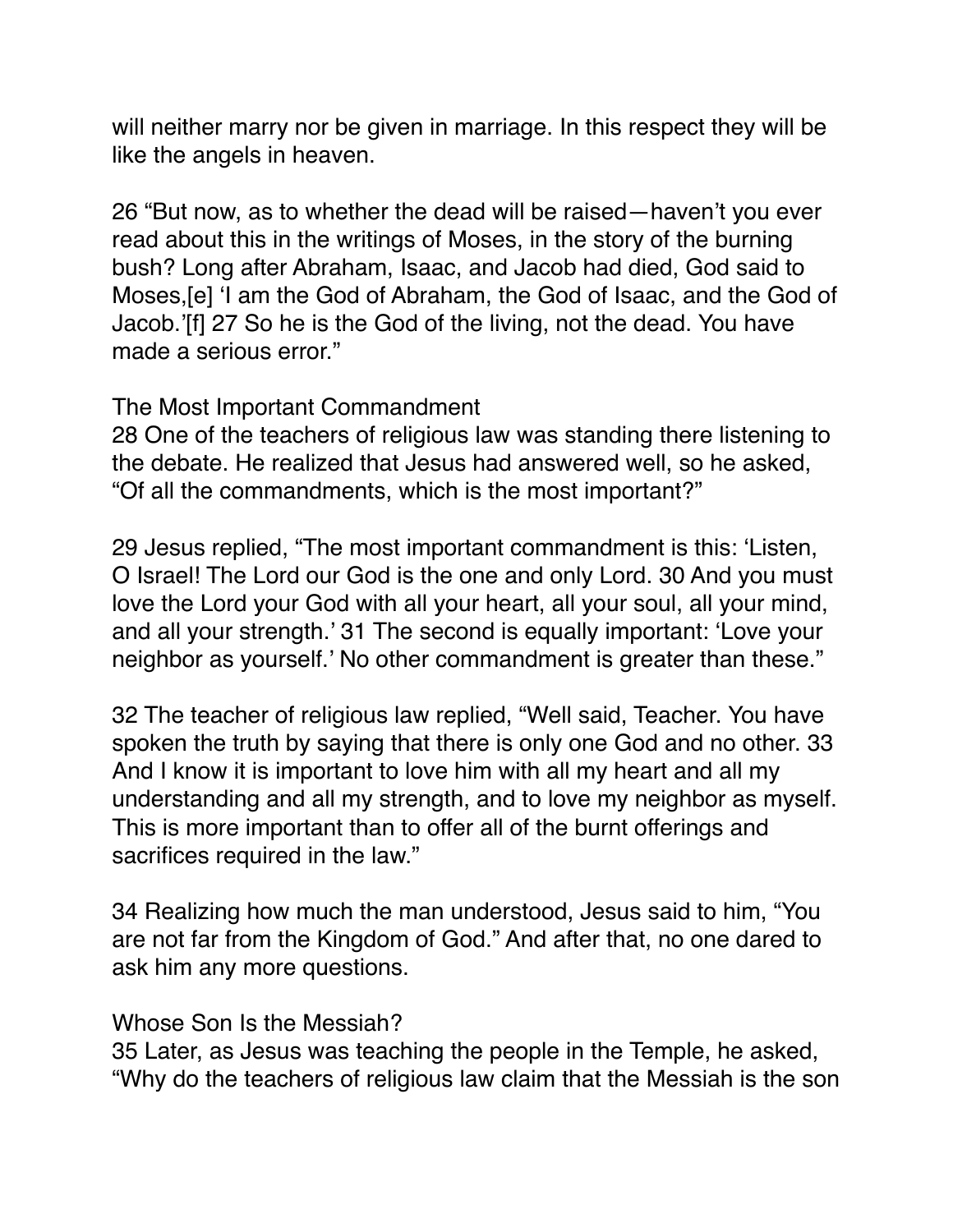will neither marry nor be given in marriage. In this respect they will be like the angels in heaven.

26 "But now, as to whether the dead will be raised—haven't you ever read about this in the writings of Moses, in the story of the burning bush? Long after Abraham, Isaac, and Jacob had died, God said to Moses,[e] 'I am the God of Abraham, the God of Isaac, and the God of Jacob.'[f] 27 So he is the God of the living, not the dead. You have made a serious error."

## The Most Important Commandment

28 One of the teachers of religious law was standing there listening to the debate. He realized that Jesus had answered well, so he asked, "Of all the commandments, which is the most important?"

29 Jesus replied, "The most important commandment is this: 'Listen, O Israel! The Lord our God is the one and only Lord. 30 And you must love the Lord your God with all your heart, all your soul, all your mind, and all your strength.' 31 The second is equally important: 'Love your neighbor as yourself.' No other commandment is greater than these."

32 The teacher of religious law replied, "Well said, Teacher. You have spoken the truth by saying that there is only one God and no other. 33 And I know it is important to love him with all my heart and all my understanding and all my strength, and to love my neighbor as myself. This is more important than to offer all of the burnt offerings and sacrifices required in the law."

34 Realizing how much the man understood, Jesus said to him, "You are not far from the Kingdom of God." And after that, no one dared to ask him any more questions.

## Whose Son Is the Messiah?

35 Later, as Jesus was teaching the people in the Temple, he asked, "Why do the teachers of religious law claim that the Messiah is the son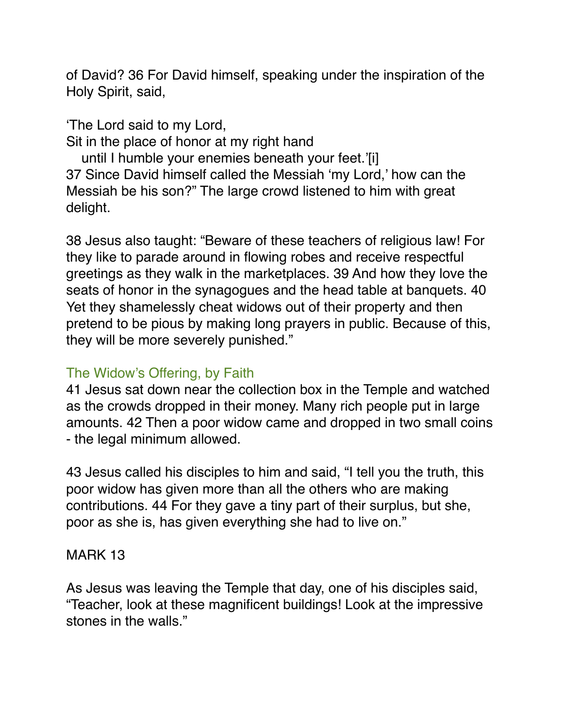of David? 36 For David himself, speaking under the inspiration of the Holy Spirit, said,

'The Lord said to my Lord,
Sit in the place of honor at my right hand
   until I humble your enemies beneath your feet.'[i]
37 Since David himself called the Messiah 'my Lord,' how can the Messiah be his son?" The large crowd listened to him with great delight.

38 Jesus also taught: "Beware of these teachers of religious law! For they like to parade around in flowing robes and receive respectful greetings as they walk in the marketplaces. 39 And how they love the seats of honor in the synagogues and the head table at banquets. 40 Yet they shamelessly cheat widows out of their property and then pretend to be pious by making long prayers in public. Because of this, they will be more severely punished."

### The Widow's Offering, by Faith

41 Jesus sat down near the collection box in the Temple and watched as the crowds dropped in their money. Many rich people put in large amounts. 42 Then a poor widow came and dropped in two small coins - the legal minimum allowed.

43 Jesus called his disciples to him and said, "I tell you the truth, this poor widow has given more than all the others who are making contributions. 44 For they gave a tiny part of their surplus, but she, poor as she is, has given everything she had to live on."

MARK 13

As Jesus was leaving the Temple that day, one of his disciples said, "Teacher, look at these magnificent buildings! Look at the impressive stones in the walls."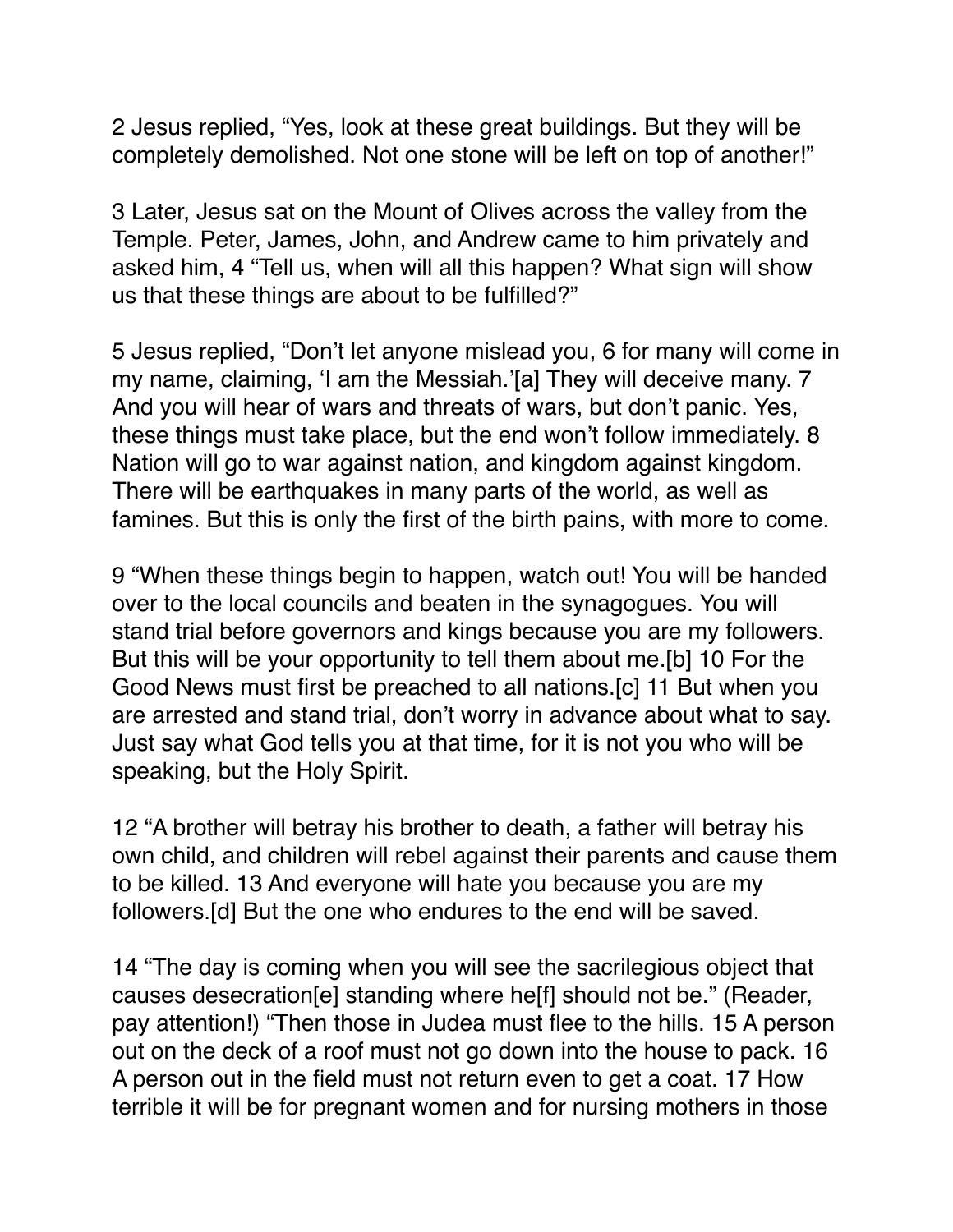2 Jesus replied, “Yes, look at these great buildings. But they will be completely demolished. Not one stone will be left on top of another!”

3 Later, Jesus sat on the Mount of Olives across the valley from the Temple. Peter, James, John, and Andrew came to him privately and asked him, 4 “Tell us, when will all this happen? What sign will show us that these things are about to be fulfilled?”

5 Jesus replied, “Don’t let anyone mislead you, 6 for many will come in my name, claiming, ‘I am the Messiah.’[a] They will deceive many. 7 And you will hear of wars and threats of wars, but don’t panic. Yes, these things must take place, but the end won’t follow immediately. 8 Nation will go to war against nation, and kingdom against kingdom. There will be earthquakes in many parts of the world, as well as famines. But this is only the first of the birth pains, with more to come.

9 “When these things begin to happen, watch out! You will be handed over to the local councils and beaten in the synagogues. You will stand trial before governors and kings because you are my followers. But this will be your opportunity to tell them about me.[b] 10 For the Good News must first be preached to all nations.[c] 11 But when you are arrested and stand trial, don’t worry in advance about what to say. Just say what God tells you at that time, for it is not you who will be speaking, but the Holy Spirit.

12 “A brother will betray his brother to death, a father will betray his own child, and children will rebel against their parents and cause them to be killed. 13 And everyone will hate you because you are my followers.[d] But the one who endures to the end will be saved.

14 “The day is coming when you will see the sacrilegious object that causes desecration[e] standing where he[f] should not be.” (Reader, pay attention!) “Then those in Judea must flee to the hills. 15 A person out on the deck of a roof must not go down into the house to pack. 16 A person out in the field must not return even to get a coat. 17 How terrible it will be for pregnant women and for nursing mothers in those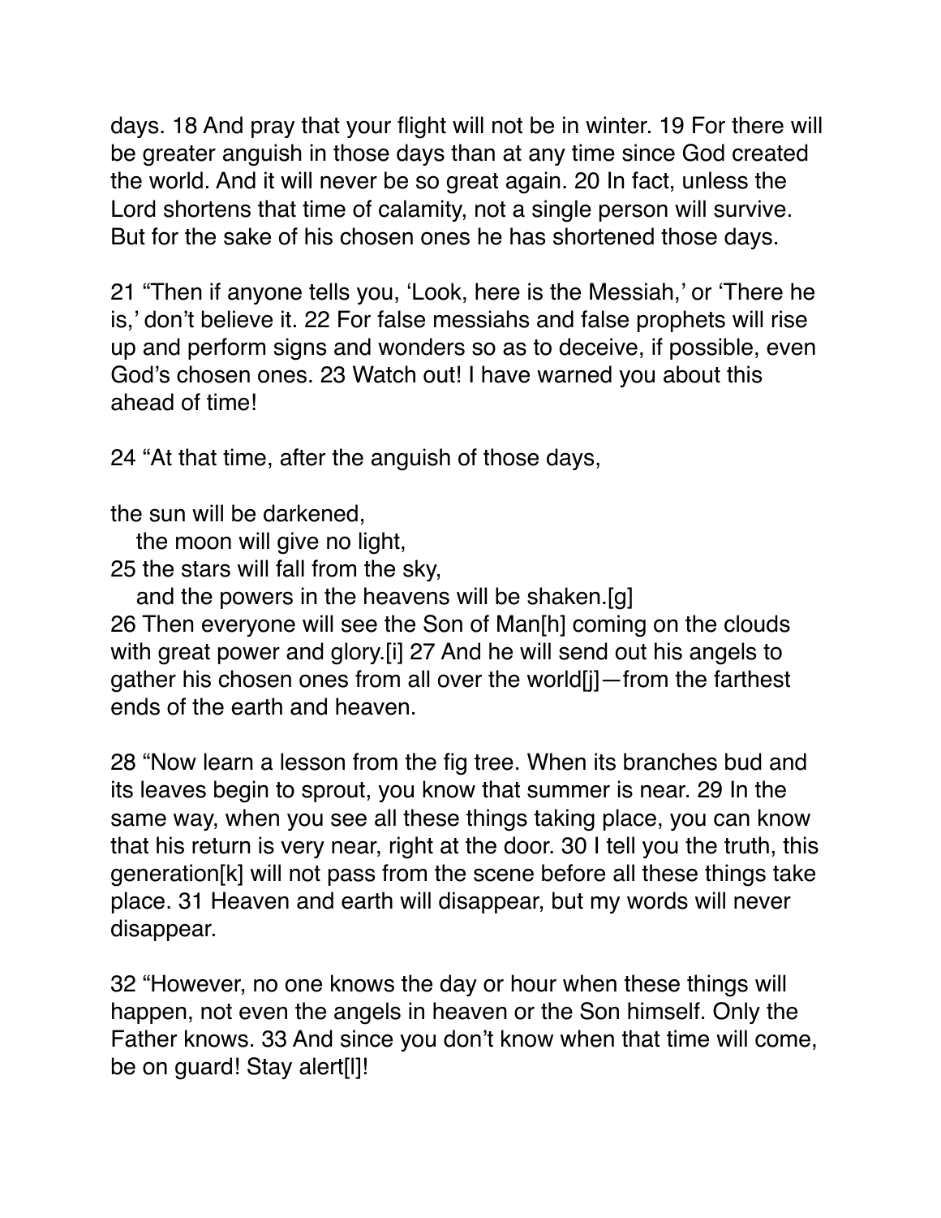days. 18 And pray that your flight will not be in winter. 19 For there will be greater anguish in those days than at any time since God created the world. And it will never be so great again. 20 In fact, unless the Lord shortens that time of calamity, not a single person will survive. But for the sake of his chosen ones he has shortened those days.

21 "Then if anyone tells you, 'Look, here is the Messiah,' or 'There he is,' don't believe it. 22 For false messiahs and false prophets will rise up and perform signs and wonders so as to deceive, if possible, even God's chosen ones. 23 Watch out! I have warned you about this ahead of time!

24 "At that time, after the anguish of those days,

the sun will be darkened,  
   the moon will give no light,  
25 the stars will fall from the sky,  
   and the powers in the heavens will be shaken.[g]  
26 Then everyone will see the Son of Man[h] coming on the clouds with great power and glory.[i] 27 And he will send out his angels to gather his chosen ones from all over the world[j]—from the farthest ends of the earth and heaven.

28 "Now learn a lesson from the fig tree. When its branches bud and its leaves begin to sprout, you know that summer is near. 29 In the same way, when you see all these things taking place, you can know that his return is very near, right at the door. 30 I tell you the truth, this generation[k] will not pass from the scene before all these things take place. 31 Heaven and earth will disappear, but my words will never disappear.

32 "However, no one knows the day or hour when these things will happen, not even the angels in heaven or the Son himself. Only the Father knows. 33 And since you don't know when that time will come, be on guard! Stay alert[l]!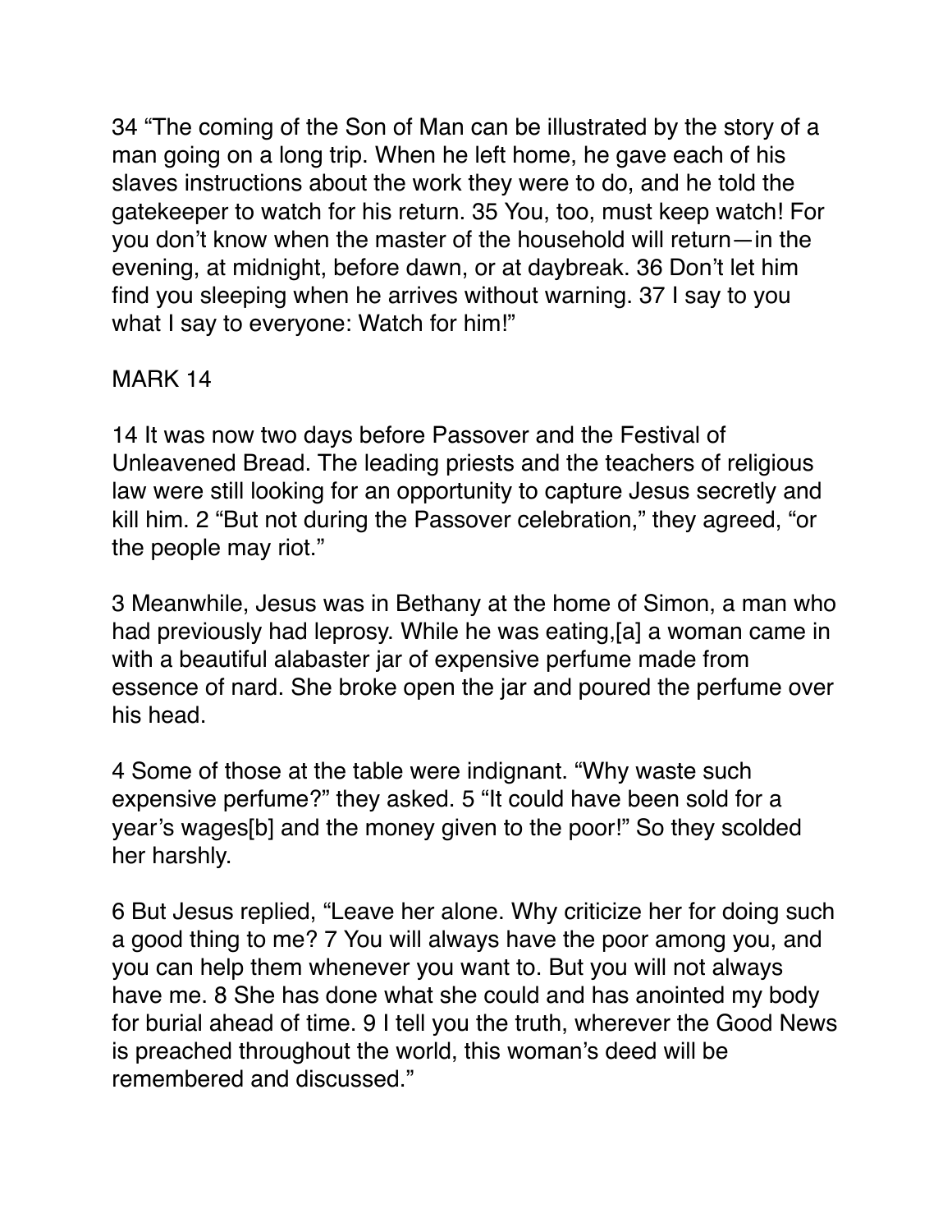34 “The coming of the Son of Man can be illustrated by the story of a man going on a long trip. When he left home, he gave each of his slaves instructions about the work they were to do, and he told the gatekeeper to watch for his return. 35 You, too, must keep watch! For you don’t know when the master of the household will return—in the evening, at midnight, before dawn, or at daybreak. 36 Don’t let him find you sleeping when he arrives without warning. 37 I say to you what I say to everyone: Watch for him!”

MARK 14

14 It was now two days before Passover and the Festival of Unleavened Bread. The leading priests and the teachers of religious law were still looking for an opportunity to capture Jesus secretly and kill him. 2 “But not during the Passover celebration,” they agreed, “or the people may riot.”

3 Meanwhile, Jesus was in Bethany at the home of Simon, a man who had previously had leprosy. While he was eating,[a] a woman came in with a beautiful alabaster jar of expensive perfume made from essence of nard. She broke open the jar and poured the perfume over his head.

4 Some of those at the table were indignant. “Why waste such expensive perfume?” they asked. 5 “It could have been sold for a year’s wages[b] and the money given to the poor!” So they scolded her harshly.

6 But Jesus replied, “Leave her alone. Why criticize her for doing such a good thing to me? 7 You will always have the poor among you, and you can help them whenever you want to. But you will not always have me. 8 She has done what she could and has anointed my body for burial ahead of time. 9 I tell you the truth, wherever the Good News is preached throughout the world, this woman’s deed will be remembered and discussed.”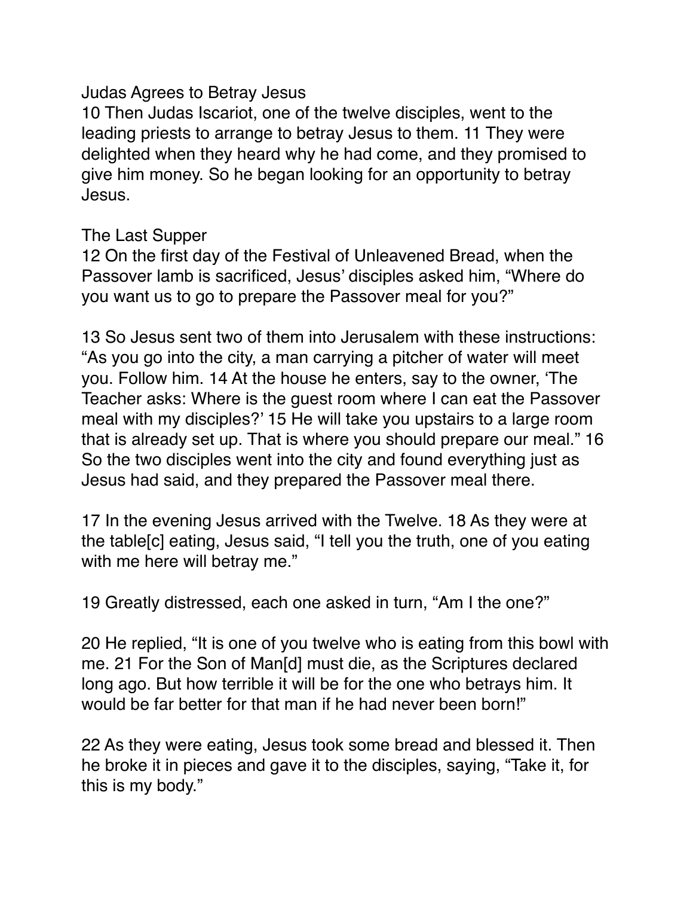## Judas Agrees to Betray Jesus

10 Then Judas Iscariot, one of the twelve disciples, went to the leading priests to arrange to betray Jesus to them. 11 They were delighted when they heard why he had come, and they promised to give him money. So he began looking for an opportunity to betray Jesus.

## The Last Supper

12 On the first day of the Festival of Unleavened Bread, when the Passover lamb is sacrificed, Jesus' disciples asked him, "Where do you want us to go to prepare the Passover meal for you?"

13 So Jesus sent two of them into Jerusalem with these instructions: "As you go into the city, a man carrying a pitcher of water will meet you. Follow him. 14 At the house he enters, say to the owner, 'The Teacher asks: Where is the guest room where I can eat the Passover meal with my disciples?' 15 He will take you upstairs to a large room that is already set up. That is where you should prepare our meal." 16 So the two disciples went into the city and found everything just as Jesus had said, and they prepared the Passover meal there.

17 In the evening Jesus arrived with the Twelve. 18 As they were at the table[c] eating, Jesus said, "I tell you the truth, one of you eating with me here will betray me."

19 Greatly distressed, each one asked in turn, "Am I the one?"

20 He replied, "It is one of you twelve who is eating from this bowl with me. 21 For the Son of Man[d] must die, as the Scriptures declared long ago. But how terrible it will be for the one who betrays him. It would be far better for that man if he had never been born!"

22 As they were eating, Jesus took some bread and blessed it. Then he broke it in pieces and gave it to the disciples, saying, "Take it, for this is my body."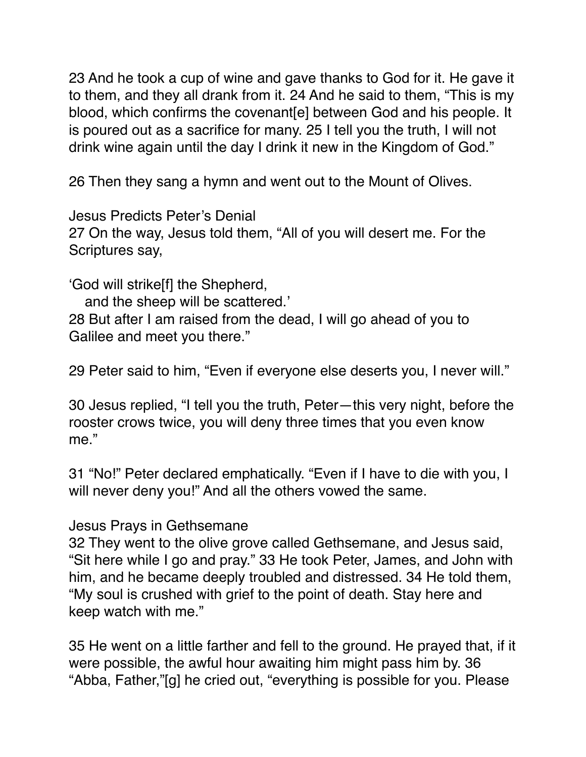23 And he took a cup of wine and gave thanks to God for it. He gave it to them, and they all drank from it. 24 And he said to them, “This is my blood, which confirms the covenant[e] between God and his people. It is poured out as a sacrifice for many. 25 I tell you the truth, I will not drink wine again until the day I drink it new in the Kingdom of God.”

26 Then they sang a hymn and went out to the Mount of Olives.

### Jesus Predicts Peter’s Denial

27 On the way, Jesus told them, “All of you will desert me. For the Scriptures say,

‘God will strike[f] the Shepherd,
  and the sheep will be scattered.’

28 But after I am raised from the dead, I will go ahead of you to Galilee and meet you there.”

29 Peter said to him, “Even if everyone else deserts you, I never will.”

30 Jesus replied, “I tell you the truth, Peter—this very night, before the rooster crows twice, you will deny three times that you even know me.”

31 “No!” Peter declared emphatically. “Even if I have to die with you, I will never deny you!” And all the others vowed the same.

### Jesus Prays in Gethsemane

32 They went to the olive grove called Gethsemane, and Jesus said, “Sit here while I go and pray.” 33 He took Peter, James, and John with him, and he became deeply troubled and distressed. 34 He told them, “My soul is crushed with grief to the point of death. Stay here and keep watch with me.”

35 He went on a little farther and fell to the ground. He prayed that, if it were possible, the awful hour awaiting him might pass him by. 36 “Abba, Father,”[g] he cried out, “everything is possible for you. Please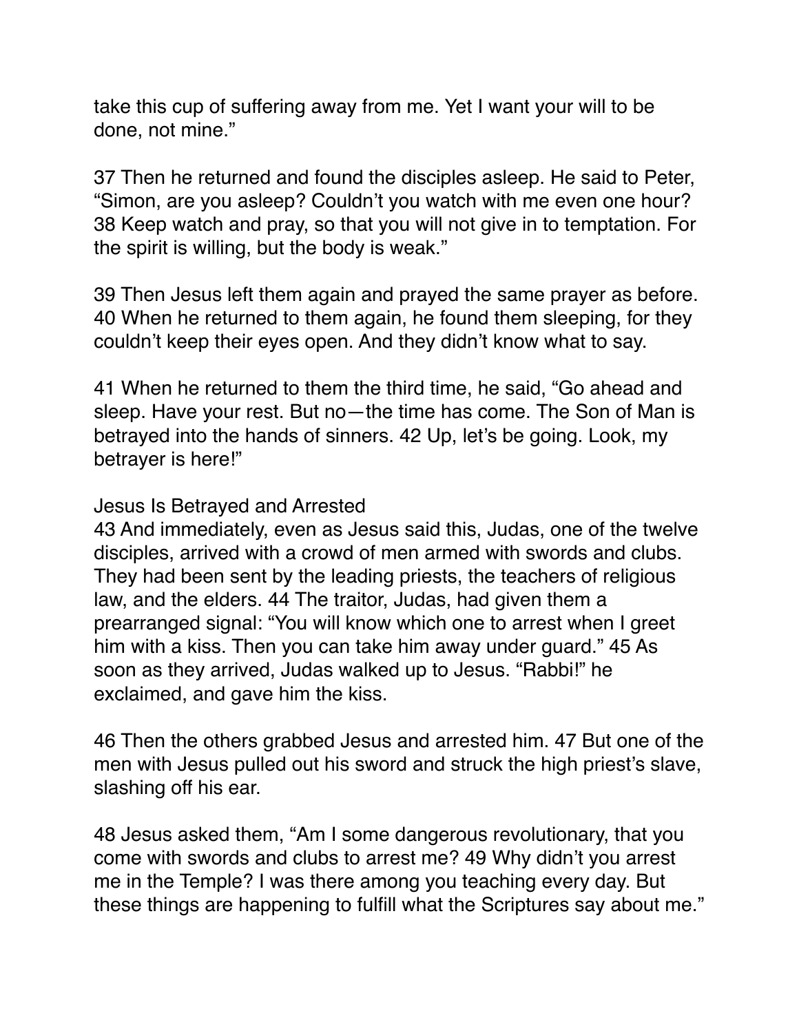take this cup of suffering away from me. Yet I want your will to be done, not mine."

37 Then he returned and found the disciples asleep. He said to Peter, "Simon, are you asleep? Couldn't you watch with me even one hour? 38 Keep watch and pray, so that you will not give in to temptation. For the spirit is willing, but the body is weak."

39 Then Jesus left them again and prayed the same prayer as before. 40 When he returned to them again, he found them sleeping, for they couldn't keep their eyes open. And they didn't know what to say.

41 When he returned to them the third time, he said, "Go ahead and sleep. Have your rest. But no—the time has come. The Son of Man is betrayed into the hands of sinners. 42 Up, let's be going. Look, my betrayer is here!"

Jesus Is Betrayed and Arrested

43 And immediately, even as Jesus said this, Judas, one of the twelve disciples, arrived with a crowd of men armed with swords and clubs. They had been sent by the leading priests, the teachers of religious law, and the elders. 44 The traitor, Judas, had given them a prearranged signal: "You will know which one to arrest when I greet him with a kiss. Then you can take him away under guard." 45 As soon as they arrived, Judas walked up to Jesus. "Rabbi!" he exclaimed, and gave him the kiss.

46 Then the others grabbed Jesus and arrested him. 47 But one of the men with Jesus pulled out his sword and struck the high priest's slave, slashing off his ear.

48 Jesus asked them, "Am I some dangerous revolutionary, that you come with swords and clubs to arrest me? 49 Why didn't you arrest me in the Temple? I was there among you teaching every day. But these things are happening to fulfill what the Scriptures say about me."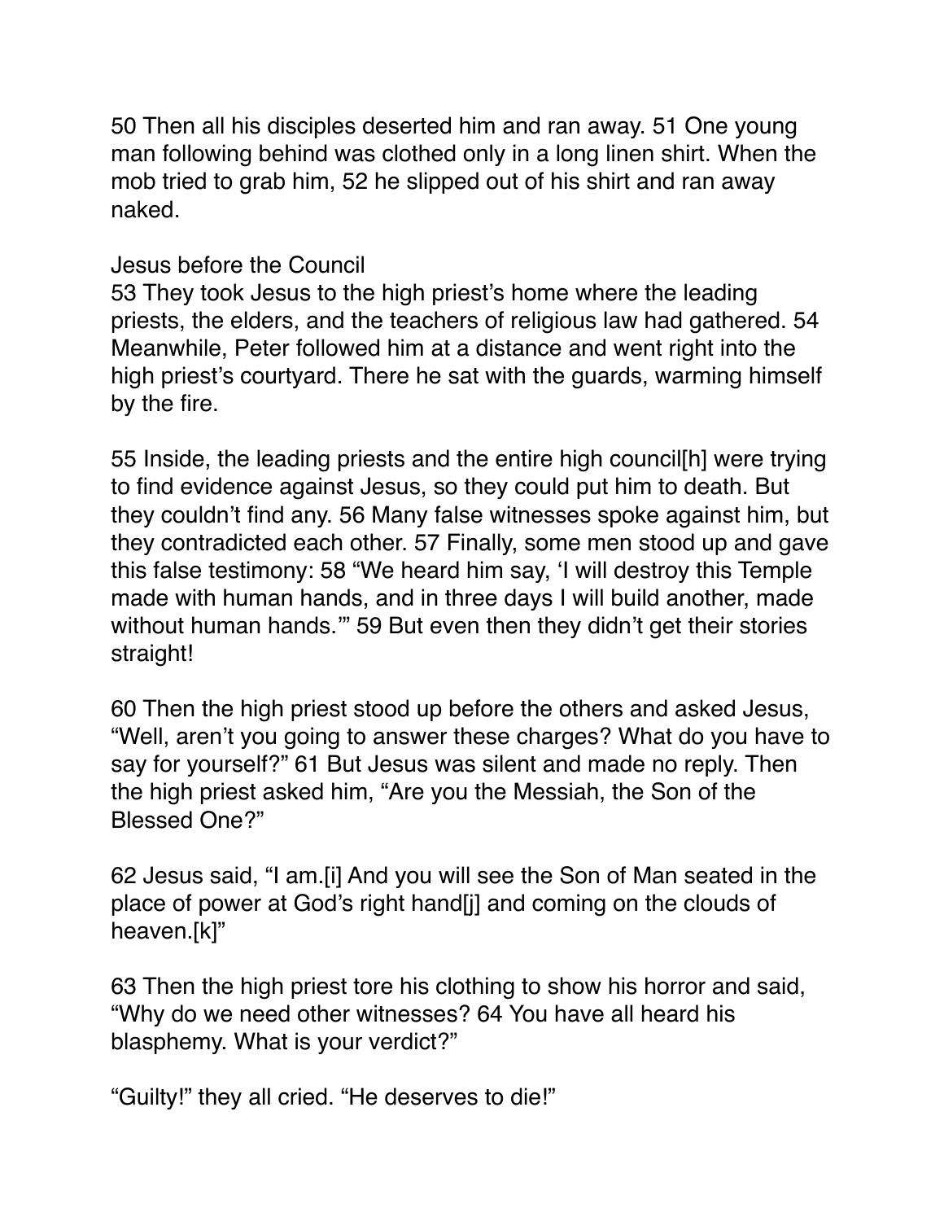50 Then all his disciples deserted him and ran away. 51 One young man following behind was clothed only in a long linen shirt. When the mob tried to grab him, 52 he slipped out of his shirt and ran away naked.

## Jesus before the Council

53 They took Jesus to the high priest's home where the leading priests, the elders, and the teachers of religious law had gathered. 54 Meanwhile, Peter followed him at a distance and went right into the high priest's courtyard. There he sat with the guards, warming himself by the fire.

55 Inside, the leading priests and the entire high council[h] were trying to find evidence against Jesus, so they could put him to death. But they couldn't find any. 56 Many false witnesses spoke against him, but they contradicted each other. 57 Finally, some men stood up and gave this false testimony: 58 "We heard him say, 'I will destroy this Temple made with human hands, and in three days I will build another, made without human hands.'" 59 But even then they didn't get their stories straight!

60 Then the high priest stood up before the others and asked Jesus, "Well, aren't you going to answer these charges? What do you have to say for yourself?" 61 But Jesus was silent and made no reply. Then the high priest asked him, "Are you the Messiah, the Son of the Blessed One?"

62 Jesus said, "I am.[i] And you will see the Son of Man seated in the place of power at God's right hand[j] and coming on the clouds of heaven.[k]"

63 Then the high priest tore his clothing to show his horror and said, "Why do we need other witnesses? 64 You have all heard his blasphemy. What is your verdict?"

"Guilty!" they all cried. "He deserves to die!"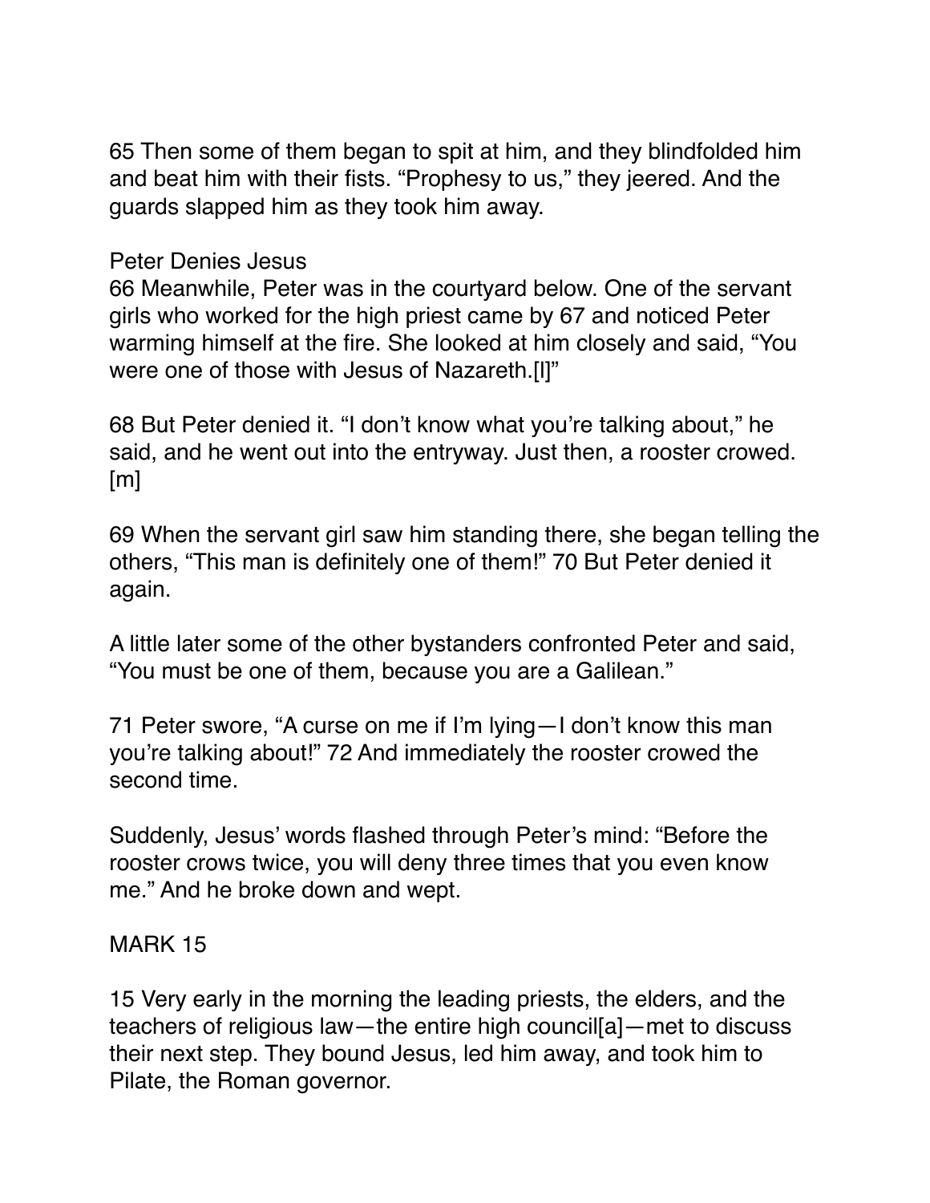65 Then some of them began to spit at him, and they blindfolded him and beat him with their fists. “Prophesy to us,” they jeered. And the guards slapped him as they took him away.

## Peter Denies Jesus

66 Meanwhile, Peter was in the courtyard below. One of the servant girls who worked for the high priest came by 67 and noticed Peter warming himself at the fire. She looked at him closely and said, “You were one of those with Jesus of Nazareth.[l]”

68 But Peter denied it. “I don’t know what you’re talking about,” he said, and he went out into the entryway. Just then, a rooster crowed.[m]

69 When the servant girl saw him standing there, she began telling the others, “This man is definitely one of them!” 70 But Peter denied it again.

A little later some of the other bystanders confronted Peter and said, “You must be one of them, because you are a Galilean.”

71 Peter swore, “A curse on me if I’m lying—I don’t know this man you’re talking about!” 72 And immediately the rooster crowed the second time.

Suddenly, Jesus’ words flashed through Peter’s mind: “Before the rooster crows twice, you will deny three times that you even know me.” And he broke down and wept.

## MARK 15

15 Very early in the morning the leading priests, the elders, and the teachers of religious law—the entire high council[a]—met to discuss their next step. They bound Jesus, led him away, and took him to Pilate, the Roman governor.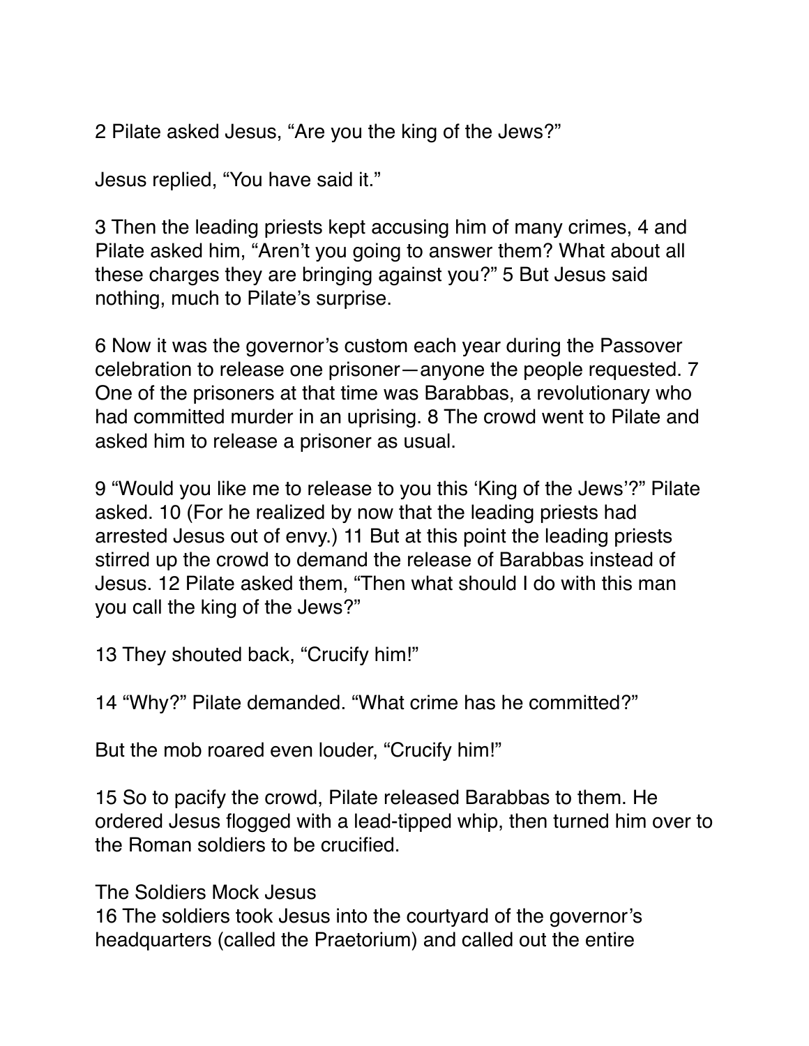2 Pilate asked Jesus, “Are you the king of the Jews?”

Jesus replied, “You have said it.”

3 Then the leading priests kept accusing him of many crimes, 4 and Pilate asked him, “Aren’t you going to answer them? What about all these charges they are bringing against you?” 5 But Jesus said nothing, much to Pilate’s surprise.

6 Now it was the governor’s custom each year during the Passover celebration to release one prisoner—anyone the people requested. 7 One of the prisoners at that time was Barabbas, a revolutionary who had committed murder in an uprising. 8 The crowd went to Pilate and asked him to release a prisoner as usual.

9 “Would you like me to release to you this ‘King of the Jews’?” Pilate asked. 10 (For he realized by now that the leading priests had arrested Jesus out of envy.) 11 But at this point the leading priests stirred up the crowd to demand the release of Barabbas instead of Jesus. 12 Pilate asked them, “Then what should I do with this man you call the king of the Jews?”

13 They shouted back, “Crucify him!”

14 “Why?” Pilate demanded. “What crime has he committed?”

But the mob roared even louder, “Crucify him!”

15 So to pacify the crowd, Pilate released Barabbas to them. He ordered Jesus flogged with a lead-tipped whip, then turned him over to the Roman soldiers to be crucified.

The Soldiers Mock Jesus
16 The soldiers took Jesus into the courtyard of the governor’s headquarters (called the Praetorium) and called out the entire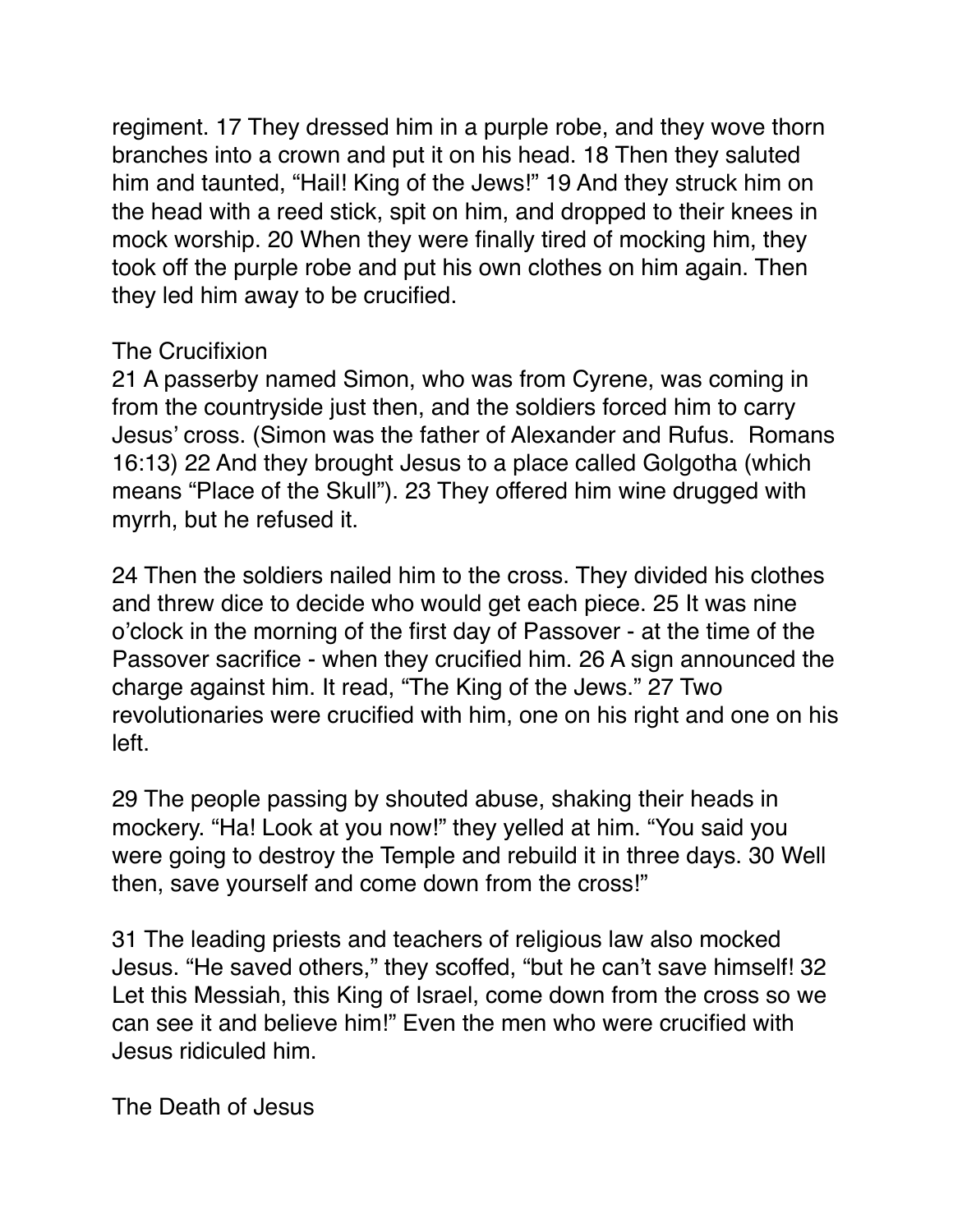regiment. 17 They dressed him in a purple robe, and they wove thorn branches into a crown and put it on his head. 18 Then they saluted him and taunted, “Hail! King of the Jews!” 19 And they struck him on the head with a reed stick, spit on him, and dropped to their knees in mock worship. 20 When they were finally tired of mocking him, they took off the purple robe and put his own clothes on him again. Then they led him away to be crucified.

## The Crucifixion

21 A passerby named Simon, who was from Cyrene, was coming in from the countryside just then, and the soldiers forced him to carry Jesus’ cross. (Simon was the father of Alexander and Rufus. Romans 16:13) 22 And they brought Jesus to a place called Golgotha (which means “Place of the Skull”). 23 They offered him wine drugged with myrrh, but he refused it.

24 Then the soldiers nailed him to the cross. They divided his clothes and threw dice to decide who would get each piece. 25 It was nine o’clock in the morning of the first day of Passover - at the time of the Passover sacrifice - when they crucified him. 26 A sign announced the charge against him. It read, “The King of the Jews.” 27 Two revolutionaries were crucified with him, one on his right and one on his left.

29 The people passing by shouted abuse, shaking their heads in mockery. “Ha! Look at you now!” they yelled at him. “You said you were going to destroy the Temple and rebuild it in three days. 30 Well then, save yourself and come down from the cross!”

31 The leading priests and teachers of religious law also mocked Jesus. “He saved others,” they scoffed, “but he can’t save himself! 32 Let this Messiah, this King of Israel, come down from the cross so we can see it and believe him!” Even the men who were crucified with Jesus ridiculed him.

## The Death of Jesus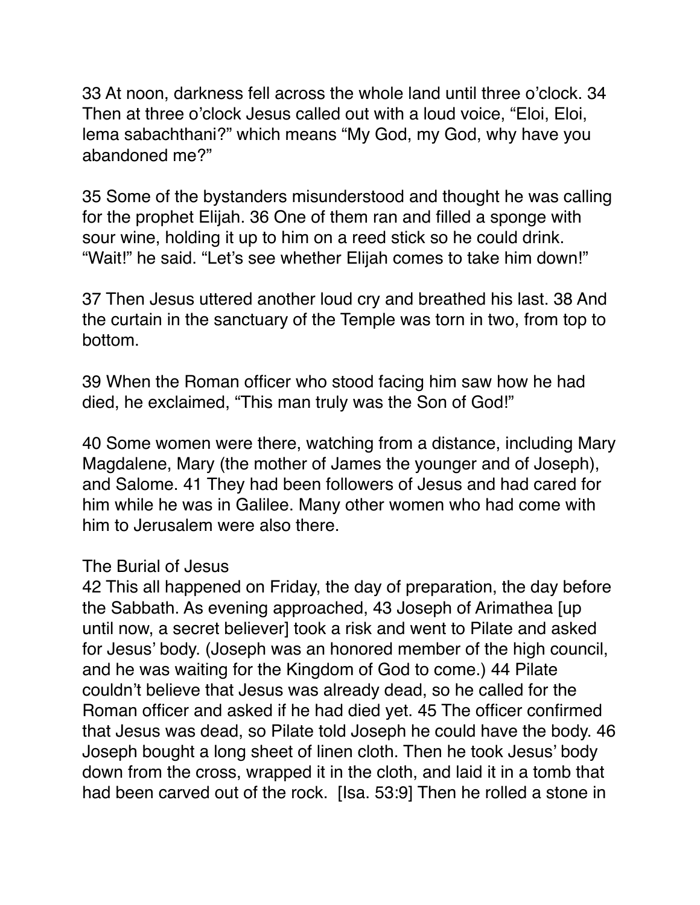33 At noon, darkness fell across the whole land until three o'clock. 34 Then at three o'clock Jesus called out with a loud voice, "Eloi, Eloi, lema sabachthani?" which means "My God, my God, why have you abandoned me?"

35 Some of the bystanders misunderstood and thought he was calling for the prophet Elijah. 36 One of them ran and filled a sponge with sour wine, holding it up to him on a reed stick so he could drink. "Wait!" he said. "Let's see whether Elijah comes to take him down!"

37 Then Jesus uttered another loud cry and breathed his last. 38 And the curtain in the sanctuary of the Temple was torn in two, from top to bottom.

39 When the Roman officer who stood facing him saw how he had died, he exclaimed, "This man truly was the Son of God!"

40 Some women were there, watching from a distance, including Mary Magdalene, Mary (the mother of James the younger and of Joseph), and Salome. 41 They had been followers of Jesus and had cared for him while he was in Galilee. Many other women who had come with him to Jerusalem were also there.

The Burial of Jesus

42 This all happened on Friday, the day of preparation, the day before the Sabbath. As evening approached, 43 Joseph of Arimathea [up until now, a secret believer] took a risk and went to Pilate and asked for Jesus' body. (Joseph was an honored member of the high council, and he was waiting for the Kingdom of God to come.) 44 Pilate couldn't believe that Jesus was already dead, so he called for the Roman officer and asked if he had died yet. 45 The officer confirmed that Jesus was dead, so Pilate told Joseph he could have the body. 46 Joseph bought a long sheet of linen cloth. Then he took Jesus' body down from the cross, wrapped it in the cloth, and laid it in a tomb that had been carved out of the rock. [Isa. 53:9] Then he rolled a stone in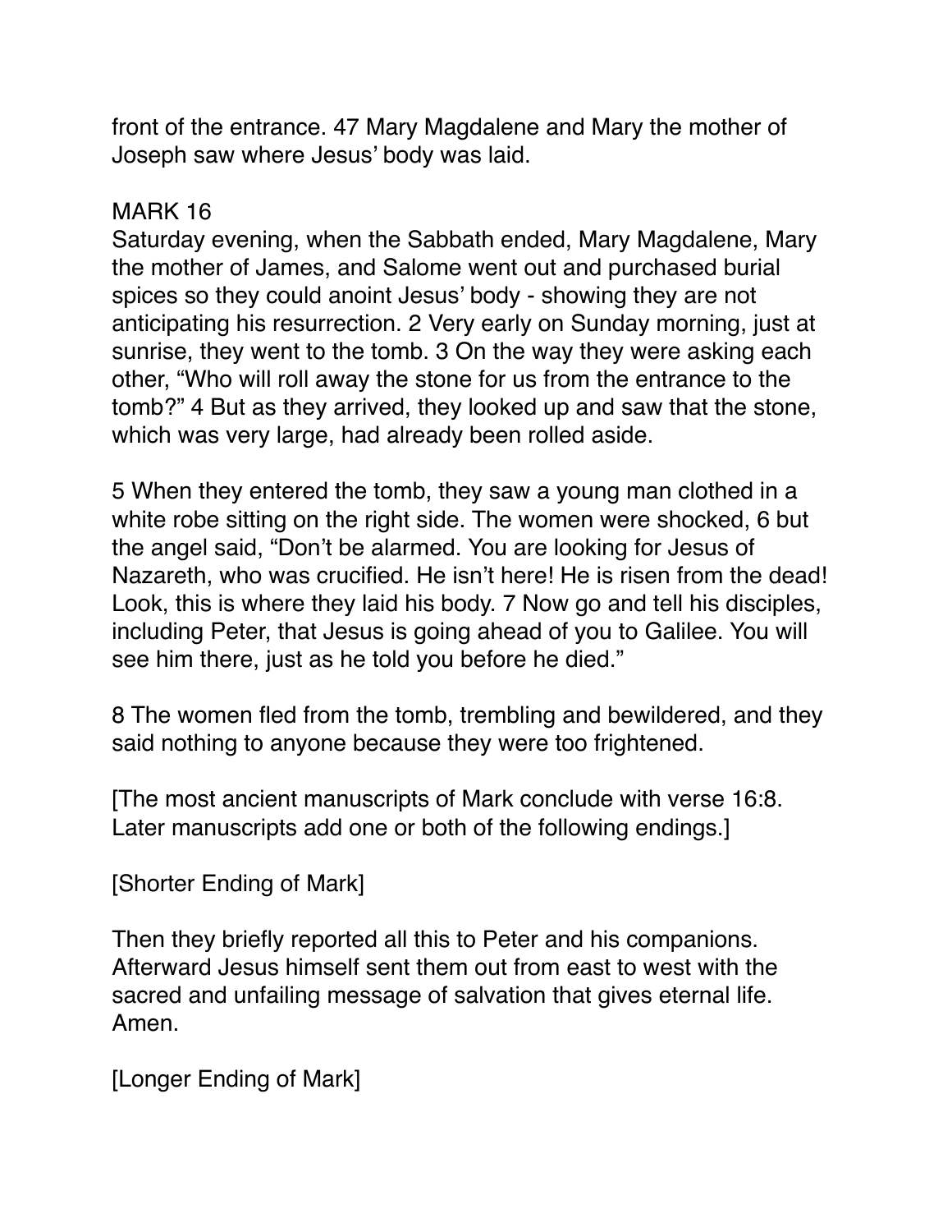front of the entrance. 47 Mary Magdalene and Mary the mother of Joseph saw where Jesus' body was laid.

MARK 16

Saturday evening, when the Sabbath ended, Mary Magdalene, Mary the mother of James, and Salome went out and purchased burial spices so they could anoint Jesus' body - showing they are not anticipating his resurrection. 2 Very early on Sunday morning, just at sunrise, they went to the tomb. 3 On the way they were asking each other, "Who will roll away the stone for us from the entrance to the tomb?" 4 But as they arrived, they looked up and saw that the stone, which was very large, had already been rolled aside.

5 When they entered the tomb, they saw a young man clothed in a white robe sitting on the right side. The women were shocked, 6 but the angel said, "Don't be alarmed. You are looking for Jesus of Nazareth, who was crucified. He isn't here! He is risen from the dead! Look, this is where they laid his body. 7 Now go and tell his disciples, including Peter, that Jesus is going ahead of you to Galilee. You will see him there, just as he told you before he died."

8 The women fled from the tomb, trembling and bewildered, and they said nothing to anyone because they were too frightened.

[The most ancient manuscripts of Mark conclude with verse 16:8. Later manuscripts add one or both of the following endings.]

[Shorter Ending of Mark]

Then they briefly reported all this to Peter and his companions. Afterward Jesus himself sent them out from east to west with the sacred and unfailing message of salvation that gives eternal life. Amen.

[Longer Ending of Mark]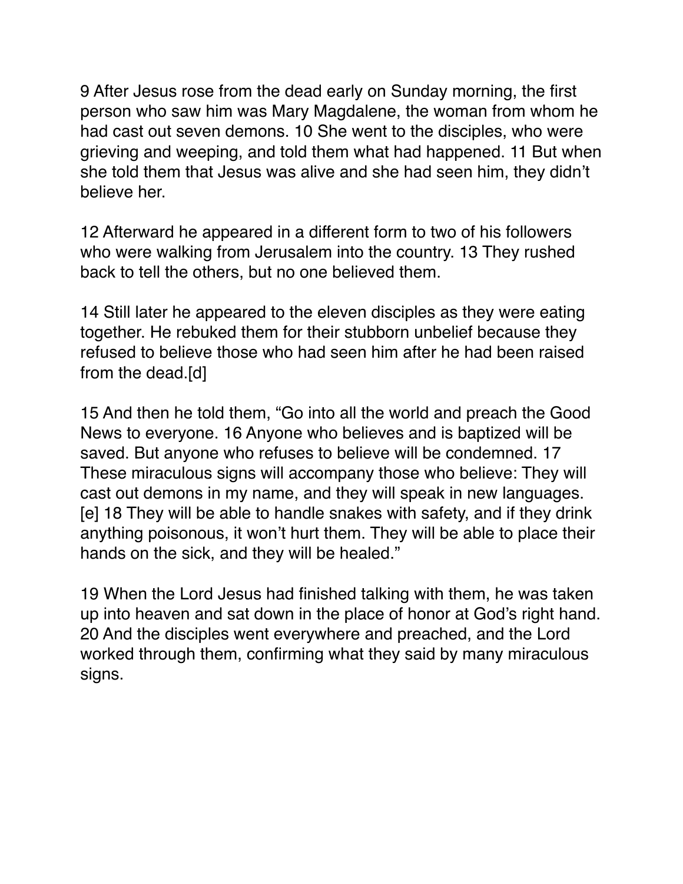9 After Jesus rose from the dead early on Sunday morning, the first person who saw him was Mary Magdalene, the woman from whom he had cast out seven demons. 10 She went to the disciples, who were grieving and weeping, and told them what had happened. 11 But when she told them that Jesus was alive and she had seen him, they didn't believe her.

12 Afterward he appeared in a different form to two of his followers who were walking from Jerusalem into the country. 13 They rushed back to tell the others, but no one believed them.

14 Still later he appeared to the eleven disciples as they were eating together. He rebuked them for their stubborn unbelief because they refused to believe those who had seen him after he had been raised from the dead.[d]

15 And then he told them, "Go into all the world and preach the Good News to everyone. 16 Anyone who believes and is baptized will be saved. But anyone who refuses to believe will be condemned. 17 These miraculous signs will accompany those who believe: They will cast out demons in my name, and they will speak in new languages.[e] 18 They will be able to handle snakes with safety, and if they drink anything poisonous, it won't hurt them. They will be able to place their hands on the sick, and they will be healed."

19 When the Lord Jesus had finished talking with them, he was taken up into heaven and sat down in the place of honor at God's right hand. 20 And the disciples went everywhere and preached, and the Lord worked through them, confirming what they said by many miraculous signs.